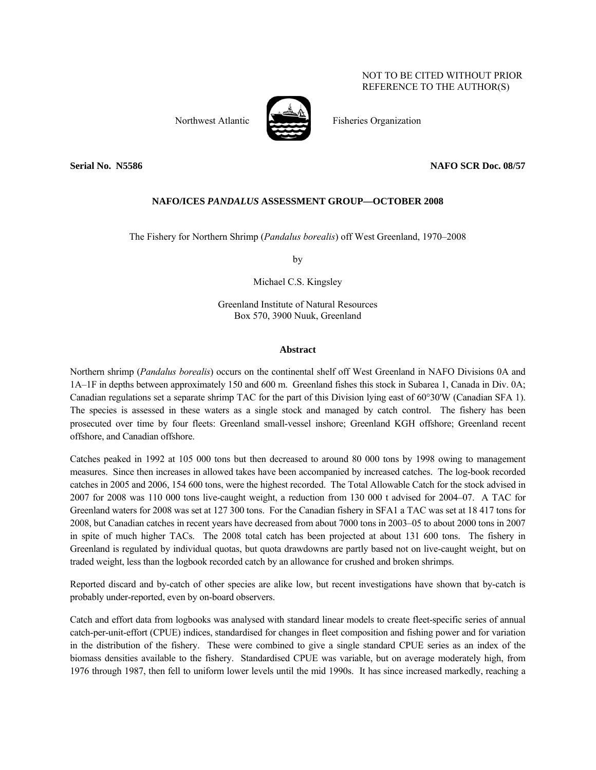NOT TO BE CITED WITHOUT PRIOR REFERENCE TO THE AUTHOR(S)

Northwest Atlantic Fisheries Organization

**Serial No. N5586** **NAFO SCR Doc. 08/57**

**NAFO/ICES *PANDALUS* ASSESSMENT GROUP—OCTOBER 2008**

The Fishery for Northern Shrimp (*Pandalus borealis*) off West Greenland, 1970–2008

by

Michael C.S. Kingsley

Greenland Institute of Natural Resources
Box 570, 3900 Nuuk, Greenland

## Abstract

Northern shrimp (*Pandalus borealis*) occurs on the continental shelf off West Greenland in NAFO Divisions 0A and 1A–1F in depths between approximately 150 and 600 m. Greenland fishes this stock in Subarea 1, Canada in Div. 0A; Canadian regulations set a separate shrimp TAC for the part of this Division lying east of 60°30'W (Canadian SFA 1). The species is assessed in these waters as a single stock and managed by catch control. The fishery has been prosecuted over time by four fleets: Greenland small-vessel inshore; Greenland KGH offshore; Greenland recent offshore, and Canadian offshore.

Catches peaked in 1992 at 105 000 tons but then decreased to around 80 000 tons by 1998 owing to management measures. Since then increases in allowed takes have been accompanied by increased catches. The log-book recorded catches in 2005 and 2006, 154 600 tons, were the highest recorded. The Total Allowable Catch for the stock advised in 2007 for 2008 was 110 000 tons live-caught weight, a reduction from 130 000 t advised for 2004–07. A TAC for Greenland waters for 2008 was set at 127 300 tons. For the Canadian fishery in SFA1 a TAC was set at 18 417 tons for 2008, but Canadian catches in recent years have decreased from about 7000 tons in 2003–05 to about 2000 tons in 2007 in spite of much higher TACs. The 2008 total catch has been projected at about 131 600 tons. The fishery in Greenland is regulated by individual quotas, but quota drawdowns are partly based not on live-caught weight, but on traded weight, less than the logbook recorded catch by an allowance for crushed and broken shrimps.

Reported discard and by-catch of other species are alike low, but recent investigations have shown that by-catch is probably under-reported, even by on-board observers.

Catch and effort data from logbooks was analysed with standard linear models to create fleet-specific series of annual catch-per-unit-effort (CPUE) indices, standardised for changes in fleet composition and fishing power and for variation in the distribution of the fishery. These were combined to give a single standard CPUE series as an index of the biomass densities available to the fishery. Standardised CPUE was variable, but on average moderately high, from 1976 through 1987, then fell to uniform lower levels until the mid 1990s. It has since increased markedly, reaching a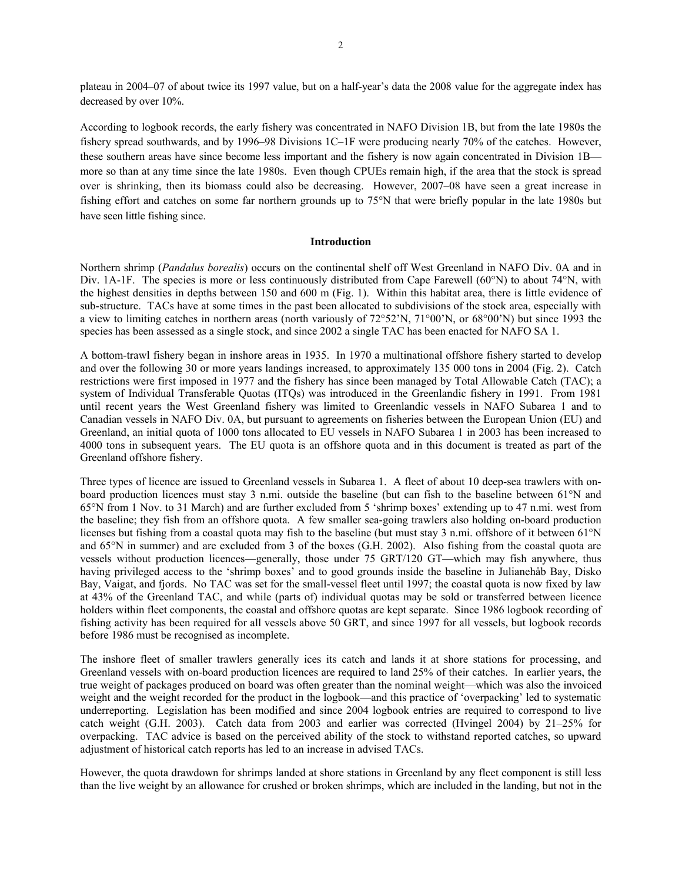plateau in 2004–07 of about twice its 1997 value, but on a half-year's data the 2008 value for the aggregate index has decreased by over 10%.

According to logbook records, the early fishery was concentrated in NAFO Division 1B, but from the late 1980s the fishery spread southwards, and by 1996–98 Divisions 1C–1F were producing nearly 70% of the catches. However, these southern areas have since become less important and the fishery is now again concentrated in Division 1B—more so than at any time since the late 1980s. Even though CPUEs remain high, if the area that the stock is spread over is shrinking, then its biomass could also be decreasing. However, 2007–08 have seen a great increase in fishing effort and catches on some far northern grounds up to 75°N that were briefly popular in the late 1980s but have seen little fishing since.

## Introduction

Northern shrimp (*Pandalus borealis*) occurs on the continental shelf off West Greenland in NAFO Div. 0A and in Div. 1A-1F. The species is more or less continuously distributed from Cape Farewell (60°N) to about 74°N, with the highest densities in depths between 150 and 600 m (Fig. 1). Within this habitat area, there is little evidence of sub-structure. TACs have at some times in the past been allocated to subdivisions of the stock area, especially with a view to limiting catches in northern areas (north variously of 72°52'N, 71°00'N, or 68°00'N) but since 1993 the species has been assessed as a single stock, and since 2002 a single TAC has been enacted for NAFO SA 1.

A bottom-trawl fishery began in inshore areas in 1935. In 1970 a multinational offshore fishery started to develop and over the following 30 or more years landings increased, to approximately 135 000 tons in 2004 (Fig. 2). Catch restrictions were first imposed in 1977 and the fishery has since been managed by Total Allowable Catch (TAC); a system of Individual Transferable Quotas (ITQs) was introduced in the Greenlandic fishery in 1991. From 1981 until recent years the West Greenland fishery was limited to Greenlandic vessels in NAFO Subarea 1 and to Canadian vessels in NAFO Div. 0A, but pursuant to agreements on fisheries between the European Union (EU) and Greenland, an initial quota of 1000 tons allocated to EU vessels in NAFO Subarea 1 in 2003 has been increased to 4000 tons in subsequent years. The EU quota is an offshore quota and in this document is treated as part of the Greenland offshore fishery.

Three types of licence are issued to Greenland vessels in Subarea 1. A fleet of about 10 deep-sea trawlers with on-board production licences must stay 3 n.mi. outside the baseline (but can fish to the baseline between 61°N and 65°N from 1 Nov. to 31 March) and are further excluded from 5 'shrimp boxes' extending up to 47 n.mi. west from the baseline; they fish from an offshore quota. A few smaller sea-going trawlers also holding on-board production licenses but fishing from a coastal quota may fish to the baseline (but must stay 3 n.mi. offshore of it between 61°N and 65°N in summer) and are excluded from 3 of the boxes (G.H. 2002). Also fishing from the coastal quota are vessels without production licences—generally, those under 75 GRT/120 GT—which may fish anywhere, thus having privileged access to the 'shrimp boxes' and to good grounds inside the baseline in Julianehåb Bay, Disko Bay, Vaigat, and fjords. No TAC was set for the small-vessel fleet until 1997; the coastal quota is now fixed by law at 43% of the Greenland TAC, and while (parts of) individual quotas may be sold or transferred between licence holders within fleet components, the coastal and offshore quotas are kept separate. Since 1986 logbook recording of fishing activity has been required for all vessels above 50 GRT, and since 1997 for all vessels, but logbook records before 1986 must be recognised as incomplete.

The inshore fleet of smaller trawlers generally ices its catch and lands it at shore stations for processing, and Greenland vessels with on-board production licences are required to land 25% of their catches. In earlier years, the true weight of packages produced on board was often greater than the nominal weight—which was also the invoiced weight and the weight recorded for the product in the logbook—and this practice of 'overpacking' led to systematic underreporting. Legislation has been modified and since 2004 logbook entries are required to correspond to live catch weight (G.H. 2003). Catch data from 2003 and earlier was corrected (Hvingel 2004) by 21–25% for overpacking. TAC advice is based on the perceived ability of the stock to withstand reported catches, so upward adjustment of historical catch reports has led to an increase in advised TACs.

However, the quota drawdown for shrimps landed at shore stations in Greenland by any fleet component is still less than the live weight by an allowance for crushed or broken shrimps, which are included in the landing, but not in the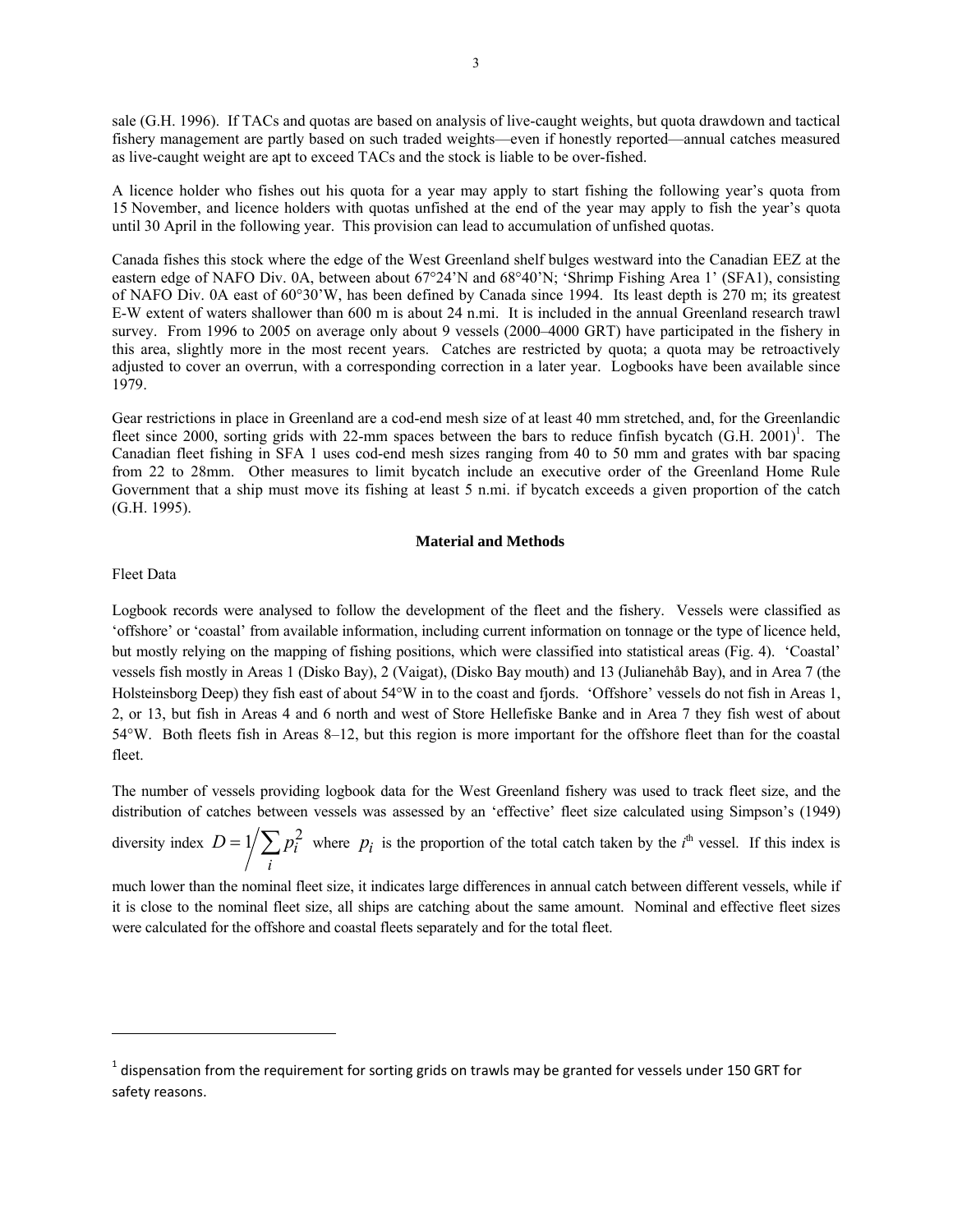sale (G.H. 1996). If TACs and quotas are based on analysis of live-caught weights, but quota drawdown and tactical fishery management are partly based on such traded weights—even if honestly reported—annual catches measured as live-caught weight are apt to exceed TACs and the stock is liable to be over-fished.

A licence holder who fishes out his quota for a year may apply to start fishing the following year's quota from 15 November, and licence holders with quotas unfished at the end of the year may apply to fish the year's quota until 30 April in the following year. This provision can lead to accumulation of unfished quotas.

Canada fishes this stock where the edge of the West Greenland shelf bulges westward into the Canadian EEZ at the eastern edge of NAFO Div. 0A, between about 67°24'N and 68°40'N; 'Shrimp Fishing Area 1' (SFA1), consisting of NAFO Div. 0A east of 60°30'W, has been defined by Canada since 1994. Its least depth is 270 m; its greatest E-W extent of waters shallower than 600 m is about 24 n.mi. It is included in the annual Greenland research trawl survey. From 1996 to 2005 on average only about 9 vessels (2000–4000 GRT) have participated in the fishery in this area, slightly more in the most recent years. Catches are restricted by quota; a quota may be retroactively adjusted to cover an overrun, with a corresponding correction in a later year. Logbooks have been available since 1979.

Gear restrictions in place in Greenland are a cod-end mesh size of at least 40 mm stretched, and, for the Greenlandic fleet since 2000, sorting grids with 22-mm spaces between the bars to reduce finfish bycatch (G.H. 2001)[1]. The Canadian fleet fishing in SFA 1 uses cod-end mesh sizes ranging from 40 to 50 mm and grates with bar spacing from 22 to 28mm. Other measures to limit bycatch include an executive order of the Greenland Home Rule Government that a ship must move its fishing at least 5 n.mi. if bycatch exceeds a given proportion of the catch (G.H. 1995).

## Material and Methods

Fleet Data

Logbook records were analysed to follow the development of the fleet and the fishery. Vessels were classified as 'offshore' or 'coastal' from available information, including current information on tonnage or the type of licence held, but mostly relying on the mapping of fishing positions, which were classified into statistical areas (Fig. 4). 'Coastal' vessels fish mostly in Areas 1 (Disko Bay), 2 (Vaigat), (Disko Bay mouth) and 13 (Julianehåb Bay), and in Area 7 (the Holsteinsborg Deep) they fish east of about 54°W in to the coast and fjords. 'Offshore' vessels do not fish in Areas 1, 2, or 13, but fish in Areas 4 and 6 north and west of Store Hellefiske Banke and in Area 7 they fish west of about 54°W. Both fleets fish in Areas 8–12, but this region is more important for the offshore fleet than for the coastal fleet.

The number of vessels providing logbook data for the West Greenland fishery was used to track fleet size, and the distribution of catches between vessels was assessed by an 'effective' fleet size calculated using Simpson's (1949) diversity index $D = 1 \Big/ \sum_i p_i^2$ where $p_i$ is the proportion of the total catch taken by the $i^{\text{th}}$ vessel. If this index is much lower than the nominal fleet size, it indicates large differences in annual catch between different vessels, while if it is close to the nominal fleet size, all ships are catching about the same amount. Nominal and effective fleet sizes were calculated for the offshore and coastal fleets separately and for the total fleet.

[1] dispensation from the requirement for sorting grids on trawls may be granted for vessels under 150 GRT for safety reasons.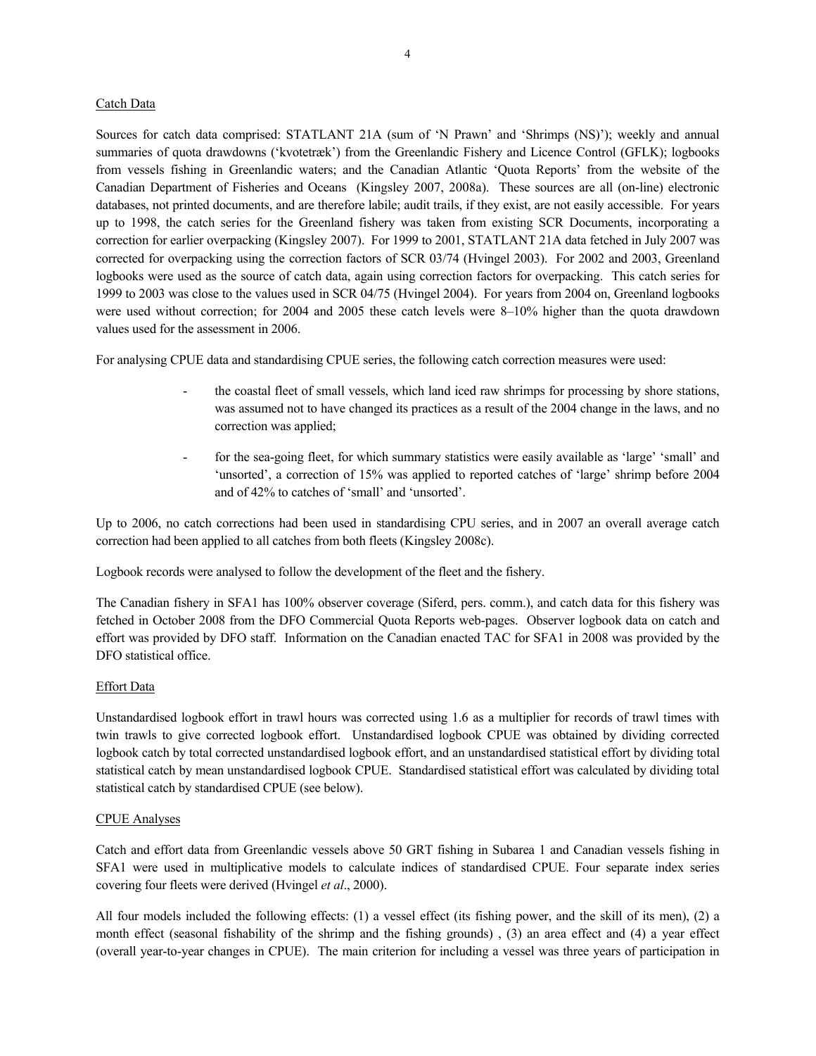Catch Data

Sources for catch data comprised: STATLANT 21A (sum of 'N Prawn' and 'Shrimps (NS)'); weekly and annual summaries of quota drawdowns ('kvotetræk') from the Greenlandic Fishery and Licence Control (GFLK); logbooks from vessels fishing in Greenlandic waters; and the Canadian Atlantic 'Quota Reports' from the website of the Canadian Department of Fisheries and Oceans (Kingsley 2007, 2008a). These sources are all (on-line) electronic databases, not printed documents, and are therefore labile; audit trails, if they exist, are not easily accessible. For years up to 1998, the catch series for the Greenland fishery was taken from existing SCR Documents, incorporating a correction for earlier overpacking (Kingsley 2007). For 1999 to 2001, STATLANT 21A data fetched in July 2007 was corrected for overpacking using the correction factors of SCR 03/74 (Hvingel 2003). For 2002 and 2003, Greenland logbooks were used as the source of catch data, again using correction factors for overpacking. This catch series for 1999 to 2003 was close to the values used in SCR 04/75 (Hvingel 2004). For years from 2004 on, Greenland logbooks were used without correction; for 2004 and 2005 these catch levels were 8–10% higher than the quota drawdown values used for the assessment in 2006.

For analysing CPUE data and standardising CPUE series, the following catch correction measures were used:

- the coastal fleet of small vessels, which land iced raw shrimps for processing by shore stations, was assumed not to have changed its practices as a result of the 2004 change in the laws, and no correction was applied;
- for the sea-going fleet, for which summary statistics were easily available as 'large' 'small' and 'unsorted', a correction of 15% was applied to reported catches of 'large' shrimp before 2004 and of 42% to catches of 'small' and 'unsorted'.

Up to 2006, no catch corrections had been used in standardising CPU series, and in 2007 an overall average catch correction had been applied to all catches from both fleets (Kingsley 2008c).

Logbook records were analysed to follow the development of the fleet and the fishery.

The Canadian fishery in SFA1 has 100% observer coverage (Siferd, pers. comm.), and catch data for this fishery was fetched in October 2008 from the DFO Commercial Quota Reports web-pages. Observer logbook data on catch and effort was provided by DFO staff. Information on the Canadian enacted TAC for SFA1 in 2008 was provided by the DFO statistical office.

Effort Data

Unstandardised logbook effort in trawl hours was corrected using 1.6 as a multiplier for records of trawl times with twin trawls to give corrected logbook effort. Unstandardised logbook CPUE was obtained by dividing corrected logbook catch by total corrected unstandardised logbook effort, and an unstandardised statistical effort by dividing total statistical catch by mean unstandardised logbook CPUE. Standardised statistical effort was calculated by dividing total statistical catch by standardised CPUE (see below).

CPUE Analyses

Catch and effort data from Greenlandic vessels above 50 GRT fishing in Subarea 1 and Canadian vessels fishing in SFA1 were used in multiplicative models to calculate indices of standardised CPUE. Four separate index series covering four fleets were derived (Hvingel *et al*., 2000).

All four models included the following effects: (1) a vessel effect (its fishing power, and the skill of its men), (2) a month effect (seasonal fishability of the shrimp and the fishing grounds) , (3) an area effect and (4) a year effect (overall year-to-year changes in CPUE). The main criterion for including a vessel was three years of participation in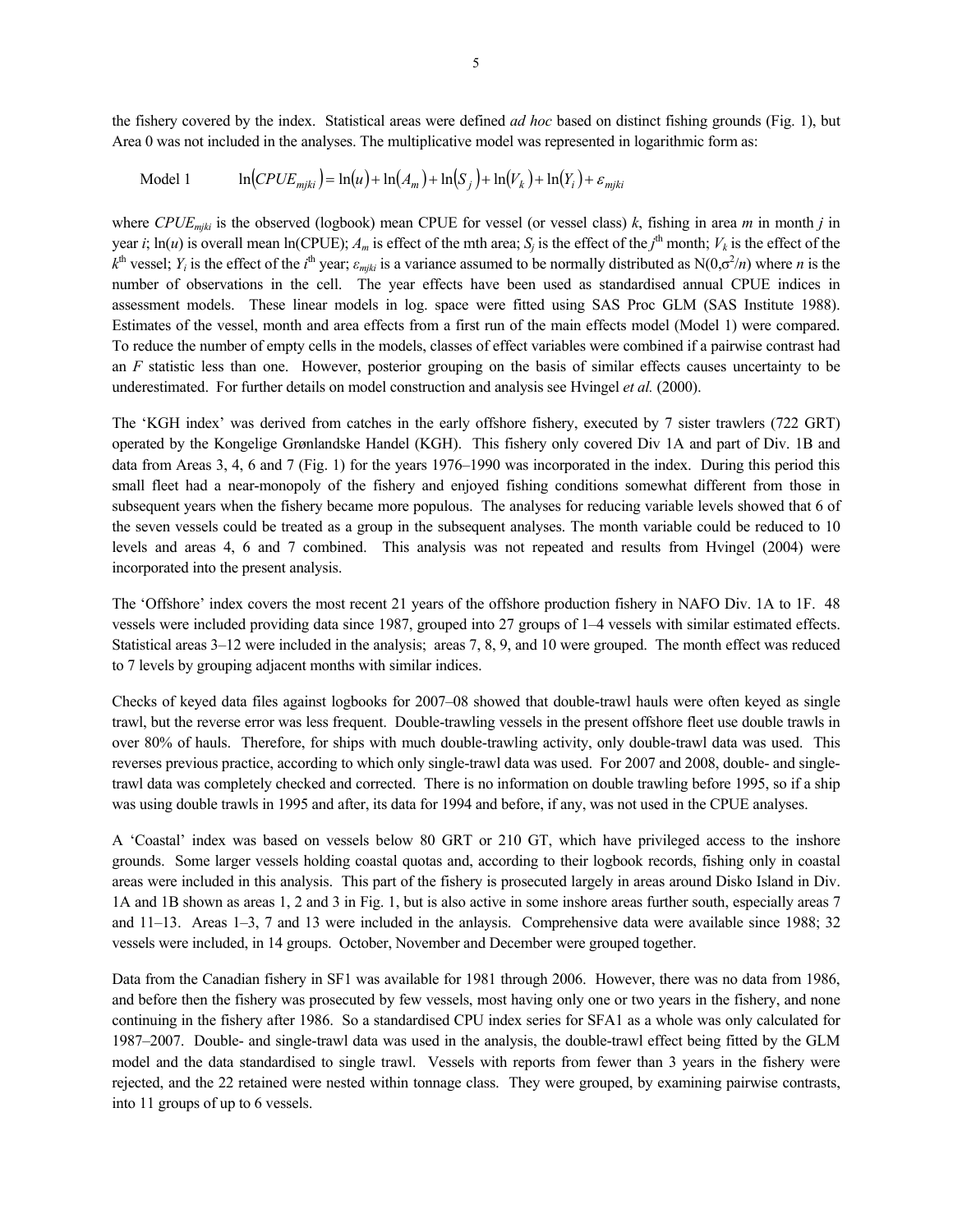the fishery covered by the index. Statistical areas were defined *ad hoc* based on distinct fishing grounds (Fig. 1), but Area 0 was not included in the analyses. The multiplicative model was represented in logarithmic form as:

$$\text{Model 1} \qquad \ln(CPUE_{mjki}) = \ln(u) + \ln(A_m) + \ln(S_j) + \ln(V_k) + \ln(Y_i) + \varepsilon_{mjki}$$

where $CPUE_{mjki}$ is the observed (logbook) mean CPUE for vessel (or vessel class) $k$, fishing in area $m$ in month $j$ in year $i$; $\ln(u)$ is overall mean ln(CPUE); $A_m$ is effect of the mth area; $S_j$ is the effect of the $j^{th}$ month; $V_k$ is the effect of the $k^{th}$ vessel; $Y_i$ is the effect of the $i^{th}$ year; $\varepsilon_{mjki}$ is a variance assumed to be normally distributed as $N(0,\sigma^2/n)$ where $n$ is the number of observations in the cell. The year effects have been used as standardised annual CPUE indices in assessment models. These linear models in log. space were fitted using SAS Proc GLM (SAS Institute 1988). Estimates of the vessel, month and area effects from a first run of the main effects model (Model 1) were compared. To reduce the number of empty cells in the models, classes of effect variables were combined if a pairwise contrast had an $F$ statistic less than one. However, posterior grouping on the basis of similar effects causes uncertainty to be underestimated. For further details on model construction and analysis see Hvingel *et al.* (2000).

The 'KGH index' was derived from catches in the early offshore fishery, executed by 7 sister trawlers (722 GRT) operated by the Kongelige Grønlandske Handel (KGH). This fishery only covered Div 1A and part of Div. 1B and data from Areas 3, 4, 6 and 7 (Fig. 1) for the years 1976–1990 was incorporated in the index. During this period this small fleet had a near-monopoly of the fishery and enjoyed fishing conditions somewhat different from those in subsequent years when the fishery became more populous. The analyses for reducing variable levels showed that 6 of the seven vessels could be treated as a group in the subsequent analyses. The month variable could be reduced to 10 levels and areas 4, 6 and 7 combined. This analysis was not repeated and results from Hvingel (2004) were incorporated into the present analysis.

The 'Offshore' index covers the most recent 21 years of the offshore production fishery in NAFO Div. 1A to 1F. 48 vessels were included providing data since 1987, grouped into 27 groups of 1–4 vessels with similar estimated effects. Statistical areas 3–12 were included in the analysis; areas 7, 8, 9, and 10 were grouped. The month effect was reduced to 7 levels by grouping adjacent months with similar indices.

Checks of keyed data files against logbooks for 2007–08 showed that double-trawl hauls were often keyed as single trawl, but the reverse error was less frequent. Double-trawling vessels in the present offshore fleet use double trawls in over 80% of hauls. Therefore, for ships with much double-trawling activity, only double-trawl data was used. This reverses previous practice, according to which only single-trawl data was used. For 2007 and 2008, double- and single-trawl data was completely checked and corrected. There is no information on double trawling before 1995, so if a ship was using double trawls in 1995 and after, its data for 1994 and before, if any, was not used in the CPUE analyses.

A 'Coastal' index was based on vessels below 80 GRT or 210 GT, which have privileged access to the inshore grounds. Some larger vessels holding coastal quotas and, according to their logbook records, fishing only in coastal areas were included in this analysis. This part of the fishery is prosecuted largely in areas around Disko Island in Div. 1A and 1B shown as areas 1, 2 and 3 in Fig. 1, but is also active in some inshore areas further south, especially areas 7 and 11–13. Areas 1–3, 7 and 13 were included in the anlaysis. Comprehensive data were available since 1988; 32 vessels were included, in 14 groups. October, November and December were grouped together.

Data from the Canadian fishery in SF1 was available for 1981 through 2006. However, there was no data from 1986, and before then the fishery was prosecuted by few vessels, most having only one or two years in the fishery, and none continuing in the fishery after 1986. So a standardised CPU index series for SFA1 as a whole was only calculated for 1987–2007. Double- and single-trawl data was used in the analysis, the double-trawl effect being fitted by the GLM model and the data standardised to single trawl. Vessels with reports from fewer than 3 years in the fishery were rejected, and the 22 retained were nested within tonnage class. They were grouped, by examining pairwise contrasts, into 11 groups of up to 6 vessels.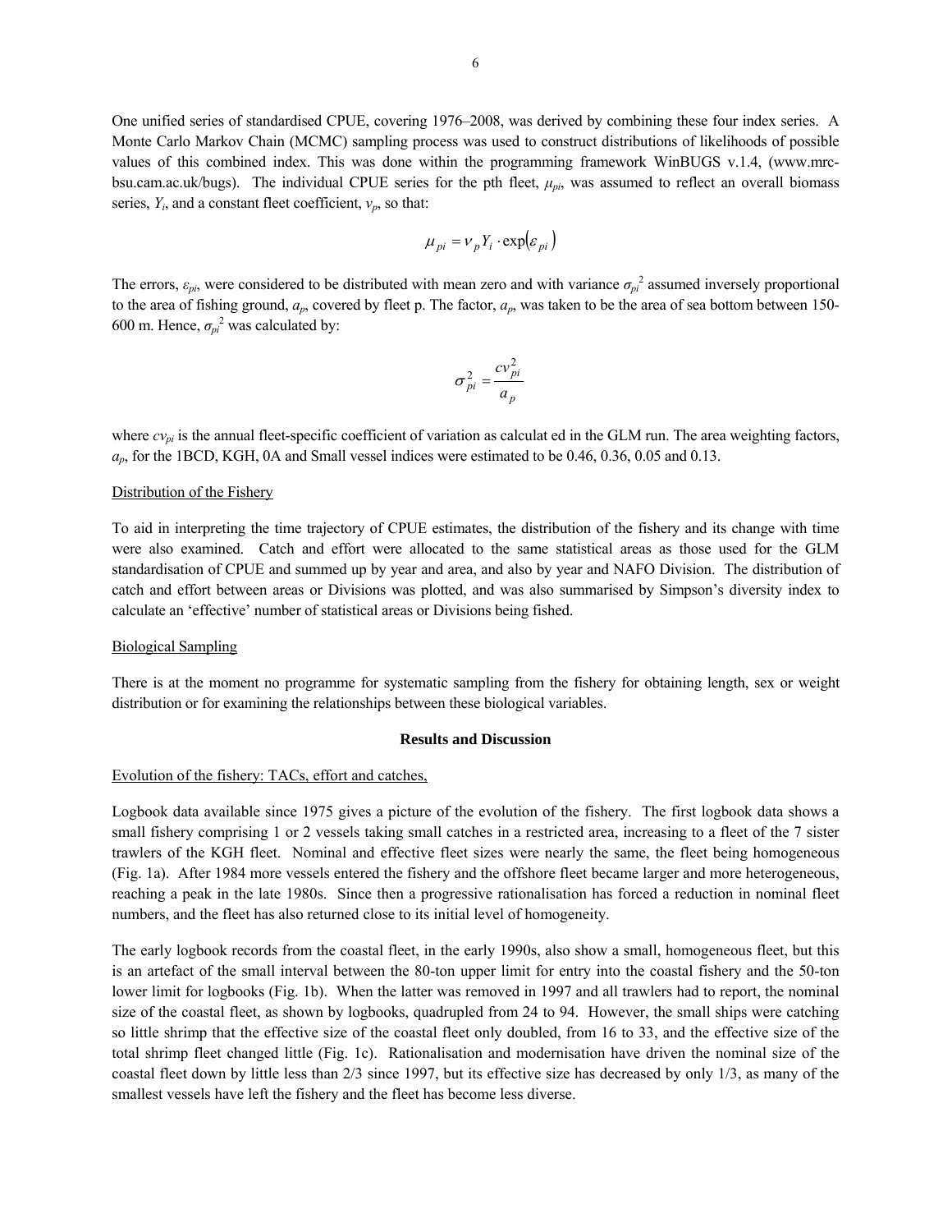One unified series of standardised CPUE, covering 1976–2008, was derived by combining these four index series. A Monte Carlo Markov Chain (MCMC) sampling process was used to construct distributions of likelihoods of possible values of this combined index. This was done within the programming framework WinBUGS v.1.4, (www.mrc-bsu.cam.ac.uk/bugs). The individual CPUE series for the pth fleet, $\mu_{pi}$, was assumed to reflect an overall biomass series, $Y_i$, and a constant fleet coefficient, $v_p$, so that:

$$\mu_{pi} = v_p Y_i \cdot \exp(\varepsilon_{pi})$$

The errors, $\varepsilon_{pi}$, were considered to be distributed with mean zero and with variance $\sigma_{pi}^2$ assumed inversely proportional to the area of fishing ground, $a_p$, covered by fleet p. The factor, $a_p$, was taken to be the area of sea bottom between 150-600 m. Hence, $\sigma_{pi}^2$ was calculated by:

$$\sigma_{pi}^2 = \frac{cv_{pi}^2}{a_p}$$

where $cv_{pi}$ is the annual fleet-specific coefficient of variation as calculat ed in the GLM run. The area weighting factors, $a_p$, for the 1BCD, KGH, 0A and Small vessel indices were estimated to be 0.46, 0.36, 0.05 and 0.13.

## Distribution of the Fishery

To aid in interpreting the time trajectory of CPUE estimates, the distribution of the fishery and its change with time were also examined. Catch and effort were allocated to the same statistical areas as those used for the GLM standardisation of CPUE and summed up by year and area, and also by year and NAFO Division. The distribution of catch and effort between areas or Divisions was plotted, and was also summarised by Simpson's diversity index to calculate an 'effective' number of statistical areas or Divisions being fished.

## Biological Sampling

There is at the moment no programme for systematic sampling from the fishery for obtaining length, sex or weight distribution or for examining the relationships between these biological variables.

# Results and Discussion

## Evolution of the fishery: TACs, effort and catches,

Logbook data available since 1975 gives a picture of the evolution of the fishery. The first logbook data shows a small fishery comprising 1 or 2 vessels taking small catches in a restricted area, increasing to a fleet of the 7 sister trawlers of the KGH fleet. Nominal and effective fleet sizes were nearly the same, the fleet being homogeneous (Fig. 1a). After 1984 more vessels entered the fishery and the offshore fleet became larger and more heterogeneous, reaching a peak in the late 1980s. Since then a progressive rationalisation has forced a reduction in nominal fleet numbers, and the fleet has also returned close to its initial level of homogeneity.

The early logbook records from the coastal fleet, in the early 1990s, also show a small, homogeneous fleet, but this is an artefact of the small interval between the 80-ton upper limit for entry into the coastal fishery and the 50-ton lower limit for logbooks (Fig. 1b). When the latter was removed in 1997 and all trawlers had to report, the nominal size of the coastal fleet, as shown by logbooks, quadrupled from 24 to 94. However, the small ships were catching so little shrimp that the effective size of the coastal fleet only doubled, from 16 to 33, and the effective size of the total shrimp fleet changed little (Fig. 1c). Rationalisation and modernisation have driven the nominal size of the coastal fleet down by little less than 2/3 since 1997, but its effective size has decreased by only 1/3, as many of the smallest vessels have left the fishery and the fleet has become less diverse.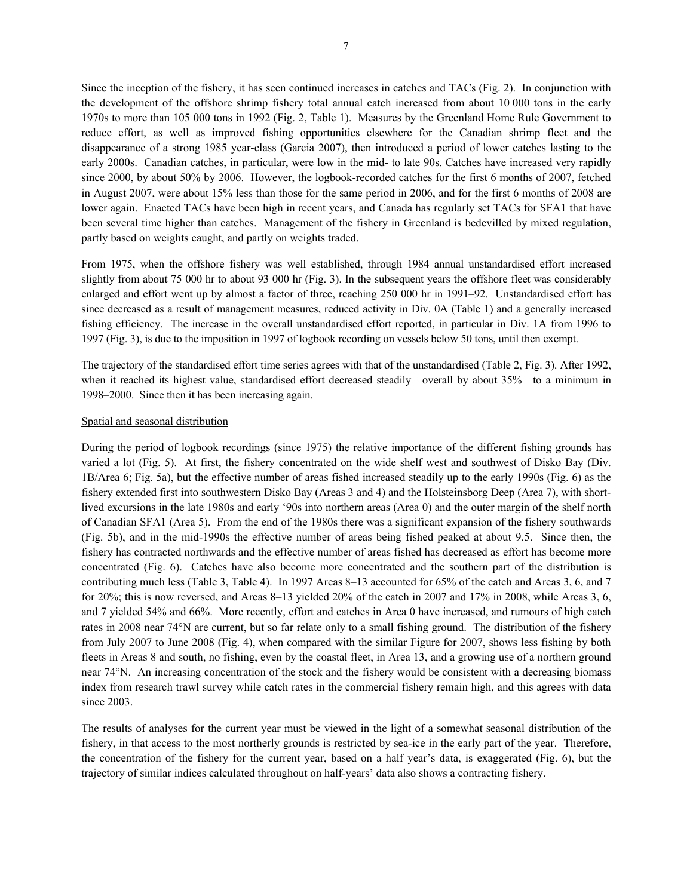Since the inception of the fishery, it has seen continued increases in catches and TACs (Fig. 2). In conjunction with the development of the offshore shrimp fishery total annual catch increased from about 10 000 tons in the early 1970s to more than 105 000 tons in 1992 (Fig. 2, Table 1). Measures by the Greenland Home Rule Government to reduce effort, as well as improved fishing opportunities elsewhere for the Canadian shrimp fleet and the disappearance of a strong 1985 year-class (Garcia 2007), then introduced a period of lower catches lasting to the early 2000s. Canadian catches, in particular, were low in the mid- to late 90s. Catches have increased very rapidly since 2000, by about 50% by 2006. However, the logbook-recorded catches for the first 6 months of 2007, fetched in August 2007, were about 15% less than those for the same period in 2006, and for the first 6 months of 2008 are lower again. Enacted TACs have been high in recent years, and Canada has regularly set TACs for SFA1 that have been several time higher than catches. Management of the fishery in Greenland is bedevilled by mixed regulation, partly based on weights caught, and partly on weights traded.

From 1975, when the offshore fishery was well established, through 1984 annual unstandardised effort increased slightly from about 75 000 hr to about 93 000 hr (Fig. 3). In the subsequent years the offshore fleet was considerably enlarged and effort went up by almost a factor of three, reaching 250 000 hr in 1991–92. Unstandardised effort has since decreased as a result of management measures, reduced activity in Div. 0A (Table 1) and a generally increased fishing efficiency. The increase in the overall unstandardised effort reported, in particular in Div. 1A from 1996 to 1997 (Fig. 3), is due to the imposition in 1997 of logbook recording on vessels below 50 tons, until then exempt.

The trajectory of the standardised effort time series agrees with that of the unstandardised (Table 2, Fig. 3). After 1992, when it reached its highest value, standardised effort decreased steadily—overall by about 35%—to a minimum in 1998–2000. Since then it has been increasing again.

Spatial and seasonal distribution

During the period of logbook recordings (since 1975) the relative importance of the different fishing grounds has varied a lot (Fig. 5). At first, the fishery concentrated on the wide shelf west and southwest of Disko Bay (Div. 1B/Area 6; Fig. 5a), but the effective number of areas fished increased steadily up to the early 1990s (Fig. 6) as the fishery extended first into southwestern Disko Bay (Areas 3 and 4) and the Holsteinsborg Deep (Area 7), with short-lived excursions in the late 1980s and early '90s into northern areas (Area 0) and the outer margin of the shelf north of Canadian SFA1 (Area 5). From the end of the 1980s there was a significant expansion of the fishery southwards (Fig. 5b), and in the mid-1990s the effective number of areas being fished peaked at about 9.5. Since then, the fishery has contracted northwards and the effective number of areas fished has decreased as effort has become more concentrated (Fig. 6). Catches have also become more concentrated and the southern part of the distribution is contributing much less (Table 3, Table 4). In 1997 Areas 8–13 accounted for 65% of the catch and Areas 3, 6, and 7 for 20%; this is now reversed, and Areas 8–13 yielded 20% of the catch in 2007 and 17% in 2008, while Areas 3, 6, and 7 yielded 54% and 66%. More recently, effort and catches in Area 0 have increased, and rumours of high catch rates in 2008 near 74°N are current, but so far relate only to a small fishing ground. The distribution of the fishery from July 2007 to June 2008 (Fig. 4), when compared with the similar Figure for 2007, shows less fishing by both fleets in Areas 8 and south, no fishing, even by the coastal fleet, in Area 13, and a growing use of a northern ground near 74°N. An increasing concentration of the stock and the fishery would be consistent with a decreasing biomass index from research trawl survey while catch rates in the commercial fishery remain high, and this agrees with data since 2003.

The results of analyses for the current year must be viewed in the light of a somewhat seasonal distribution of the fishery, in that access to the most northerly grounds is restricted by sea-ice in the early part of the year. Therefore, the concentration of the fishery for the current year, based on a half year's data, is exaggerated (Fig. 6), but the trajectory of similar indices calculated throughout on half-years' data also shows a contracting fishery.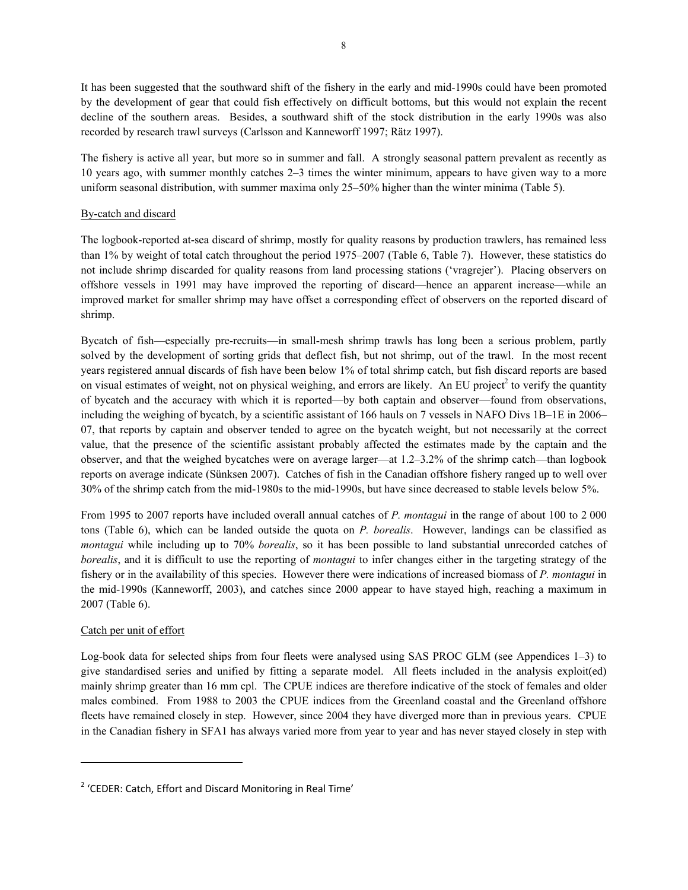It has been suggested that the southward shift of the fishery in the early and mid-1990s could have been promoted by the development of gear that could fish effectively on difficult bottoms, but this would not explain the recent decline of the southern areas. Besides, a southward shift of the stock distribution in the early 1990s was also recorded by research trawl surveys (Carlsson and Kanneworff 1997; Rätz 1997).

The fishery is active all year, but more so in summer and fall. A strongly seasonal pattern prevalent as recently as 10 years ago, with summer monthly catches 2–3 times the winter minimum, appears to have given way to a more uniform seasonal distribution, with summer maxima only 25–50% higher than the winter minima (Table 5).

By-catch and discard

The logbook-reported at-sea discard of shrimp, mostly for quality reasons by production trawlers, has remained less than 1% by weight of total catch throughout the period 1975–2007 (Table 6, Table 7). However, these statistics do not include shrimp discarded for quality reasons from land processing stations ('vragrejer'). Placing observers on offshore vessels in 1991 may have improved the reporting of discard—hence an apparent increase—while an improved market for smaller shrimp may have offset a corresponding effect of observers on the reported discard of shrimp.

Bycatch of fish—especially pre-recruits—in small-mesh shrimp trawls has long been a serious problem, partly solved by the development of sorting grids that deflect fish, but not shrimp, out of the trawl. In the most recent years registered annual discards of fish have been below 1% of total shrimp catch, but fish discard reports are based on visual estimates of weight, not on physical weighing, and errors are likely. An EU project[2] to verify the quantity of bycatch and the accuracy with which it is reported—by both captain and observer—found from observations, including the weighing of bycatch, by a scientific assistant of 166 hauls on 7 vessels in NAFO Divs 1B–1E in 2006–07, that reports by captain and observer tended to agree on the bycatch weight, but not necessarily at the correct value, that the presence of the scientific assistant probably affected the estimates made by the captain and the observer, and that the weighed bycatches were on average larger—at 1.2–3.2% of the shrimp catch—than logbook reports on average indicate (Sünksen 2007). Catches of fish in the Canadian offshore fishery ranged up to well over 30% of the shrimp catch from the mid-1980s to the mid-1990s, but have since decreased to stable levels below 5%.

From 1995 to 2007 reports have included overall annual catches of *P. montagui* in the range of about 100 to 2 000 tons (Table 6), which can be landed outside the quota on *P. borealis*. However, landings can be classified as *montagui* while including up to 70% *borealis*, so it has been possible to land substantial unrecorded catches of *borealis*, and it is difficult to use the reporting of *montagui* to infer changes either in the targeting strategy of the fishery or in the availability of this species. However there were indications of increased biomass of *P. montagui* in the mid-1990s (Kanneworff, 2003), and catches since 2000 appear to have stayed high, reaching a maximum in 2007 (Table 6).

Catch per unit of effort

Log-book data for selected ships from four fleets were analysed using SAS PROC GLM (see Appendices 1–3) to give standardised series and unified by fitting a separate model. All fleets included in the analysis exploit(ed) mainly shrimp greater than 16 mm cpl. The CPUE indices are therefore indicative of the stock of females and older males combined. From 1988 to 2003 the CPUE indices from the Greenland coastal and the Greenland offshore fleets have remained closely in step. However, since 2004 they have diverged more than in previous years. CPUE in the Canadian fishery in SFA1 has always varied more from year to year and has never stayed closely in step with

[2] 'CEDER: Catch, Effort and Discard Monitoring in Real Time'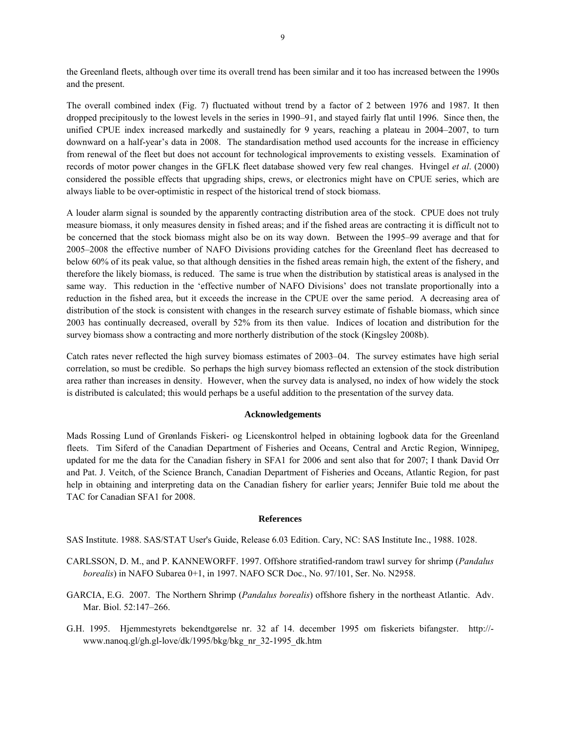the Greenland fleets, although over time its overall trend has been similar and it too has increased between the 1990s and the present.

The overall combined index (Fig. 7) fluctuated without trend by a factor of 2 between 1976 and 1987. It then dropped precipitously to the lowest levels in the series in 1990–91, and stayed fairly flat until 1996. Since then, the unified CPUE index increased markedly and sustainedly for 9 years, reaching a plateau in 2004–2007, to turn downward on a half-year's data in 2008. The standardisation method used accounts for the increase in efficiency from renewal of the fleet but does not account for technological improvements to existing vessels. Examination of records of motor power changes in the GFLK fleet database showed very few real changes. Hvingel *et al*. (2000) considered the possible effects that upgrading ships, crews, or electronics might have on CPUE series, which are always liable to be over-optimistic in respect of the historical trend of stock biomass.

A louder alarm signal is sounded by the apparently contracting distribution area of the stock. CPUE does not truly measure biomass, it only measures density in fished areas; and if the fished areas are contracting it is difficult not to be concerned that the stock biomass might also be on its way down. Between the 1995–99 average and that for 2005–2008 the effective number of NAFO Divisions providing catches for the Greenland fleet has decreased to below 60% of its peak value, so that although densities in the fished areas remain high, the extent of the fishery, and therefore the likely biomass, is reduced. The same is true when the distribution by statistical areas is analysed in the same way. This reduction in the 'effective number of NAFO Divisions' does not translate proportionally into a reduction in the fished area, but it exceeds the increase in the CPUE over the same period. A decreasing area of distribution of the stock is consistent with changes in the research survey estimate of fishable biomass, which since 2003 has continually decreased, overall by 52% from its then value. Indices of location and distribution for the survey biomass show a contracting and more northerly distribution of the stock (Kingsley 2008b).

Catch rates never reflected the high survey biomass estimates of 2003–04. The survey estimates have high serial correlation, so must be credible. So perhaps the high survey biomass reflected an extension of the stock distribution area rather than increases in density. However, when the survey data is analysed, no index of how widely the stock is distributed is calculated; this would perhaps be a useful addition to the presentation of the survey data.

## Acknowledgements

Mads Rossing Lund of Grønlands Fiskeri- og Licenskontrol helped in obtaining logbook data for the Greenland fleets. Tim Siferd of the Canadian Department of Fisheries and Oceans, Central and Arctic Region, Winnipeg, updated for me the data for the Canadian fishery in SFA1 for 2006 and sent also that for 2007; I thank David Orr and Pat. J. Veitch, of the Science Branch, Canadian Department of Fisheries and Oceans, Atlantic Region, for past help in obtaining and interpreting data on the Canadian fishery for earlier years; Jennifer Buie told me about the TAC for Canadian SFA1 for 2008.

## References

SAS Institute. 1988. SAS/STAT User's Guide, Release 6.03 Edition. Cary, NC: SAS Institute Inc., 1988. 1028.

CARLSSON, D. M., and P. KANNEWORFF. 1997. Offshore stratified-random trawl survey for shrimp (*Pandalus borealis*) in NAFO Subarea 0+1, in 1997. NAFO SCR Doc., No. 97/101, Ser. No. N2958.

GARCIA, E.G. 2007. The Northern Shrimp (*Pandalus borealis*) offshore fishery in the northeast Atlantic. Adv. Mar. Biol. 52:147–266.

G.H. 1995. Hjemmestyrets bekendtgørelse nr. 32 af 14. december 1995 om fiskeriets bifangster. http://-www.nanoq.gl/gh.gl-love/dk/1995/bkg/bkg_nr_32-1995_dk.htm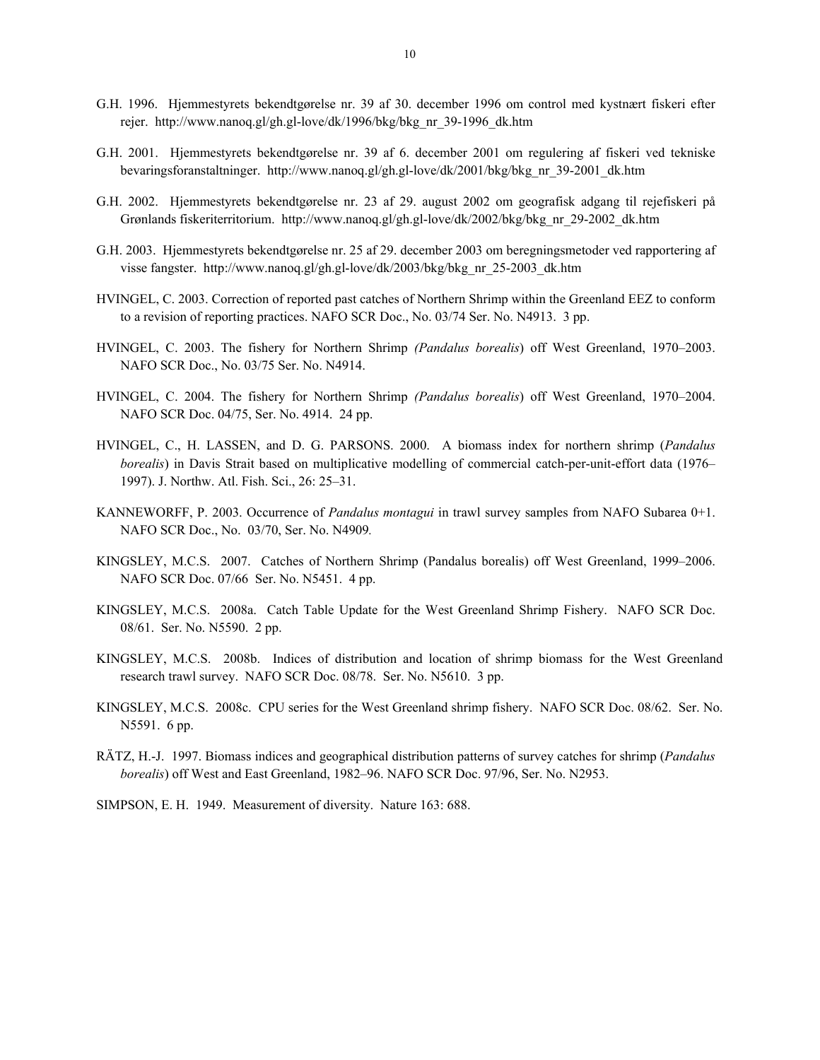G.H. 1996. Hjemmestyrets bekendtgørelse nr. 39 af 30. december 1996 om control med kystnært fiskeri efter rejer. http://www.nanoq.gl/gh.gl-love/dk/1996/bkg/bkg_nr_39-1996_dk.htm

G.H. 2001. Hjemmestyrets bekendtgørelse nr. 39 af 6. december 2001 om regulering af fiskeri ved tekniske bevaringsforanstaltninger. http://www.nanoq.gl/gh.gl-love/dk/2001/bkg/bkg_nr_39-2001_dk.htm

G.H. 2002. Hjemmestyrets bekendtgørelse nr. 23 af 29. august 2002 om geografisk adgang til rejefiskeri på Grønlands fiskeriterritorium. http://www.nanoq.gl/gh.gl-love/dk/2002/bkg/bkg_nr_29-2002_dk.htm

G.H. 2003. Hjemmestyrets bekendtgørelse nr. 25 af 29. december 2003 om beregningsmetoder ved rapportering af visse fangster. http://www.nanoq.gl/gh.gl-love/dk/2003/bkg/bkg_nr_25-2003_dk.htm

HVINGEL, C. 2003. Correction of reported past catches of Northern Shrimp within the Greenland EEZ to conform to a revision of reporting practices. NAFO SCR Doc., No. 03/74 Ser. No. N4913. 3 pp.

HVINGEL, C. 2003. The fishery for Northern Shrimp *(Pandalus borealis)* off West Greenland, 1970–2003. NAFO SCR Doc., No. 03/75 Ser. No. N4914.

HVINGEL, C. 2004. The fishery for Northern Shrimp *(Pandalus borealis)* off West Greenland, 1970–2004. NAFO SCR Doc. 04/75, Ser. No. 4914. 24 pp.

HVINGEL, C., H. LASSEN, and D. G. PARSONS. 2000. A biomass index for northern shrimp (*Pandalus borealis*) in Davis Strait based on multiplicative modelling of commercial catch-per-unit-effort data (1976–1997). J. Northw. Atl. Fish. Sci., 26: 25–31.

KANNEWORFF, P. 2003. Occurrence of *Pandalus montagui* in trawl survey samples from NAFO Subarea 0+1. NAFO SCR Doc., No. 03/70, Ser. No. N4909.

KINGSLEY, M.C.S. 2007. Catches of Northern Shrimp (Pandalus borealis) off West Greenland, 1999–2006. NAFO SCR Doc. 07/66 Ser. No. N5451. 4 pp.

KINGSLEY, M.C.S. 2008a. Catch Table Update for the West Greenland Shrimp Fishery. NAFO SCR Doc. 08/61. Ser. No. N5590. 2 pp.

KINGSLEY, M.C.S. 2008b. Indices of distribution and location of shrimp biomass for the West Greenland research trawl survey. NAFO SCR Doc. 08/78. Ser. No. N5610. 3 pp.

KINGSLEY, M.C.S. 2008c. CPU series for the West Greenland shrimp fishery. NAFO SCR Doc. 08/62. Ser. No. N5591. 6 pp.

RÄTZ, H.-J. 1997. Biomass indices and geographical distribution patterns of survey catches for shrimp (*Pandalus borealis*) off West and East Greenland, 1982–96. NAFO SCR Doc. 97/96, Ser. No. N2953.

SIMPSON, E. H. 1949. Measurement of diversity. Nature 163: 688.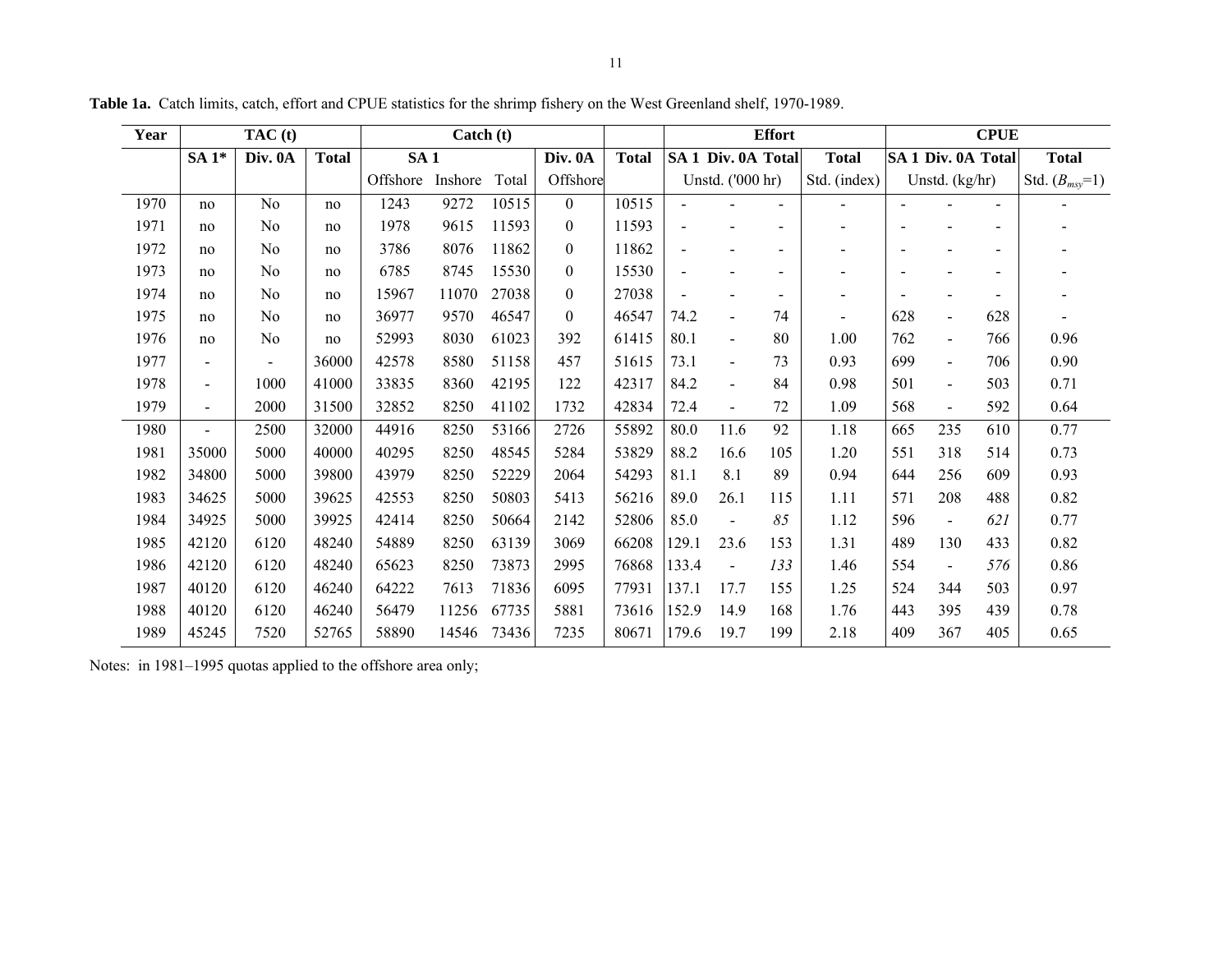**Table 1a.** Catch limits, catch, effort and CPUE statistics for the shrimp fishery on the West Greenland shelf, 1970-1989.

| Year | TAC (t) | | | Catch (t) | | | | | Effort | | | | CPUE | | | |
|---|---|---|---|---|---|---|---|---|---|---|---|---|---|---|---|---|
| | SA 1* | Div. 0A | Total | SA 1 | | | Div. 0A | Total | SA 1 | Div. 0A | Total | Total | SA 1 | Div. 0A | Total | Total |
| | | | | Offshore | Inshore | Total | Offshore | | Unstd. ('000 hr) | | | Std. (index) | Unstd. (kg/hr) | | | Std. ($B_{msy}$=1) |
| 1970 | no | No | no | 1243 | 9272 | 10515 | 0 | 10515 | - | - | - | - | - | - | - | - |
| 1971 | no | No | no | 1978 | 9615 | 11593 | 0 | 11593 | - | - | - | - | - | - | - | - |
| 1972 | no | No | no | 3786 | 8076 | 11862 | 0 | 11862 | - | - | - | - | - | - | - | - |
| 1973 | no | No | no | 6785 | 8745 | 15530 | 0 | 15530 | - | - | - | - | - | - | - | - |
| 1974 | no | No | no | 15967 | 11070 | 27038 | 0 | 27038 | - | - | - | - | - | - | - | - |
| 1975 | no | No | no | 36977 | 9570 | 46547 | 0 | 46547 | 74.2 | - | 74 | - | 628 | - | 628 | - |
| 1976 | no | No | no | 52993 | 8030 | 61023 | 392 | 61415 | 80.1 | - | 80 | 1.00 | 762 | - | 766 | 0.96 |
| 1977 | - | - | 36000 | 42578 | 8580 | 51158 | 457 | 51615 | 73.1 | - | 73 | 0.93 | 699 | - | 706 | 0.90 |
| 1978 | - | 1000 | 41000 | 33835 | 8360 | 42195 | 122 | 42317 | 84.2 | - | 84 | 0.98 | 501 | - | 503 | 0.71 |
| 1979 | - | 2000 | 31500 | 32852 | 8250 | 41102 | 1732 | 42834 | 72.4 | - | 72 | 1.09 | 568 | - | 592 | 0.64 |
| 1980 | - | 2500 | 32000 | 44916 | 8250 | 53166 | 2726 | 55892 | 80.0 | 11.6 | 92 | 1.18 | 665 | 235 | 610 | 0.77 |
| 1981 | 35000 | 5000 | 40000 | 40295 | 8250 | 48545 | 5284 | 53829 | 88.2 | 16.6 | 105 | 1.20 | 551 | 318 | 514 | 0.73 |
| 1982 | 34800 | 5000 | 39800 | 43979 | 8250 | 52229 | 2064 | 54293 | 81.1 | 8.1 | 89 | 0.94 | 644 | 256 | 609 | 0.93 |
| 1983 | 34625 | 5000 | 39625 | 42553 | 8250 | 50803 | 5413 | 56216 | 89.0 | 26.1 | 115 | 1.11 | 571 | 208 | 488 | 0.82 |
| 1984 | 34925 | 5000 | 39925 | 42414 | 8250 | 50664 | 2142 | 52806 | 85.0 | - | *85* | 1.12 | 596 | - | *621* | 0.77 |
| 1985 | 42120 | 6120 | 48240 | 54889 | 8250 | 63139 | 3069 | 66208 | 129.1 | 23.6 | 153 | 1.31 | 489 | 130 | 433 | 0.82 |
| 1986 | 42120 | 6120 | 48240 | 65623 | 8250 | 73873 | 2995 | 76868 | 133.4 | - | *133* | 1.46 | 554 | - | *576* | 0.86 |
| 1987 | 40120 | 6120 | 46240 | 64222 | 7613 | 71836 | 6095 | 77931 | 137.1 | 17.7 | 155 | 1.25 | 524 | 344 | 503 | 0.97 |
| 1988 | 40120 | 6120 | 46240 | 56479 | 11256 | 67735 | 5881 | 73616 | 152.9 | 14.9 | 168 | 1.76 | 443 | 395 | 439 | 0.78 |
| 1989 | 45245 | 7520 | 52765 | 58890 | 14546 | 73436 | 7235 | 80671 | 179.6 | 19.7 | 199 | 2.18 | 409 | 367 | 405 | 0.65 |

Notes: in 1981–1995 quotas applied to the offshore area only;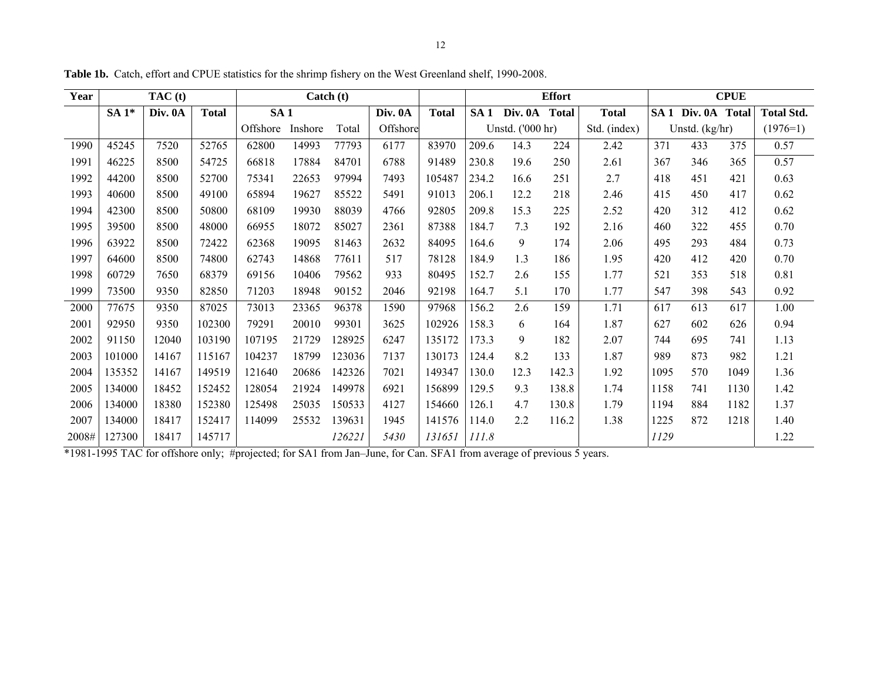**Table 1b.** Catch, effort and CPUE statistics for the shrimp fishery on the West Greenland shelf, 1990-2008.

| Year | TAC (t) | | | Catch (t) | | | | | Effort | | | | CPUE | | | |
|---|---|---|---|---|---|---|---|---|---|---|---|---|---|---|---|---|
| | SA 1* | Div. 0A | Total | SA 1 | | | Div. 0A | Total | SA 1 | Div. 0A | Total | Total | SA 1 | Div. 0A | Total | Total Std. |
| | | | | Offshore | Inshore | Total | Offshore | | Unstd. ('000 hr) | | | Std. (index) | Unstd. (kg/hr) | | | (1976=1) |
| 1990 | 45245 | 7520 | 52765 | 62800 | 14993 | 77793 | 6177 | 83970 | 209.6 | 14.3 | 224 | 2.42 | 371 | 433 | 375 | 0.57 |
| 1991 | 46225 | 8500 | 54725 | 66818 | 17884 | 84701 | 6788 | 91489 | 230.8 | 19.6 | 250 | 2.61 | 367 | 346 | 365 | 0.57 |
| 1992 | 44200 | 8500 | 52700 | 75341 | 22653 | 97994 | 7493 | 105487 | 234.2 | 16.6 | 251 | 2.7 | 418 | 451 | 421 | 0.63 |
| 1993 | 40600 | 8500 | 49100 | 65894 | 19627 | 85522 | 5491 | 91013 | 206.1 | 12.2 | 218 | 2.46 | 415 | 450 | 417 | 0.62 |
| 1994 | 42300 | 8500 | 50800 | 68109 | 19930 | 88039 | 4766 | 92805 | 209.8 | 15.3 | 225 | 2.52 | 420 | 312 | 412 | 0.62 |
| 1995 | 39500 | 8500 | 48000 | 66955 | 18072 | 85027 | 2361 | 87388 | 184.7 | 7.3 | 192 | 2.16 | 460 | 322 | 455 | 0.70 |
| 1996 | 63922 | 8500 | 72422 | 62368 | 19095 | 81463 | 2632 | 84095 | 164.6 | 9 | 174 | 2.06 | 495 | 293 | 484 | 0.73 |
| 1997 | 64600 | 8500 | 74800 | 62743 | 14868 | 77611 | 517 | 78128 | 184.9 | 1.3 | 186 | 1.95 | 420 | 412 | 420 | 0.70 |
| 1998 | 60729 | 7650 | 68379 | 69156 | 10406 | 79562 | 933 | 80495 | 152.7 | 2.6 | 155 | 1.77 | 521 | 353 | 518 | 0.81 |
| 1999 | 73500 | 9350 | 82850 | 71203 | 18948 | 90152 | 2046 | 92198 | 164.7 | 5.1 | 170 | 1.77 | 547 | 398 | 543 | 0.92 |
| 2000 | 77675 | 9350 | 87025 | 73013 | 23365 | 96378 | 1590 | 97968 | 156.2 | 2.6 | 159 | 1.71 | 617 | 613 | 617 | 1.00 |
| 2001 | 92950 | 9350 | 102300 | 79291 | 20010 | 99301 | 3625 | 102926 | 158.3 | 6 | 164 | 1.87 | 627 | 602 | 626 | 0.94 |
| 2002 | 91150 | 12040 | 103190 | 107195 | 21729 | 128925 | 6247 | 135172 | 173.3 | 9 | 182 | 2.07 | 744 | 695 | 741 | 1.13 |
| 2003 | 101000 | 14167 | 115167 | 104237 | 18799 | 123036 | 7137 | 130173 | 124.4 | 8.2 | 133 | 1.87 | 989 | 873 | 982 | 1.21 |
| 2004 | 135352 | 14167 | 149519 | 121640 | 20686 | 142326 | 7021 | 149347 | 130.0 | 12.3 | 142.3 | 1.92 | 1095 | 570 | 1049 | 1.36 |
| 2005 | 134000 | 18452 | 152452 | 128054 | 21924 | 149978 | 6921 | 156899 | 129.5 | 9.3 | 138.8 | 1.74 | 1158 | 741 | 1130 | 1.42 |
| 2006 | 134000 | 18380 | 152380 | 125498 | 25035 | 150533 | 4127 | 154660 | 126.1 | 4.7 | 130.8 | 1.79 | 1194 | 884 | 1182 | 1.37 |
| 2007 | 134000 | 18417 | 152417 | 114099 | 25532 | 139631 | 1945 | 141576 | 114.0 | 2.2 | 116.2 | 1.38 | 1225 | 872 | 1218 | 1.40 |
| 2008# | 127300 | 18417 | 145717 | | | *126221* | *5430* | *131651* | *111.8* | | | | *1129* | | | 1.22 |

*1981-1995 TAC for offshore only; #projected; for SA1 from Jan–June, for Can. SFA1 from average of previous 5 years.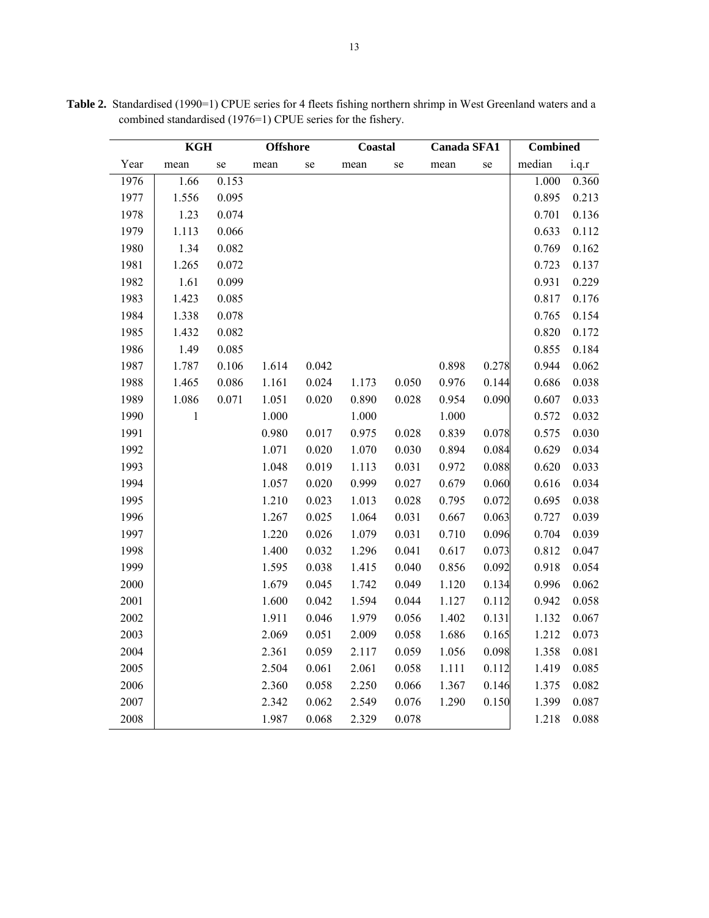**Table 2.** Standardised (1990=1) CPUE series for 4 fleets fishing northern shrimp in West Greenland waters and a combined standardised (1976=1) CPUE series for the fishery.

| | KGH | | Offshore | | Coastal | | Canada SFA1 | | Combined | |
|---|---|---|---|---|---|---|---|---|---|---|
| Year | mean | se | mean | se | mean | se | mean | se | median | i.q.r |
| 1976 | 1.66 | 0.153 | | | | | | | 1.000 | 0.360 |
| 1977 | 1.556 | 0.095 | | | | | | | 0.895 | 0.213 |
| 1978 | 1.23 | 0.074 | | | | | | | 0.701 | 0.136 |
| 1979 | 1.113 | 0.066 | | | | | | | 0.633 | 0.112 |
| 1980 | 1.34 | 0.082 | | | | | | | 0.769 | 0.162 |
| 1981 | 1.265 | 0.072 | | | | | | | 0.723 | 0.137 |
| 1982 | 1.61 | 0.099 | | | | | | | 0.931 | 0.229 |
| 1983 | 1.423 | 0.085 | | | | | | | 0.817 | 0.176 |
| 1984 | 1.338 | 0.078 | | | | | | | 0.765 | 0.154 |
| 1985 | 1.432 | 0.082 | | | | | | | 0.820 | 0.172 |
| 1986 | 1.49 | 0.085 | | | | | | | 0.855 | 0.184 |
| 1987 | 1.787 | 0.106 | 1.614 | 0.042 | | | 0.898 | 0.278 | 0.944 | 0.062 |
| 1988 | 1.465 | 0.086 | 1.161 | 0.024 | 1.173 | 0.050 | 0.976 | 0.144 | 0.686 | 0.038 |
| 1989 | 1.086 | 0.071 | 1.051 | 0.020 | 0.890 | 0.028 | 0.954 | 0.090 | 0.607 | 0.033 |
| 1990 | 1 | | 1.000 | | 1.000 | | 1.000 | | 0.572 | 0.032 |
| 1991 | | | 0.980 | 0.017 | 0.975 | 0.028 | 0.839 | 0.078 | 0.575 | 0.030 |
| 1992 | | | 1.071 | 0.020 | 1.070 | 0.030 | 0.894 | 0.084 | 0.629 | 0.034 |
| 1993 | | | 1.048 | 0.019 | 1.113 | 0.031 | 0.972 | 0.088 | 0.620 | 0.033 |
| 1994 | | | 1.057 | 0.020 | 0.999 | 0.027 | 0.679 | 0.060 | 0.616 | 0.034 |
| 1995 | | | 1.210 | 0.023 | 1.013 | 0.028 | 0.795 | 0.072 | 0.695 | 0.038 |
| 1996 | | | 1.267 | 0.025 | 1.064 | 0.031 | 0.667 | 0.063 | 0.727 | 0.039 |
| 1997 | | | 1.220 | 0.026 | 1.079 | 0.031 | 0.710 | 0.096 | 0.704 | 0.039 |
| 1998 | | | 1.400 | 0.032 | 1.296 | 0.041 | 0.617 | 0.073 | 0.812 | 0.047 |
| 1999 | | | 1.595 | 0.038 | 1.415 | 0.040 | 0.856 | 0.092 | 0.918 | 0.054 |
| 2000 | | | 1.679 | 0.045 | 1.742 | 0.049 | 1.120 | 0.134 | 0.996 | 0.062 |
| 2001 | | | 1.600 | 0.042 | 1.594 | 0.044 | 1.127 | 0.112 | 0.942 | 0.058 |
| 2002 | | | 1.911 | 0.046 | 1.979 | 0.056 | 1.402 | 0.131 | 1.132 | 0.067 |
| 2003 | | | 2.069 | 0.051 | 2.009 | 0.058 | 1.686 | 0.165 | 1.212 | 0.073 |
| 2004 | | | 2.361 | 0.059 | 2.117 | 0.059 | 1.056 | 0.098 | 1.358 | 0.081 |
| 2005 | | | 2.504 | 0.061 | 2.061 | 0.058 | 1.111 | 0.112 | 1.419 | 0.085 |
| 2006 | | | 2.360 | 0.058 | 2.250 | 0.066 | 1.367 | 0.146 | 1.375 | 0.082 |
| 2007 | | | 2.342 | 0.062 | 2.549 | 0.076 | 1.290 | 0.150 | 1.399 | 0.087 |
| 2008 | | | 1.987 | 0.068 | 2.329 | 0.078 | | | 1.218 | 0.088 |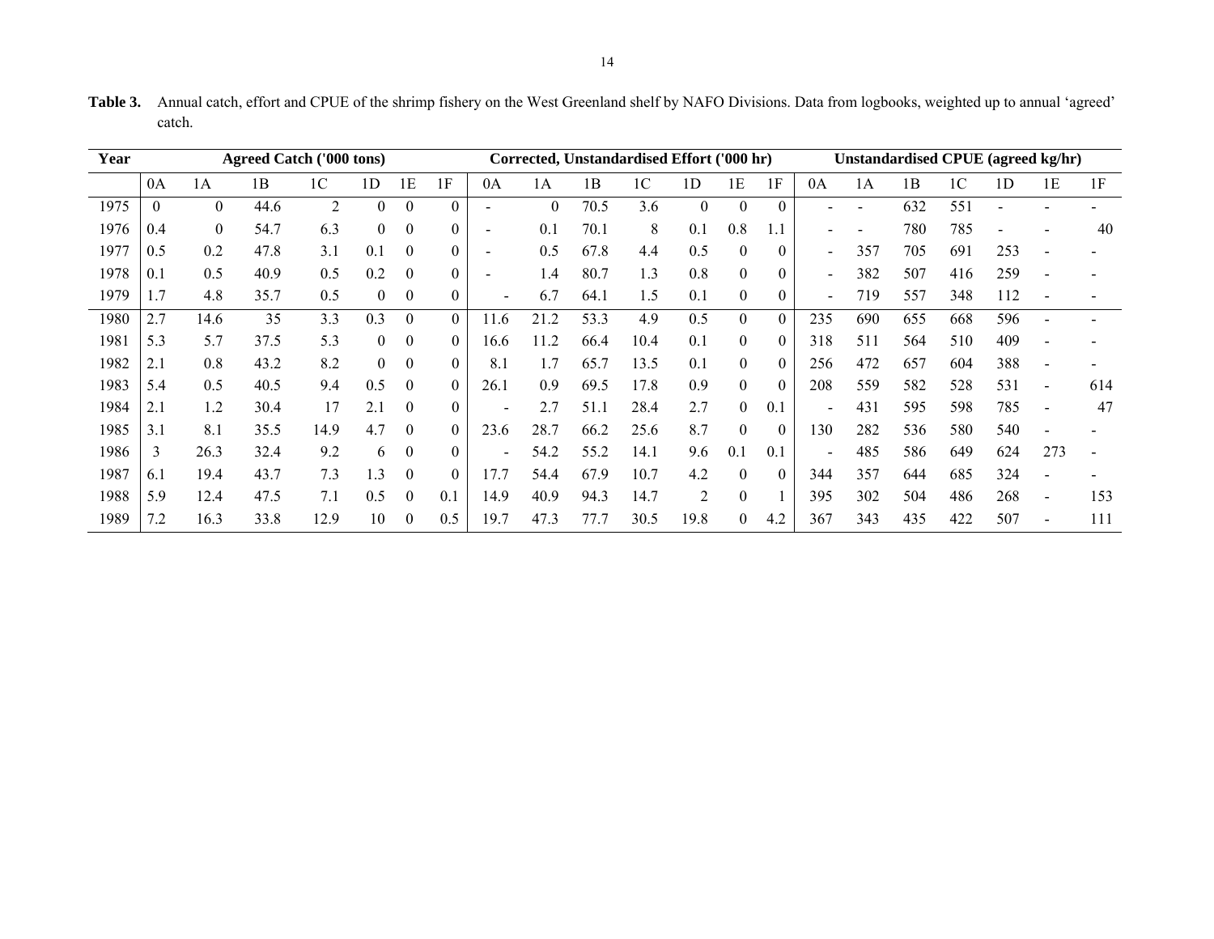**Table 3.** Annual catch, effort and CPUE of the shrimp fishery on the West Greenland shelf by NAFO Divisions. Data from logbooks, weighted up to annual 'agreed' catch.

| Year | Agreed Catch ('000 tons) | | | | | | | Corrected, Unstandardised Effort ('000 hr) | | | | | | | Unstandardised CPUE (agreed kg/hr) | | | | | | |
|---|---|---|---|---|---|---|---|---|---|---|---|---|---|---|---|---|---|---|---|---|---|
| | 0A | 1A | 1B | 1C | 1D | 1E | 1F | 0A | 1A | 1B | 1C | 1D | 1E | 1F | 0A | 1A | 1B | 1C | 1D | 1E | 1F |
| 1975 | 0 | 0 | 44.6 | 2 | 0 | 0 | 0 | - | 0 | 70.5 | 3.6 | 0 | 0 | 0 | - | - | 632 | 551 | - | - | - |
| 1976 | 0.4 | 0 | 54.7 | 6.3 | 0 | 0 | 0 | - | 0.1 | 70.1 | 8 | 0.1 | 0.8 | 1.1 | - | - | 780 | 785 | - | - | 40 |
| 1977 | 0.5 | 0.2 | 47.8 | 3.1 | 0.1 | 0 | 0 | - | 0.5 | 67.8 | 4.4 | 0.5 | 0 | 0 | - | 357 | 705 | 691 | 253 | - | - |
| 1978 | 0.1 | 0.5 | 40.9 | 0.5 | 0.2 | 0 | 0 | - | 1.4 | 80.7 | 1.3 | 0.8 | 0 | 0 | - | 382 | 507 | 416 | 259 | - | - |
| 1979 | 1.7 | 4.8 | 35.7 | 0.5 | 0 | 0 | 0 | - | 6.7 | 64.1 | 1.5 | 0.1 | 0 | 0 | - | 719 | 557 | 348 | 112 | - | - |
| 1980 | 2.7 | 14.6 | 35 | 3.3 | 0.3 | 0 | 0 | 11.6 | 21.2 | 53.3 | 4.9 | 0.5 | 0 | 0 | 235 | 690 | 655 | 668 | 596 | - | - |
| 1981 | 5.3 | 5.7 | 37.5 | 5.3 | 0 | 0 | 0 | 16.6 | 11.2 | 66.4 | 10.4 | 0.1 | 0 | 0 | 318 | 511 | 564 | 510 | 409 | - | - |
| 1982 | 2.1 | 0.8 | 43.2 | 8.2 | 0 | 0 | 0 | 8.1 | 1.7 | 65.7 | 13.5 | 0.1 | 0 | 0 | 256 | 472 | 657 | 604 | 388 | - | - |
| 1983 | 5.4 | 0.5 | 40.5 | 9.4 | 0.5 | 0 | 0 | 26.1 | 0.9 | 69.5 | 17.8 | 0.9 | 0 | 0 | 208 | 559 | 582 | 528 | 531 | - | 614 |
| 1984 | 2.1 | 1.2 | 30.4 | 17 | 2.1 | 0 | 0 | - | 2.7 | 51.1 | 28.4 | 2.7 | 0 | 0.1 | - | 431 | 595 | 598 | 785 | - | 47 |
| 1985 | 3.1 | 8.1 | 35.5 | 14.9 | 4.7 | 0 | 0 | 23.6 | 28.7 | 66.2 | 25.6 | 8.7 | 0 | 0 | 130 | 282 | 536 | 580 | 540 | - | - |
| 1986 | 3 | 26.3 | 32.4 | 9.2 | 6 | 0 | 0 | - | 54.2 | 55.2 | 14.1 | 9.6 | 0.1 | 0.1 | - | 485 | 586 | 649 | 624 | 273 | - |
| 1987 | 6.1 | 19.4 | 43.7 | 7.3 | 1.3 | 0 | 0 | 17.7 | 54.4 | 67.9 | 10.7 | 4.2 | 0 | 0 | 344 | 357 | 644 | 685 | 324 | - | - |
| 1988 | 5.9 | 12.4 | 47.5 | 7.1 | 0.5 | 0 | 0.1 | 14.9 | 40.9 | 94.3 | 14.7 | 2 | 0 | 1 | 395 | 302 | 504 | 486 | 268 | - | 153 |
| 1989 | 7.2 | 16.3 | 33.8 | 12.9 | 10 | 0 | 0.5 | 19.7 | 47.3 | 77.7 | 30.5 | 19.8 | 0 | 4.2 | 367 | 343 | 435 | 422 | 507 | - | 111 |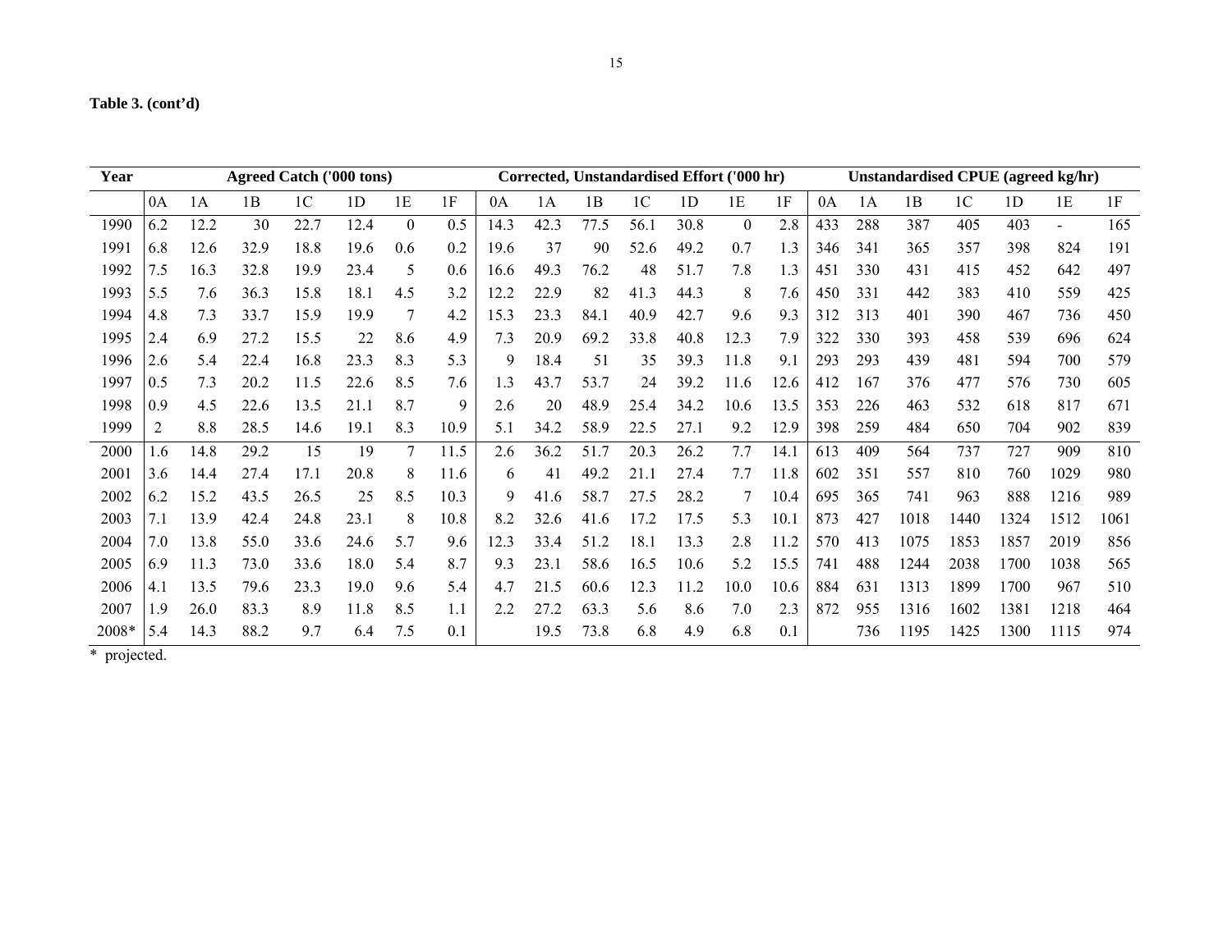**Table 3. (cont'd)**

| Year | Agreed Catch ('000 tons) | | | | | | | Corrected, Unstandardised Effort ('000 hr) | | | | | | | Unstandardised CPUE (agreed kg/hr) | | | | | | |
|---|---|---|---|---|---|---|---|---|---|---|---|---|---|---|---|---|---|---|---|---|---|
| | 0A | 1A | 1B | 1C | 1D | 1E | 1F | 0A | 1A | 1B | 1C | 1D | 1E | 1F | 0A | 1A | 1B | 1C | 1D | 1E | 1F |
| 1990 | 6.2 | 12.2 | 30 | 22.7 | 12.4 | 0 | 0.5 | 14.3 | 42.3 | 77.5 | 56.1 | 30.8 | 0 | 2.8 | 433 | 288 | 387 | 405 | 403 | - | 165 |
| 1991 | 6.8 | 12.6 | 32.9 | 18.8 | 19.6 | 0.6 | 0.2 | 19.6 | 37 | 90 | 52.6 | 49.2 | 0.7 | 1.3 | 346 | 341 | 365 | 357 | 398 | 824 | 191 |
| 1992 | 7.5 | 16.3 | 32.8 | 19.9 | 23.4 | 5 | 0.6 | 16.6 | 49.3 | 76.2 | 48 | 51.7 | 7.8 | 1.3 | 451 | 330 | 431 | 415 | 452 | 642 | 497 |
| 1993 | 5.5 | 7.6 | 36.3 | 15.8 | 18.1 | 4.5 | 3.2 | 12.2 | 22.9 | 82 | 41.3 | 44.3 | 8 | 7.6 | 450 | 331 | 442 | 383 | 410 | 559 | 425 |
| 1994 | 4.8 | 7.3 | 33.7 | 15.9 | 19.9 | 7 | 4.2 | 15.3 | 23.3 | 84.1 | 40.9 | 42.7 | 9.6 | 9.3 | 312 | 313 | 401 | 390 | 467 | 736 | 450 |
| 1995 | 2.4 | 6.9 | 27.2 | 15.5 | 22 | 8.6 | 4.9 | 7.3 | 20.9 | 69.2 | 33.8 | 40.8 | 12.3 | 7.9 | 322 | 330 | 393 | 458 | 539 | 696 | 624 |
| 1996 | 2.6 | 5.4 | 22.4 | 16.8 | 23.3 | 8.3 | 5.3 | 9 | 18.4 | 51 | 35 | 39.3 | 11.8 | 9.1 | 293 | 293 | 439 | 481 | 594 | 700 | 579 |
| 1997 | 0.5 | 7.3 | 20.2 | 11.5 | 22.6 | 8.5 | 7.6 | 1.3 | 43.7 | 53.7 | 24 | 39.2 | 11.6 | 12.6 | 412 | 167 | 376 | 477 | 576 | 730 | 605 |
| 1998 | 0.9 | 4.5 | 22.6 | 13.5 | 21.1 | 8.7 | 9 | 2.6 | 20 | 48.9 | 25.4 | 34.2 | 10.6 | 13.5 | 353 | 226 | 463 | 532 | 618 | 817 | 671 |
| 1999 | 2 | 8.8 | 28.5 | 14.6 | 19.1 | 8.3 | 10.9 | 5.1 | 34.2 | 58.9 | 22.5 | 27.1 | 9.2 | 12.9 | 398 | 259 | 484 | 650 | 704 | 902 | 839 |
| 2000 | 1.6 | 14.8 | 29.2 | 15 | 19 | 7 | 11.5 | 2.6 | 36.2 | 51.7 | 20.3 | 26.2 | 7.7 | 14.1 | 613 | 409 | 564 | 737 | 727 | 909 | 810 |
| 2001 | 3.6 | 14.4 | 27.4 | 17.1 | 20.8 | 8 | 11.6 | 6 | 41 | 49.2 | 21.1 | 27.4 | 7.7 | 11.8 | 602 | 351 | 557 | 810 | 760 | 1029 | 980 |
| 2002 | 6.2 | 15.2 | 43.5 | 26.5 | 25 | 8.5 | 10.3 | 9 | 41.6 | 58.7 | 27.5 | 28.2 | 7 | 10.4 | 695 | 365 | 741 | 963 | 888 | 1216 | 989 |
| 2003 | 7.1 | 13.9 | 42.4 | 24.8 | 23.1 | 8 | 10.8 | 8.2 | 32.6 | 41.6 | 17.2 | 17.5 | 5.3 | 10.1 | 873 | 427 | 1018 | 1440 | 1324 | 1512 | 1061 |
| 2004 | 7.0 | 13.8 | 55.0 | 33.6 | 24.6 | 5.7 | 9.6 | 12.3 | 33.4 | 51.2 | 18.1 | 13.3 | 2.8 | 11.2 | 570 | 413 | 1075 | 1853 | 1857 | 2019 | 856 |
| 2005 | 6.9 | 11.3 | 73.0 | 33.6 | 18.0 | 5.4 | 8.7 | 9.3 | 23.1 | 58.6 | 16.5 | 10.6 | 5.2 | 15.5 | 741 | 488 | 1244 | 2038 | 1700 | 1038 | 565 |
| 2006 | 4.1 | 13.5 | 79.6 | 23.3 | 19.0 | 9.6 | 5.4 | 4.7 | 21.5 | 60.6 | 12.3 | 11.2 | 10.0 | 10.6 | 884 | 631 | 1313 | 1899 | 1700 | 967 | 510 |
| 2007 | 1.9 | 26.0 | 83.3 | 8.9 | 11.8 | 8.5 | 1.1 | 2.2 | 27.2 | 63.3 | 5.6 | 8.6 | 7.0 | 2.3 | 872 | 955 | 1316 | 1602 | 1381 | 1218 | 464 |
| 2008* | 5.4 | 14.3 | 88.2 | 9.7 | 6.4 | 7.5 | 0.1 | | 19.5 | 73.8 | 6.8 | 4.9 | 6.8 | 0.1 | | 736 | 1195 | 1425 | 1300 | 1115 | 974 |

\* projected.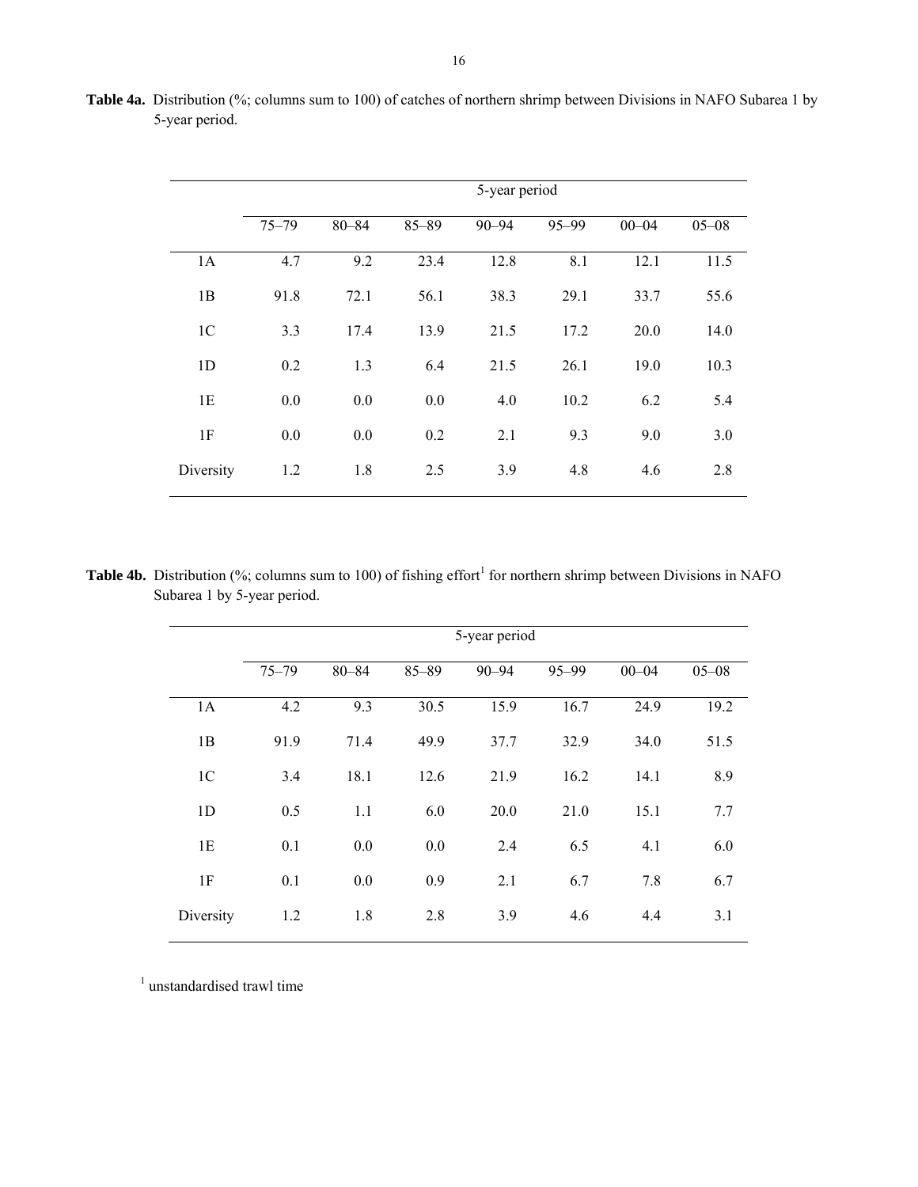**Table 4a.** Distribution (%; columns sum to 100) of catches of northern shrimp between Divisions in NAFO Subarea 1 by 5-year period.

| | 5-year period | | | | | | |
|---|---|---|---|---|---|---|---|
| | 75–79 | 80–84 | 85–89 | 90–94 | 95–99 | 00–04 | 05–08 |
| 1A | 4.7 | 9.2 | 23.4 | 12.8 | 8.1 | 12.1 | 11.5 |
| 1B | 91.8 | 72.1 | 56.1 | 38.3 | 29.1 | 33.7 | 55.6 |
| 1C | 3.3 | 17.4 | 13.9 | 21.5 | 17.2 | 20.0 | 14.0 |
| 1D | 0.2 | 1.3 | 6.4 | 21.5 | 26.1 | 19.0 | 10.3 |
| 1E | 0.0 | 0.0 | 0.0 | 4.0 | 10.2 | 6.2 | 5.4 |
| 1F | 0.0 | 0.0 | 0.2 | 2.1 | 9.3 | 9.0 | 3.0 |
| Diversity | 1.2 | 1.8 | 2.5 | 3.9 | 4.8 | 4.6 | 2.8 |

**Table 4b.** Distribution (%; columns sum to 100) of fishing effort[1] for northern shrimp between Divisions in NAFO Subarea 1 by 5-year period.

| | 5-year period | | | | | | |
|---|---|---|---|---|---|---|---|
| | 75–79 | 80–84 | 85–89 | 90–94 | 95–99 | 00–04 | 05–08 |
| 1A | 4.2 | 9.3 | 30.5 | 15.9 | 16.7 | 24.9 | 19.2 |
| 1B | 91.9 | 71.4 | 49.9 | 37.7 | 32.9 | 34.0 | 51.5 |
| 1C | 3.4 | 18.1 | 12.6 | 21.9 | 16.2 | 14.1 | 8.9 |
| 1D | 0.5 | 1.1 | 6.0 | 20.0 | 21.0 | 15.1 | 7.7 |
| 1E | 0.1 | 0.0 | 0.0 | 2.4 | 6.5 | 4.1 | 6.0 |
| 1F | 0.1 | 0.0 | 0.9 | 2.1 | 6.7 | 7.8 | 6.7 |
| Diversity | 1.2 | 1.8 | 2.8 | 3.9 | 4.6 | 4.4 | 3.1 |

[1] unstandardised trawl time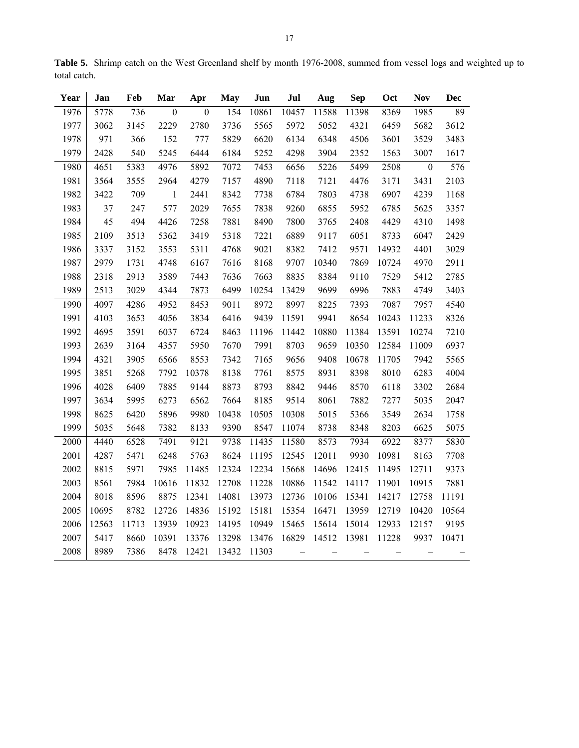**Table 5.** Shrimp catch on the West Greenland shelf by month 1976-2008, summed from vessel logs and weighted up to total catch.

| Year | Jan | Feb | Mar | Apr | May | Jun | Jul | Aug | Sep | Oct | Nov | Dec |
|---|---|---|---|---|---|---|---|---|---|---|---|---|
| 1976 | 5778 | 736 | 0 | 0 | 154 | 10861 | 10457 | 11588 | 11398 | 8369 | 1985 | 89 |
| 1977 | 3062 | 3145 | 2229 | 2780 | 3736 | 5565 | 5972 | 5052 | 4321 | 6459 | 5682 | 3612 |
| 1978 | 971 | 366 | 152 | 777 | 5829 | 6620 | 6134 | 6348 | 4506 | 3601 | 3529 | 3483 |
| 1979 | 2428 | 540 | 5245 | 6444 | 6184 | 5252 | 4298 | 3904 | 2352 | 1563 | 3007 | 1617 |
| 1980 | 4651 | 5383 | 4976 | 5892 | 7072 | 7453 | 6656 | 5226 | 5499 | 2508 | 0 | 576 |
| 1981 | 3564 | 3555 | 2964 | 4279 | 7157 | 4890 | 7118 | 7121 | 4476 | 3171 | 3431 | 2103 |
| 1982 | 3422 | 709 | 1 | 2441 | 8342 | 7738 | 6784 | 7803 | 4738 | 6907 | 4239 | 1168 |
| 1983 | 37 | 247 | 577 | 2029 | 7655 | 7838 | 9260 | 6855 | 5952 | 6785 | 5625 | 3357 |
| 1984 | 45 | 494 | 4426 | 7258 | 7881 | 8490 | 7800 | 3765 | 2408 | 4429 | 4310 | 1498 |
| 1985 | 2109 | 3513 | 5362 | 3419 | 5318 | 7221 | 6889 | 9117 | 6051 | 8733 | 6047 | 2429 |
| 1986 | 3337 | 3152 | 3553 | 5311 | 4768 | 9021 | 8382 | 7412 | 9571 | 14932 | 4401 | 3029 |
| 1987 | 2979 | 1731 | 4748 | 6167 | 7616 | 8168 | 9707 | 10340 | 7869 | 10724 | 4970 | 2911 |
| 1988 | 2318 | 2913 | 3589 | 7443 | 7636 | 7663 | 8835 | 8384 | 9110 | 7529 | 5412 | 2785 |
| 1989 | 2513 | 3029 | 4344 | 7873 | 6499 | 10254 | 13429 | 9699 | 6996 | 7883 | 4749 | 3403 |
| 1990 | 4097 | 4286 | 4952 | 8453 | 9011 | 8972 | 8997 | 8225 | 7393 | 7087 | 7957 | 4540 |
| 1991 | 4103 | 3653 | 4056 | 3834 | 6416 | 9439 | 11591 | 9941 | 8654 | 10243 | 11233 | 8326 |
| 1992 | 4695 | 3591 | 6037 | 6724 | 8463 | 11196 | 11442 | 10880 | 11384 | 13591 | 10274 | 7210 |
| 1993 | 2639 | 3164 | 4357 | 5950 | 7670 | 7991 | 8703 | 9659 | 10350 | 12584 | 11009 | 6937 |
| 1994 | 4321 | 3905 | 6566 | 8553 | 7342 | 7165 | 9656 | 9408 | 10678 | 11705 | 7942 | 5565 |
| 1995 | 3851 | 5268 | 7792 | 10378 | 8138 | 7761 | 8575 | 8931 | 8398 | 8010 | 6283 | 4004 |
| 1996 | 4028 | 6409 | 7885 | 9144 | 8873 | 8793 | 8842 | 9446 | 8570 | 6118 | 3302 | 2684 |
| 1997 | 3634 | 5995 | 6273 | 6562 | 7664 | 8185 | 9514 | 8061 | 7882 | 7277 | 5035 | 2047 |
| 1998 | 8625 | 6420 | 5896 | 9980 | 10438 | 10505 | 10308 | 5015 | 5366 | 3549 | 2634 | 1758 |
| 1999 | 5035 | 5648 | 7382 | 8133 | 9390 | 8547 | 11074 | 8738 | 8348 | 8203 | 6625 | 5075 |
| 2000 | 4440 | 6528 | 7491 | 9121 | 9738 | 11435 | 11580 | 8573 | 7934 | 6922 | 8377 | 5830 |
| 2001 | 4287 | 5471 | 6248 | 5763 | 8624 | 11195 | 12545 | 12011 | 9930 | 10981 | 8163 | 7708 |
| 2002 | 8815 | 5971 | 7985 | 11485 | 12324 | 12234 | 15668 | 14696 | 12415 | 11495 | 12711 | 9373 |
| 2003 | 8561 | 7984 | 10616 | 11832 | 12708 | 11228 | 10886 | 11542 | 14117 | 11901 | 10915 | 7881 |
| 2004 | 8018 | 8596 | 8875 | 12341 | 14081 | 13973 | 12736 | 10106 | 15341 | 14217 | 12758 | 11191 |
| 2005 | 10695 | 8782 | 12726 | 14836 | 15192 | 15181 | 15354 | 16471 | 13959 | 12719 | 10420 | 10564 |
| 2006 | 12563 | 11713 | 13939 | 10923 | 14195 | 10949 | 15465 | 15614 | 15014 | 12933 | 12157 | 9195 |
| 2007 | 5417 | 8660 | 10391 | 13376 | 13298 | 13476 | 16829 | 14512 | 13981 | 11228 | 9937 | 10471 |
| 2008 | 8989 | 7386 | 8478 | 12421 | 13432 | 11303 | – | – | – | – | – | – |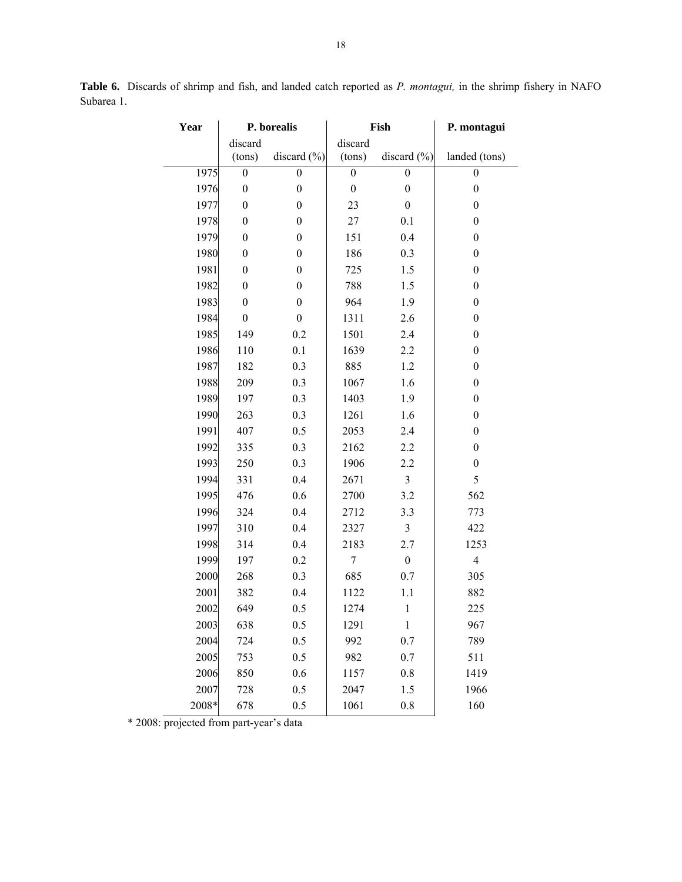**Table 6.** Discards of shrimp and fish, and landed catch reported as *P. montagui,* in the shrimp fishery in NAFO Subarea 1.

| Year | P. borealis | | Fish | | P. montagui |
|---|---|---|---|---|---|
| | discard (tons) | discard (%) | discard (tons) | discard (%) | landed (tons) |
| 1975 | 0 | 0 | 0 | 0 | 0 |
| 1976 | 0 | 0 | 0 | 0 | 0 |
| 1977 | 0 | 0 | 23 | 0 | 0 |
| 1978 | 0 | 0 | 27 | 0.1 | 0 |
| 1979 | 0 | 0 | 151 | 0.4 | 0 |
| 1980 | 0 | 0 | 186 | 0.3 | 0 |
| 1981 | 0 | 0 | 725 | 1.5 | 0 |
| 1982 | 0 | 0 | 788 | 1.5 | 0 |
| 1983 | 0 | 0 | 964 | 1.9 | 0 |
| 1984 | 0 | 0 | 1311 | 2.6 | 0 |
| 1985 | 149 | 0.2 | 1501 | 2.4 | 0 |
| 1986 | 110 | 0.1 | 1639 | 2.2 | 0 |
| 1987 | 182 | 0.3 | 885 | 1.2 | 0 |
| 1988 | 209 | 0.3 | 1067 | 1.6 | 0 |
| 1989 | 197 | 0.3 | 1403 | 1.9 | 0 |
| 1990 | 263 | 0.3 | 1261 | 1.6 | 0 |
| 1991 | 407 | 0.5 | 2053 | 2.4 | 0 |
| 1992 | 335 | 0.3 | 2162 | 2.2 | 0 |
| 1993 | 250 | 0.3 | 1906 | 2.2 | 0 |
| 1994 | 331 | 0.4 | 2671 | 3 | 5 |
| 1995 | 476 | 0.6 | 2700 | 3.2 | 562 |
| 1996 | 324 | 0.4 | 2712 | 3.3 | 773 |
| 1997 | 310 | 0.4 | 2327 | 3 | 422 |
| 1998 | 314 | 0.4 | 2183 | 2.7 | 1253 |
| 1999 | 197 | 0.2 | 7 | 0 | 4 |
| 2000 | 268 | 0.3 | 685 | 0.7 | 305 |
| 2001 | 382 | 0.4 | 1122 | 1.1 | 882 |
| 2002 | 649 | 0.5 | 1274 | 1 | 225 |
| 2003 | 638 | 0.5 | 1291 | 1 | 967 |
| 2004 | 724 | 0.5 | 992 | 0.7 | 789 |
| 2005 | 753 | 0.5 | 982 | 0.7 | 511 |
| 2006 | 850 | 0.6 | 1157 | 0.8 | 1419 |
| 2007 | 728 | 0.5 | 2047 | 1.5 | 1966 |
| 2008* | 678 | 0.5 | 1061 | 0.8 | 160 |

\* 2008: projected from part-year's data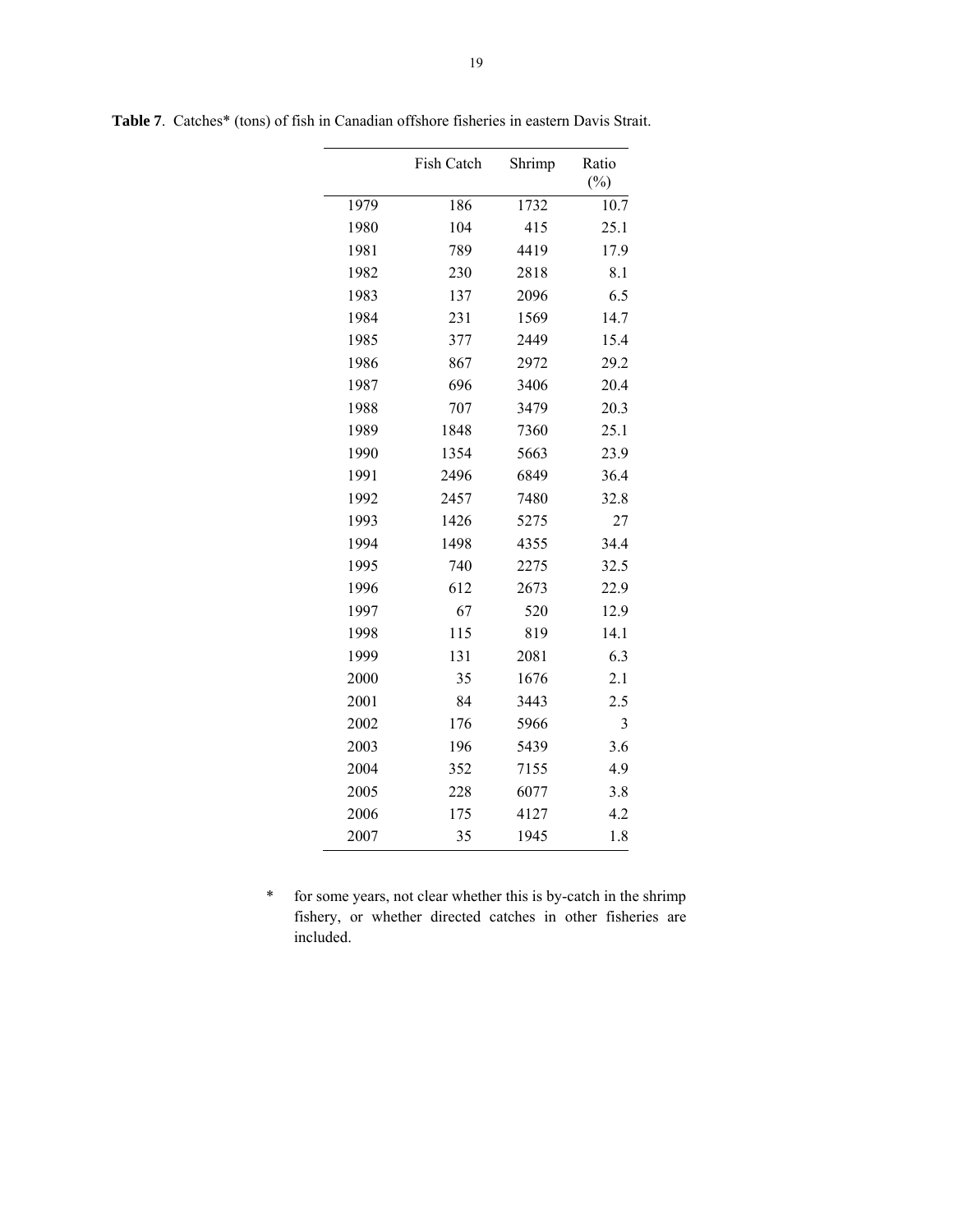**Table 7**. Catches* (tons) of fish in Canadian offshore fisheries in eastern Davis Strait.

| | Fish Catch | Shrimp | Ratio (%) |
|---|---|---|---|
| 1979 | 186 | 1732 | 10.7 |
| 1980 | 104 | 415 | 25.1 |
| 1981 | 789 | 4419 | 17.9 |
| 1982 | 230 | 2818 | 8.1 |
| 1983 | 137 | 2096 | 6.5 |
| 1984 | 231 | 1569 | 14.7 |
| 1985 | 377 | 2449 | 15.4 |
| 1986 | 867 | 2972 | 29.2 |
| 1987 | 696 | 3406 | 20.4 |
| 1988 | 707 | 3479 | 20.3 |
| 1989 | 1848 | 7360 | 25.1 |
| 1990 | 1354 | 5663 | 23.9 |
| 1991 | 2496 | 6849 | 36.4 |
| 1992 | 2457 | 7480 | 32.8 |
| 1993 | 1426 | 5275 | 27 |
| 1994 | 1498 | 4355 | 34.4 |
| 1995 | 740 | 2275 | 32.5 |
| 1996 | 612 | 2673 | 22.9 |
| 1997 | 67 | 520 | 12.9 |
| 1998 | 115 | 819 | 14.1 |
| 1999 | 131 | 2081 | 6.3 |
| 2000 | 35 | 1676 | 2.1 |
| 2001 | 84 | 3443 | 2.5 |
| 2002 | 176 | 5966 | 3 |
| 2003 | 196 | 5439 | 3.6 |
| 2004 | 352 | 7155 | 4.9 |
| 2005 | 228 | 6077 | 3.8 |
| 2006 | 175 | 4127 | 4.2 |
| 2007 | 35 | 1945 | 1.8 |

\* for some years, not clear whether this is by-catch in the shrimp fishery, or whether directed catches in other fisheries are included.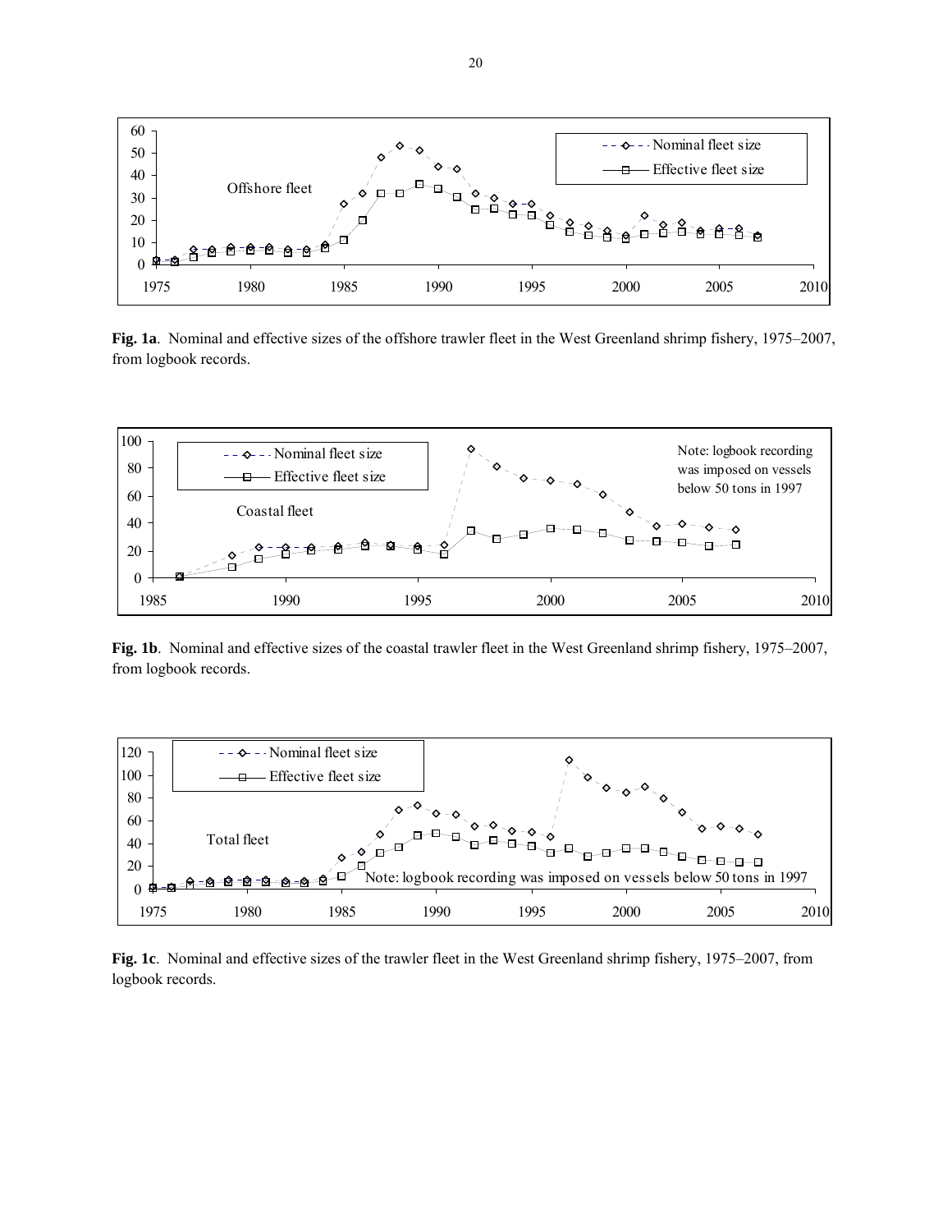**Fig. 1a**. Nominal and effective sizes of the offshore trawler fleet in the West Greenland shrimp fishery, 1975–2007, from logbook records.

**Fig. 1b**. Nominal and effective sizes of the coastal trawler fleet in the West Greenland shrimp fishery, 1975–2007, from logbook records.

**Fig. 1c**. Nominal and effective sizes of the trawler fleet in the West Greenland shrimp fishery, 1975–2007, from logbook records.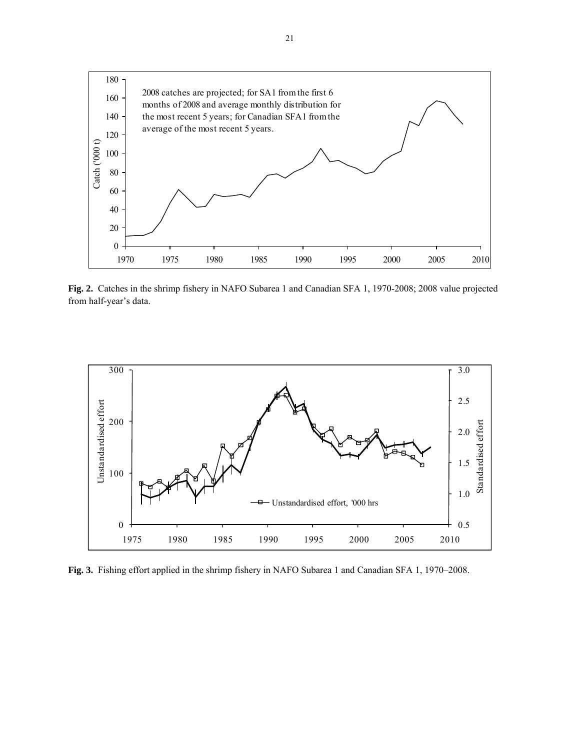**Fig. 2.** Catches in the shrimp fishery in NAFO Subarea 1 and Canadian SFA 1, 1970-2008; 2008 value projected from half-year's data.

**Fig. 3.** Fishing effort applied in the shrimp fishery in NAFO Subarea 1 and Canadian SFA 1, 1970–2008.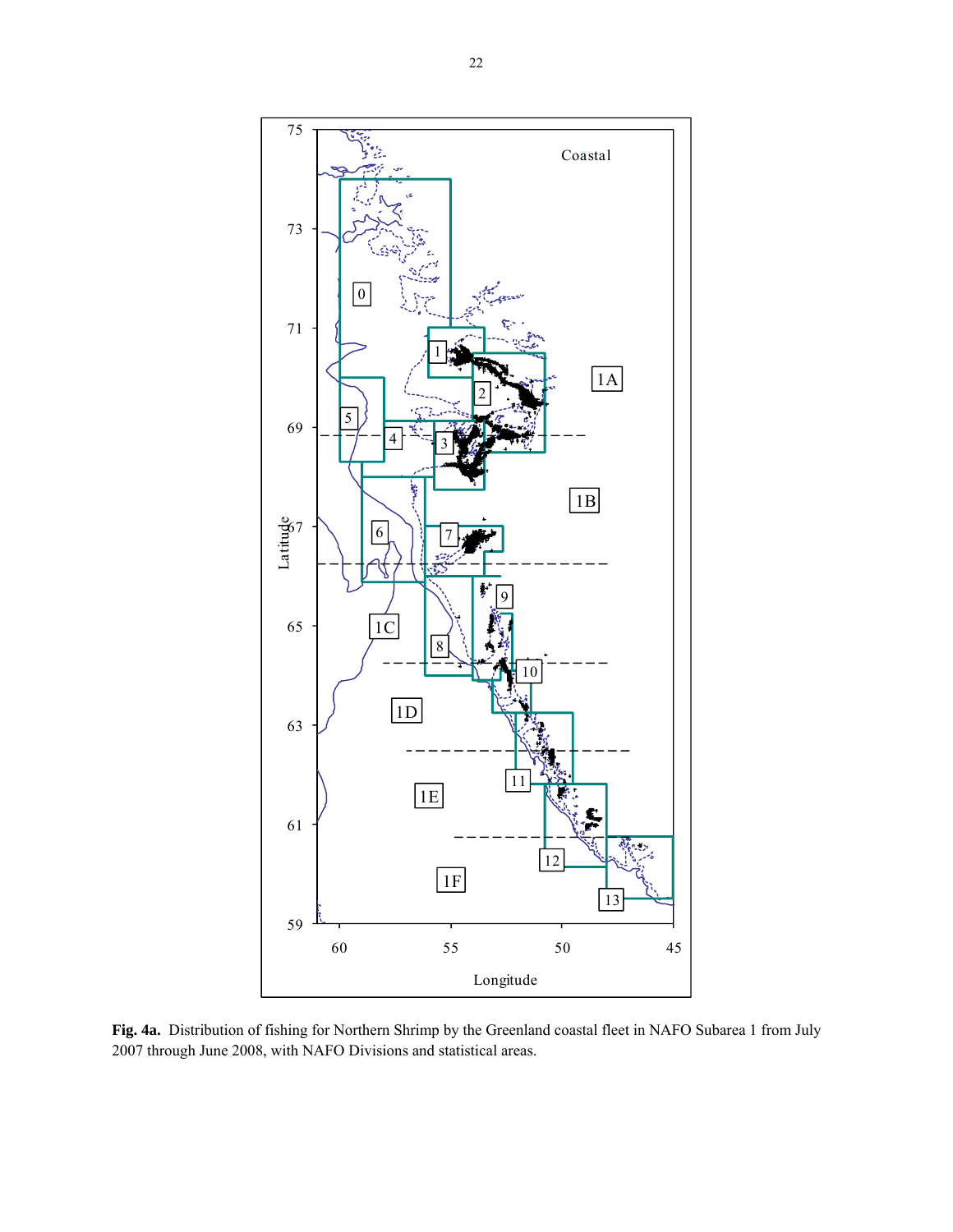**Fig. 4a.** Distribution of fishing for Northern Shrimp by the Greenland coastal fleet in NAFO Subarea 1 from July 2007 through June 2008, with NAFO Divisions and statistical areas.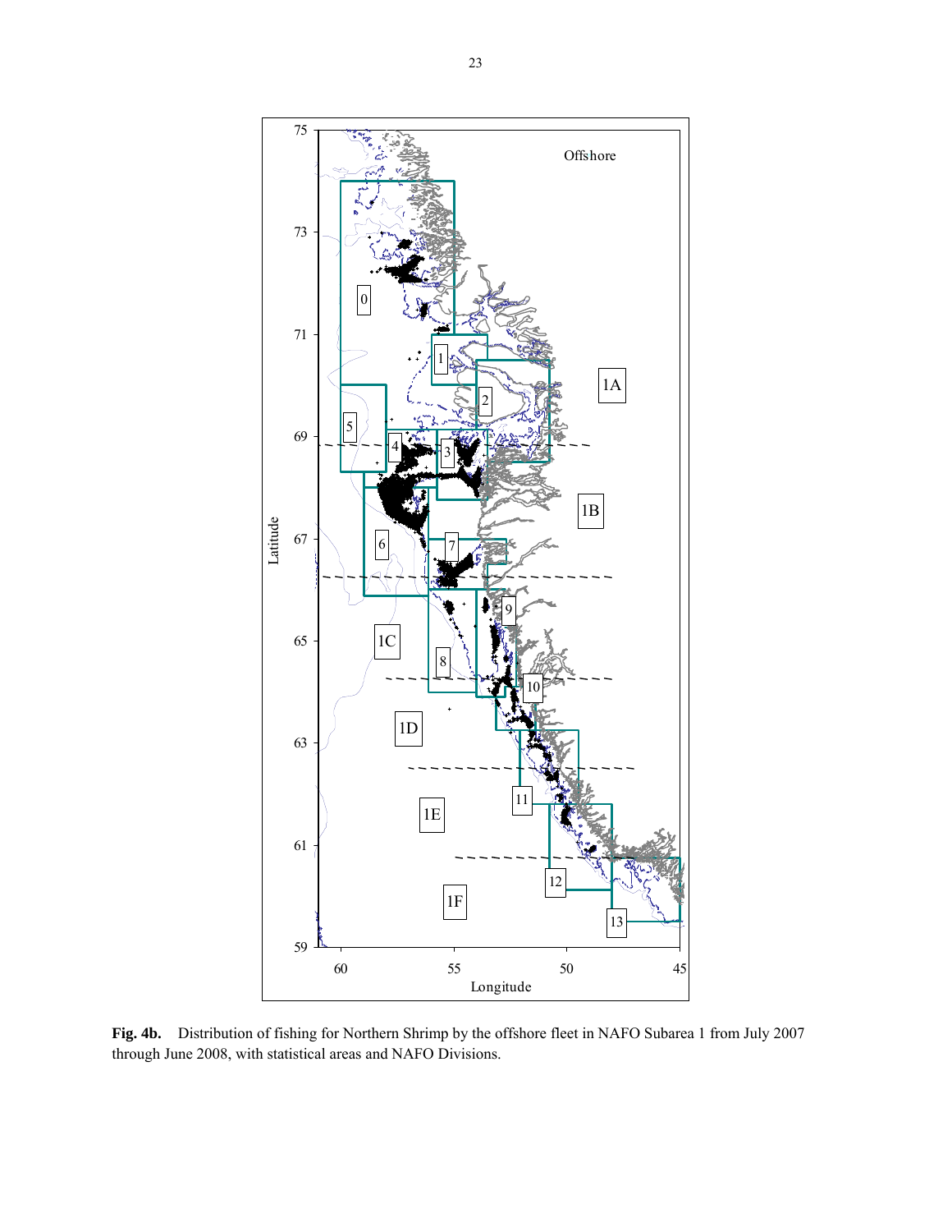**Fig. 4b.** Distribution of fishing for Northern Shrimp by the offshore fleet in NAFO Subarea 1 from July 2007 through June 2008, with statistical areas and NAFO Divisions.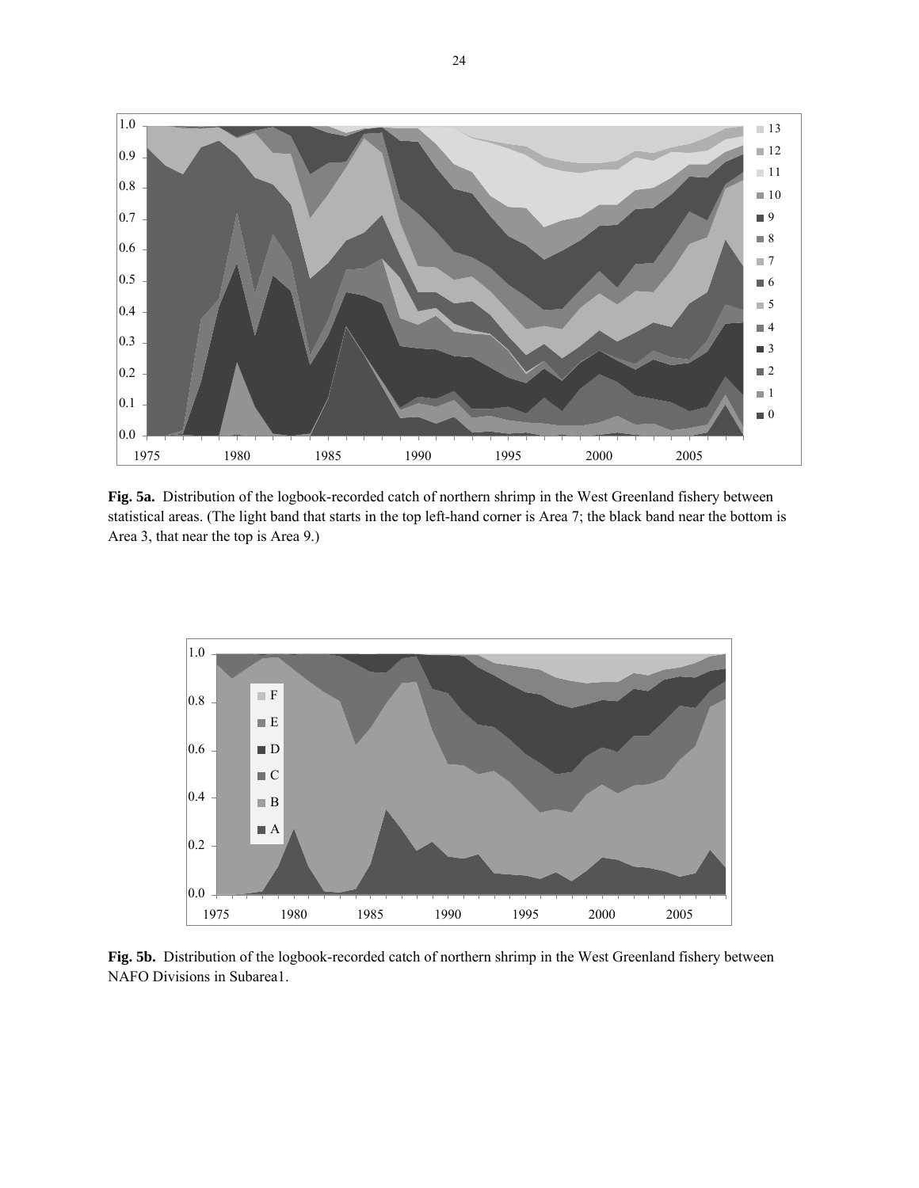**Fig. 5a.** Distribution of the logbook-recorded catch of northern shrimp in the West Greenland fishery between statistical areas. (The light band that starts in the top left-hand corner is Area 7; the black band near the bottom is Area 3, that near the top is Area 9.)

**Fig. 5b.** Distribution of the logbook-recorded catch of northern shrimp in the West Greenland fishery between NAFO Divisions in Subarea1.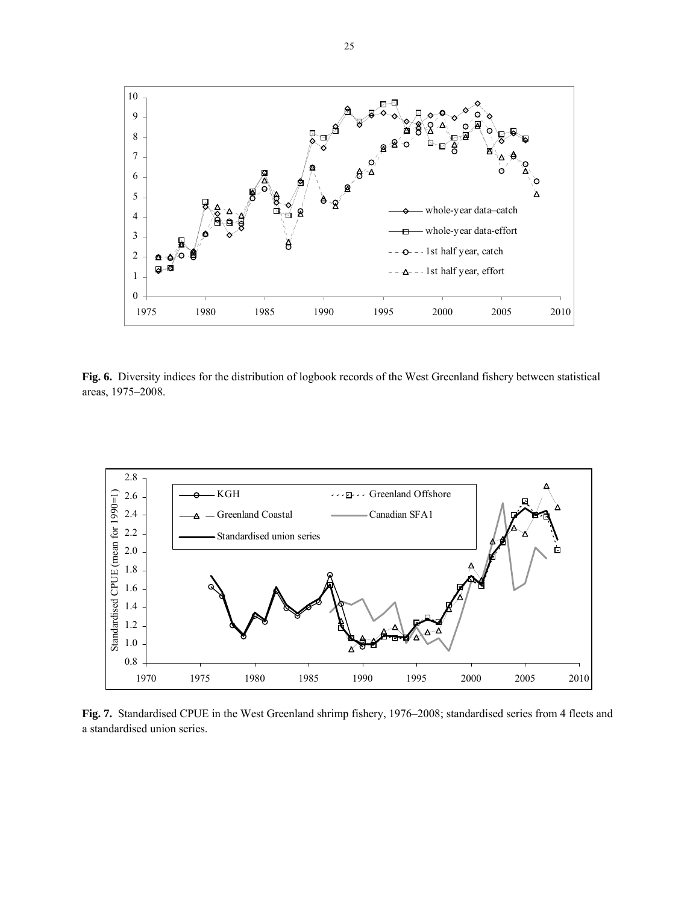**Fig. 6.** Diversity indices for the distribution of logbook records of the West Greenland fishery between statistical areas, 1975–2008.

**Fig. 7.** Standardised CPUE in the West Greenland shrimp fishery, 1976–2008; standardised series from 4 fleets and a standardised union series.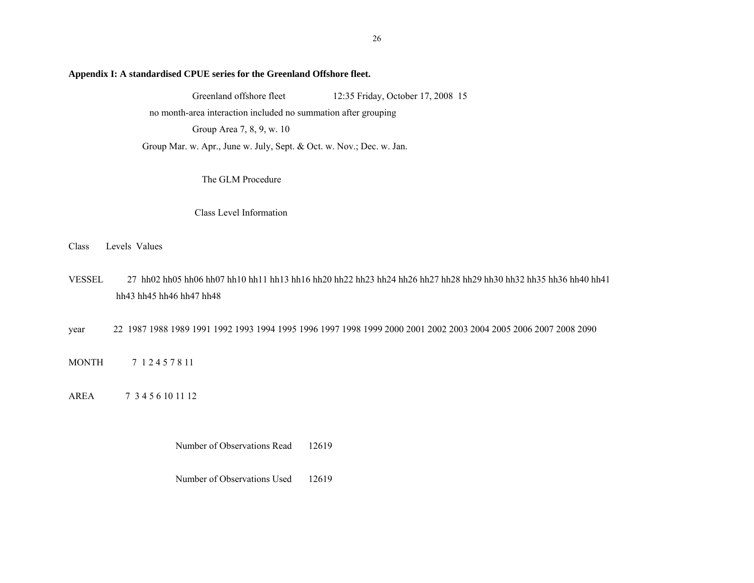**Appendix I: A standardised CPUE series for the Greenland Offshore fleet.**

Greenland offshore fleet 12:35 Friday, October 17, 2008 15

no month-area interaction included no summation after grouping

Group Area 7, 8, 9, w. 10

Group Mar. w. Apr., June w. July, Sept. & Oct. w. Nov.; Dec. w. Jan.

The GLM Procedure

Class Level Information

| Class | Levels | Values |
|---|---|---|
| VESSEL | 27 | hh02 hh05 hh06 hh07 hh10 hh11 hh13 hh16 hh20 hh22 hh23 hh24 hh26 hh27 hh28 hh29 hh30 hh32 hh35 hh36 hh40 hh41 hh43 hh45 hh46 hh47 hh48 |
| year | 22 | 1987 1988 1989 1991 1992 1993 1994 1995 1996 1997 1998 1999 2000 2001 2002 2003 2004 2005 2006 2007 2008 2090 |
| MONTH | 7 | 1 2 4 5 7 8 11 |
| AREA | 7 | 3 4 5 6 10 11 12 |

Number of Observations Read 12619

Number of Observations Used 12619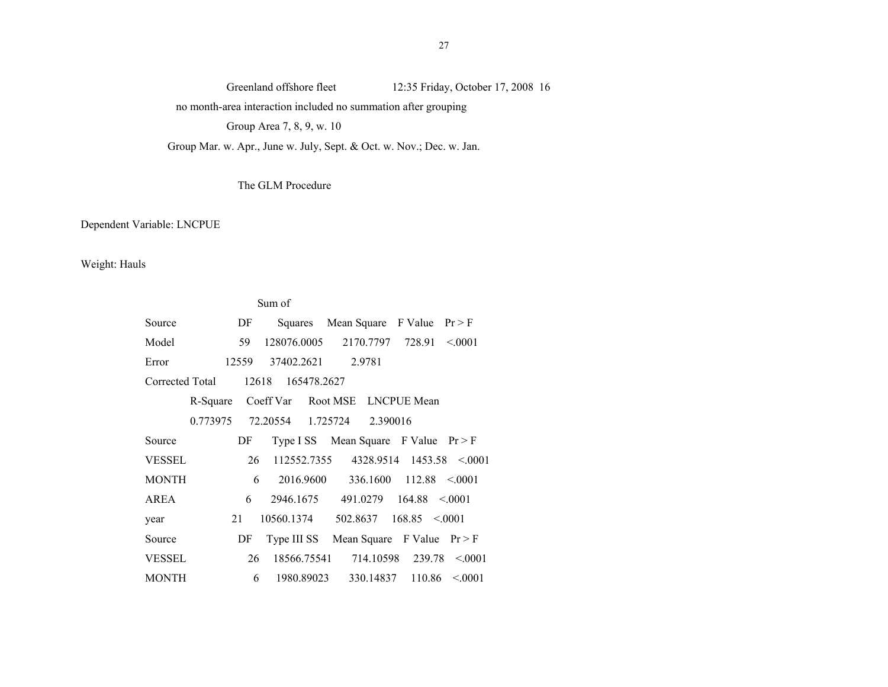Greenland offshore fleet 12:35 Friday, October 17, 2008 16

no month-area interaction included no summation after grouping

Group Area 7, 8, 9, w. 10

Group Mar. w. Apr., June w. July, Sept. & Oct. w. Nov.; Dec. w. Jan.

The GLM Procedure

Dependent Variable: LNCPUE

Weight: Hauls

| Source | DF | Sum of Squares | Mean Square | F Value | Pr > F |
|---|---|---|---|---|---|
| Model | 59 | 128076.0005 | 2170.7797 | 728.91 | <.0001 |
| Error | 12559 | 37402.2621 | 2.9781 | | |
| Corrected Total | 12618 | 165478.2627 | | | |

| R-Square | Coeff Var | Root MSE | LNCPUE Mean |
|---|---|---|---|
| 0.773975 | 72.20554 | 1.725724 | 2.390016 |

| Source | DF | Type I SS | Mean Square | F Value | Pr > F |
|---|---|---|---|---|---|
| VESSEL | 26 | 112552.7355 | 4328.9514 | 1453.58 | <.0001 |
| MONTH | 6 | 2016.9600 | 336.1600 | 112.88 | <.0001 |
| AREA | 6 | 2946.1675 | 491.0279 | 164.88 | <.0001 |
| year | 21 | 10560.1374 | 502.8637 | 168.85 | <.0001 |

| Source | DF | Type III SS | Mean Square | F Value | Pr > F |
|---|---|---|---|---|---|
| VESSEL | 26 | 18566.75541 | 714.10598 | 239.78 | <.0001 |
| MONTH | 6 | 1980.89023 | 330.14837 | 110.86 | <.0001 |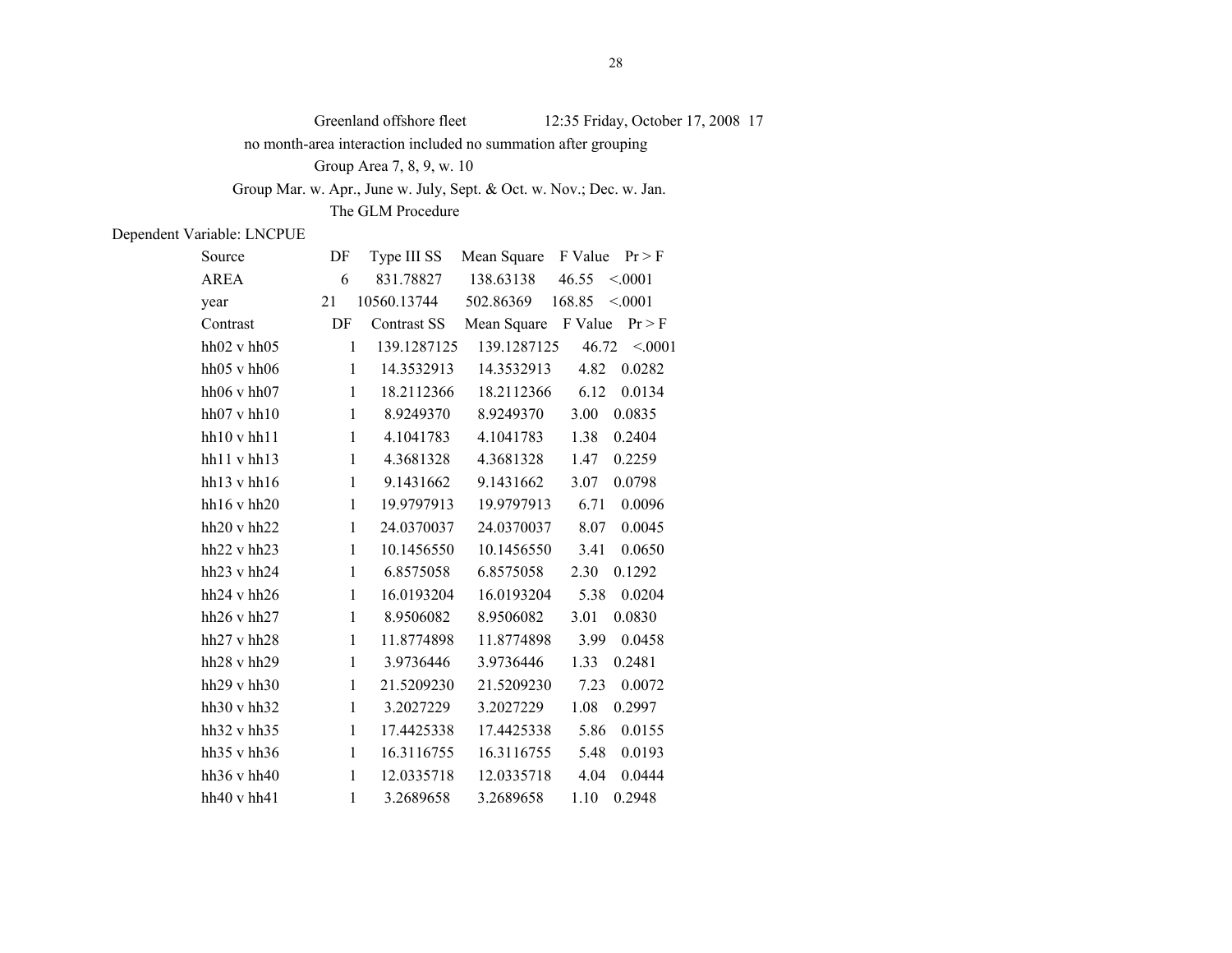Greenland offshore fleet 12:35 Friday, October 17, 2008 17

no month-area interaction included no summation after grouping

Group Area 7, 8, 9, w. 10

Group Mar. w. Apr., June w. July, Sept. & Oct. w. Nov.; Dec. w. Jan.

The GLM Procedure

Dependent Variable: LNCPUE

| Source | DF | Type III SS | Mean Square | F Value | Pr > F |
|---|---|---|---|---|---|
| AREA | 6 | 831.78827 | 138.63138 | 46.55 | <.0001 |
| year | 21 | 10560.13744 | 502.86369 | 168.85 | <.0001 |

| Contrast | DF | Contrast SS | Mean Square | F Value | Pr > F |
|---|---|---|---|---|---|
| hh02 v hh05 | 1 | 139.1287125 | 139.1287125 | 46.72 | <.0001 |
| hh05 v hh06 | 1 | 14.3532913 | 14.3532913 | 4.82 | 0.0282 |
| hh06 v hh07 | 1 | 18.2112366 | 18.2112366 | 6.12 | 0.0134 |
| hh07 v hh10 | 1 | 8.9249370 | 8.9249370 | 3.00 | 0.0835 |
| hh10 v hh11 | 1 | 4.1041783 | 4.1041783 | 1.38 | 0.2404 |
| hh11 v hh13 | 1 | 4.3681328 | 4.3681328 | 1.47 | 0.2259 |
| hh13 v hh16 | 1 | 9.1431662 | 9.1431662 | 3.07 | 0.0798 |
| hh16 v hh20 | 1 | 19.9797913 | 19.9797913 | 6.71 | 0.0096 |
| hh20 v hh22 | 1 | 24.0370037 | 24.0370037 | 8.07 | 0.0045 |
| hh22 v hh23 | 1 | 10.1456550 | 10.1456550 | 3.41 | 0.0650 |
| hh23 v hh24 | 1 | 6.8575058 | 6.8575058 | 2.30 | 0.1292 |
| hh24 v hh26 | 1 | 16.0193204 | 16.0193204 | 5.38 | 0.0204 |
| hh26 v hh27 | 1 | 8.9506082 | 8.9506082 | 3.01 | 0.0830 |
| hh27 v hh28 | 1 | 11.8774898 | 11.8774898 | 3.99 | 0.0458 |
| hh28 v hh29 | 1 | 3.9736446 | 3.9736446 | 1.33 | 0.2481 |
| hh29 v hh30 | 1 | 21.5209230 | 21.5209230 | 7.23 | 0.0072 |
| hh30 v hh32 | 1 | 3.2027229 | 3.2027229 | 1.08 | 0.2997 |
| hh32 v hh35 | 1 | 17.4425338 | 17.4425338 | 5.86 | 0.0155 |
| hh35 v hh36 | 1 | 16.3116755 | 16.3116755 | 5.48 | 0.0193 |
| hh36 v hh40 | 1 | 12.0335718 | 12.0335718 | 4.04 | 0.0444 |
| hh40 v hh41 | 1 | 3.2689658 | 3.2689658 | 1.10 | 0.2948 |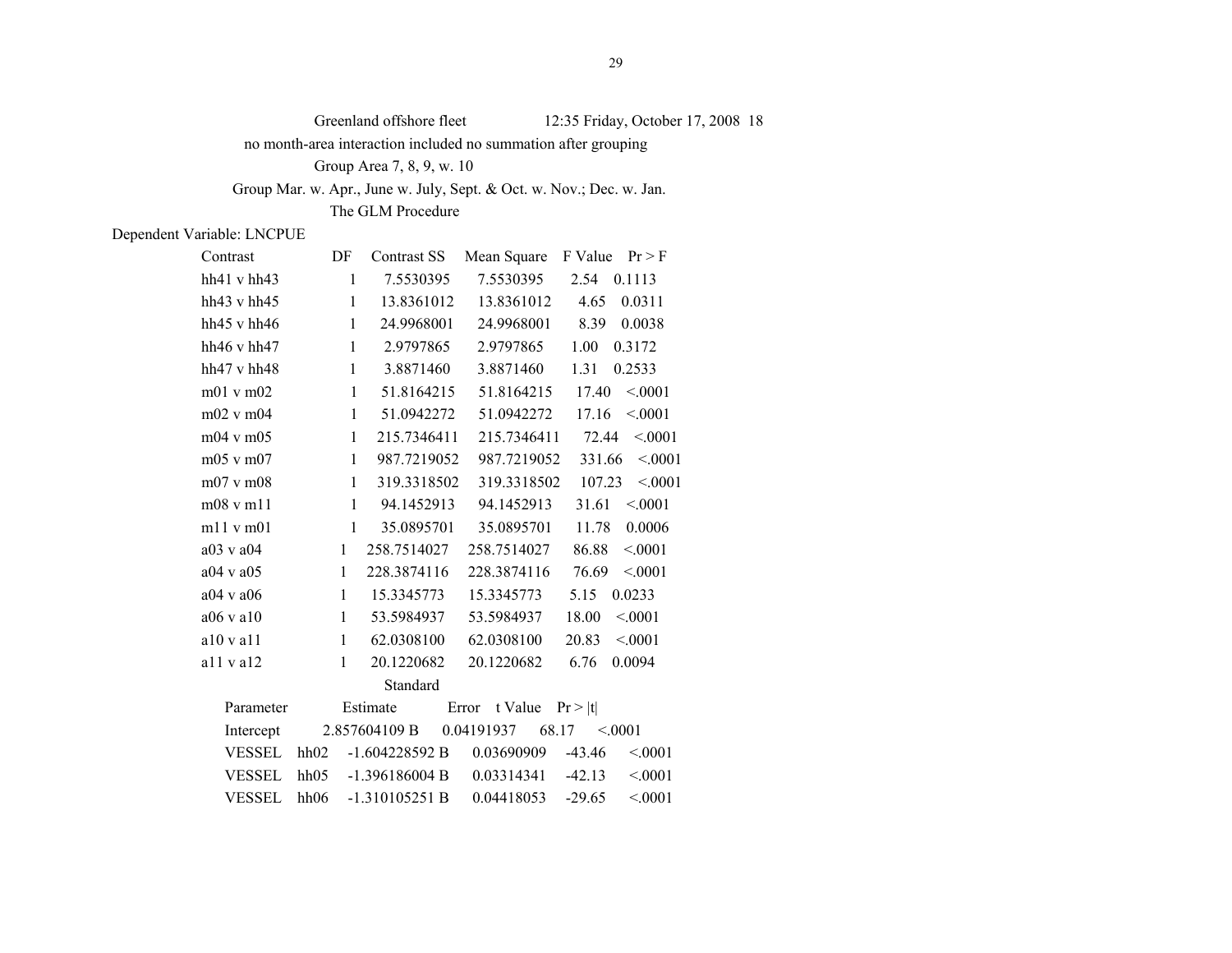Greenland offshore fleet 12:35 Friday, October 17, 2008 18

no month-area interaction included no summation after grouping

Group Area 7, 8, 9, w. 10

Group Mar. w. Apr., June w. July, Sept. & Oct. w. Nov.; Dec. w. Jan.

The GLM Procedure

Dependent Variable: LNCPUE

| Contrast | DF | Contrast SS | Mean Square | F Value | Pr > F |
|---|---|---|---|---|---|
| hh41 v hh43 | 1 | 7.5530395 | 7.5530395 | 2.54 | 0.1113 |
| hh43 v hh45 | 1 | 13.8361012 | 13.8361012 | 4.65 | 0.0311 |
| hh45 v hh46 | 1 | 24.9968001 | 24.9968001 | 8.39 | 0.0038 |
| hh46 v hh47 | 1 | 2.9797865 | 2.9797865 | 1.00 | 0.3172 |
| hh47 v hh48 | 1 | 3.8871460 | 3.8871460 | 1.31 | 0.2533 |
| m01 v m02 | 1 | 51.8164215 | 51.8164215 | 17.40 | <.0001 |
| m02 v m04 | 1 | 51.0942272 | 51.0942272 | 17.16 | <.0001 |
| m04 v m05 | 1 | 215.7346411 | 215.7346411 | 72.44 | <.0001 |
| m05 v m07 | 1 | 987.7219052 | 987.7219052 | 331.66 | <.0001 |
| m07 v m08 | 1 | 319.3318502 | 319.3318502 | 107.23 | <.0001 |
| m08 v m11 | 1 | 94.1452913 | 94.1452913 | 31.61 | <.0001 |
| m11 v m01 | 1 | 35.0895701 | 35.0895701 | 11.78 | 0.0006 |
| a03 v a04 | 1 | 258.7514027 | 258.7514027 | 86.88 | <.0001 |
| a04 v a05 | 1 | 228.3874116 | 228.3874116 | 76.69 | <.0001 |
| a04 v a06 | 1 | 15.3345773 | 15.3345773 | 5.15 | 0.0233 |
| a06 v a10 | 1 | 53.5984937 | 53.5984937 | 18.00 | <.0001 |
| a10 v a11 | 1 | 62.0308100 | 62.0308100 | 20.83 | <.0001 |
| a11 v a12 | 1 | 20.1220682 | 20.1220682 | 6.76 | 0.0094 |

| Parameter | | Estimate | Standard Error | t Value | Pr > \|t\| |
|---|---|---|---|---|---|
| Intercept | | 2.857604109 B | 0.04191937 | 68.17 | <.0001 |
| VESSEL | hh02 | -1.604228592 B | 0.03690909 | -43.46 | <.0001 |
| VESSEL | hh05 | -1.396186004 B | 0.03314341 | -42.13 | <.0001 |
| VESSEL | hh06 | -1.310105251 B | 0.04418053 | -29.65 | <.0001 |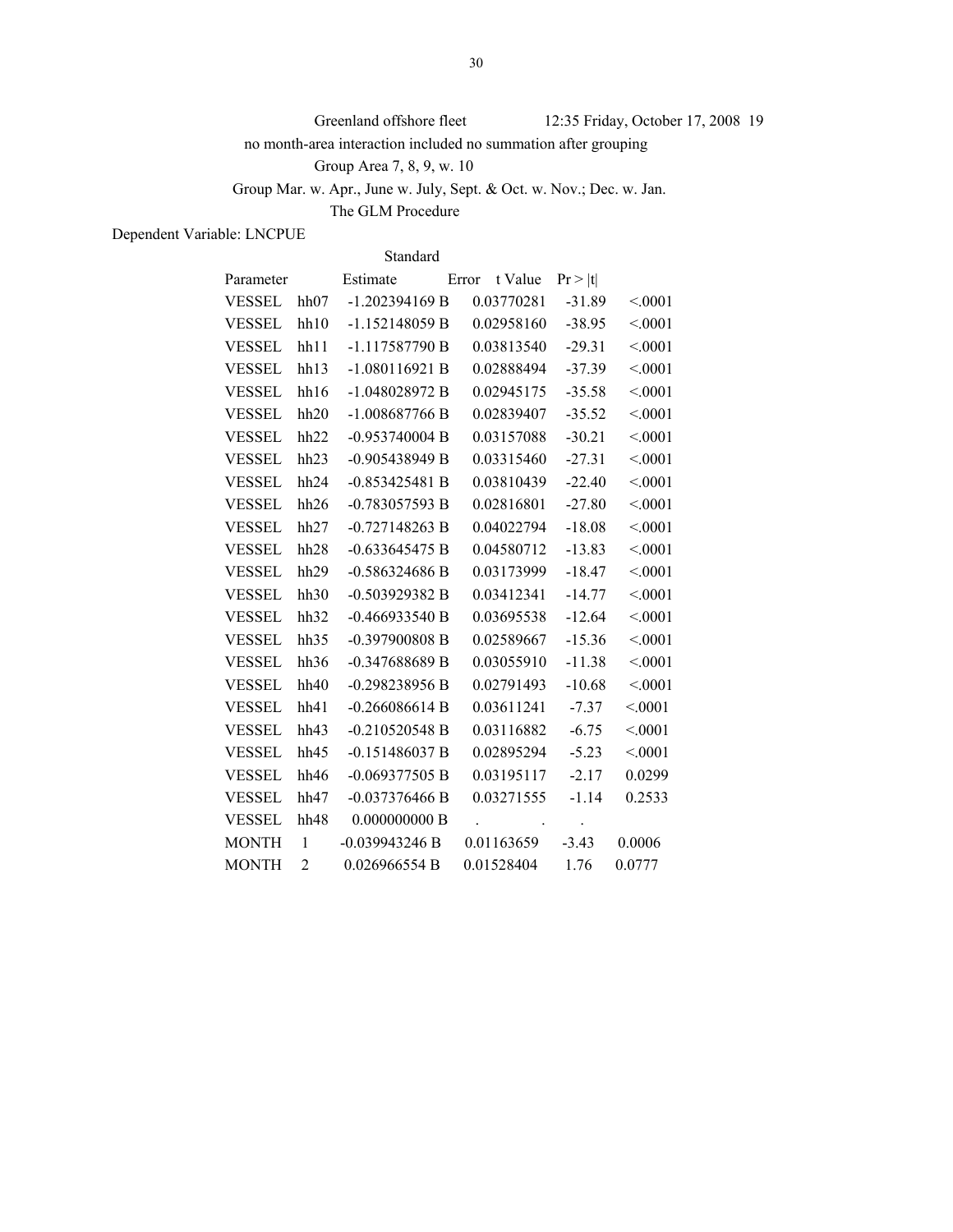Greenland offshore fleet 12:35 Friday, October 17, 2008 19

no month-area interaction included no summation after grouping

Group Area 7, 8, 9, w. 10

Group Mar. w. Apr., June w. July, Sept. & Oct. w. Nov.; Dec. w. Jan.

The GLM Procedure

Dependent Variable: LNCPUE

| Parameter | | Estimate | Standard Error | t Value | Pr > \|t\| |
|---|---|---|---|---|---|
| VESSEL | hh07 | -1.202394169 B | 0.03770281 | -31.89 | <.0001 |
| VESSEL | hh10 | -1.152148059 B | 0.02958160 | -38.95 | <.0001 |
| VESSEL | hh11 | -1.117587790 B | 0.03813540 | -29.31 | <.0001 |
| VESSEL | hh13 | -1.080116921 B | 0.02888494 | -37.39 | <.0001 |
| VESSEL | hh16 | -1.048028972 B | 0.02945175 | -35.58 | <.0001 |
| VESSEL | hh20 | -1.008687766 B | 0.02839407 | -35.52 | <.0001 |
| VESSEL | hh22 | -0.953740004 B | 0.03157088 | -30.21 | <.0001 |
| VESSEL | hh23 | -0.905438949 B | 0.03315460 | -27.31 | <.0001 |
| VESSEL | hh24 | -0.853425481 B | 0.03810439 | -22.40 | <.0001 |
| VESSEL | hh26 | -0.783057593 B | 0.02816801 | -27.80 | <.0001 |
| VESSEL | hh27 | -0.727148263 B | 0.04022794 | -18.08 | <.0001 |
| VESSEL | hh28 | -0.633645475 B | 0.04580712 | -13.83 | <.0001 |
| VESSEL | hh29 | -0.586324686 B | 0.03173999 | -18.47 | <.0001 |
| VESSEL | hh30 | -0.503929382 B | 0.03412341 | -14.77 | <.0001 |
| VESSEL | hh32 | -0.466933540 B | 0.03695538 | -12.64 | <.0001 |
| VESSEL | hh35 | -0.397900808 B | 0.02589667 | -15.36 | <.0001 |
| VESSEL | hh36 | -0.347688689 B | 0.03055910 | -11.38 | <.0001 |
| VESSEL | hh40 | -0.298238956 B | 0.02791493 | -10.68 | <.0001 |
| VESSEL | hh41 | -0.266086614 B | 0.03611241 | -7.37 | <.0001 |
| VESSEL | hh43 | -0.210520548 B | 0.03116882 | -6.75 | <.0001 |
| VESSEL | hh45 | -0.151486037 B | 0.02895294 | -5.23 | <.0001 |
| VESSEL | hh46 | -0.069377505 B | 0.03195117 | -2.17 | 0.0299 |
| VESSEL | hh47 | -0.037376466 B | 0.03271555 | -1.14 | 0.2533 |
| VESSEL | hh48 | 0.000000000 B | . | . | . |
| MONTH | 1 | -0.039943246 B | 0.01163659 | -3.43 | 0.0006 |
| MONTH | 2 | 0.026966554 B | 0.01528404 | 1.76 | 0.0777 |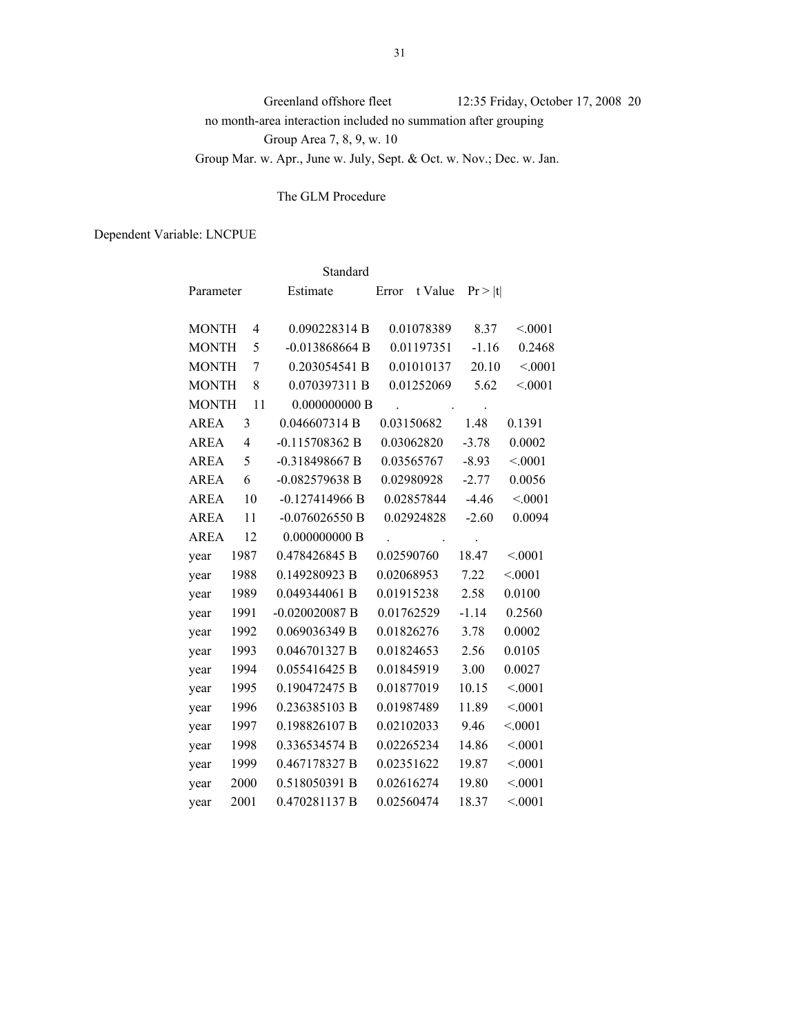Greenland offshore fleet 12:35 Friday, October 17, 2008 20

no month-area interaction included no summation after grouping

Group Area 7, 8, 9, w. 10

Group Mar. w. Apr., June w. July, Sept. & Oct. w. Nov.; Dec. w. Jan.

The GLM Procedure

Dependent Variable: LNCPUE

| Parameter | | Estimate | Standard Error | t Value | Pr > \|t\| |
|---|---|---|---|---|---|
| MONTH | 4 | 0.090228314 B | 0.01078389 | 8.37 | <.0001 |
| MONTH | 5 | -0.013868664 B | 0.01197351 | -1.16 | 0.2468 |
| MONTH | 7 | 0.203054541 B | 0.01010137 | 20.10 | <.0001 |
| MONTH | 8 | 0.070397311 B | 0.01252069 | 5.62 | <.0001 |
| MONTH | 11 | 0.000000000 B | . | . | . |
| AREA | 3 | 0.046607314 B | 0.03150682 | 1.48 | 0.1391 |
| AREA | 4 | -0.115708362 B | 0.03062820 | -3.78 | 0.0002 |
| AREA | 5 | -0.318498667 B | 0.03565767 | -8.93 | <.0001 |
| AREA | 6 | -0.082579638 B | 0.02980928 | -2.77 | 0.0056 |
| AREA | 10 | -0.127414966 B | 0.02857844 | -4.46 | <.0001 |
| AREA | 11 | -0.076026550 B | 0.02924828 | -2.60 | 0.0094 |
| AREA | 12 | 0.000000000 B | . | . | . |
| year | 1987 | 0.478426845 B | 0.02590760 | 18.47 | <.0001 |
| year | 1988 | 0.149280923 B | 0.02068953 | 7.22 | <.0001 |
| year | 1989 | 0.049344061 B | 0.01915238 | 2.58 | 0.0100 |
| year | 1991 | -0.020020087 B | 0.01762529 | -1.14 | 0.2560 |
| year | 1992 | 0.069036349 B | 0.01826276 | 3.78 | 0.0002 |
| year | 1993 | 0.046701327 B | 0.01824653 | 2.56 | 0.0105 |
| year | 1994 | 0.055416425 B | 0.01845919 | 3.00 | 0.0027 |
| year | 1995 | 0.190472475 B | 0.01877019 | 10.15 | <.0001 |
| year | 1996 | 0.236385103 B | 0.01987489 | 11.89 | <.0001 |
| year | 1997 | 0.198826107 B | 0.02102033 | 9.46 | <.0001 |
| year | 1998 | 0.336534574 B | 0.02265234 | 14.86 | <.0001 |
| year | 1999 | 0.467178327 B | 0.02351622 | 19.87 | <.0001 |
| year | 2000 | 0.518050391 B | 0.02616274 | 19.80 | <.0001 |
| year | 2001 | 0.470281137 B | 0.02560474 | 18.37 | <.0001 |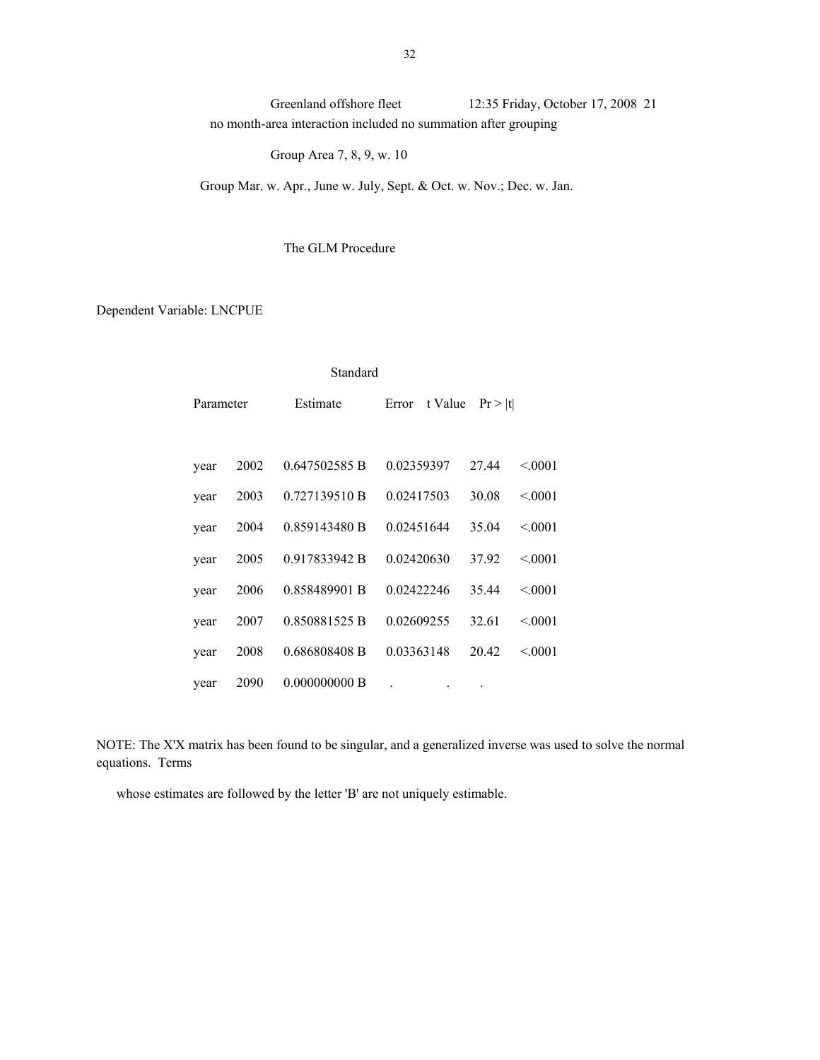Greenland offshore fleet 12:35 Friday, October 17, 2008 21

no month-area interaction included no summation after grouping

Group Area 7, 8, 9, w. 10

Group Mar. w. Apr., June w. July, Sept. & Oct. w. Nov.; Dec. w. Jan.

The GLM Procedure

Dependent Variable: LNCPUE

| Parameter | | Estimate | Standard Error | t Value | Pr > \|t\| |
|---|---|---|---|---|---|
| year | 2002 | 0.647502585 B | 0.02359397 | 27.44 | <.0001 |
| year | 2003 | 0.727139510 B | 0.02417503 | 30.08 | <.0001 |
| year | 2004 | 0.859143480 B | 0.02451644 | 35.04 | <.0001 |
| year | 2005 | 0.917833942 B | 0.02420630 | 37.92 | <.0001 |
| year | 2006 | 0.858489901 B | 0.02422246 | 35.44 | <.0001 |
| year | 2007 | 0.850881525 B | 0.02609255 | 32.61 | <.0001 |
| year | 2008 | 0.686808408 B | 0.03363148 | 20.42 | <.0001 |
| year | 2090 | 0.000000000 B | . | . | . |

NOTE: The X'X matrix has been found to be singular, and a generalized inverse was used to solve the normal equations. Terms

whose estimates are followed by the letter 'B' are not uniquely estimable.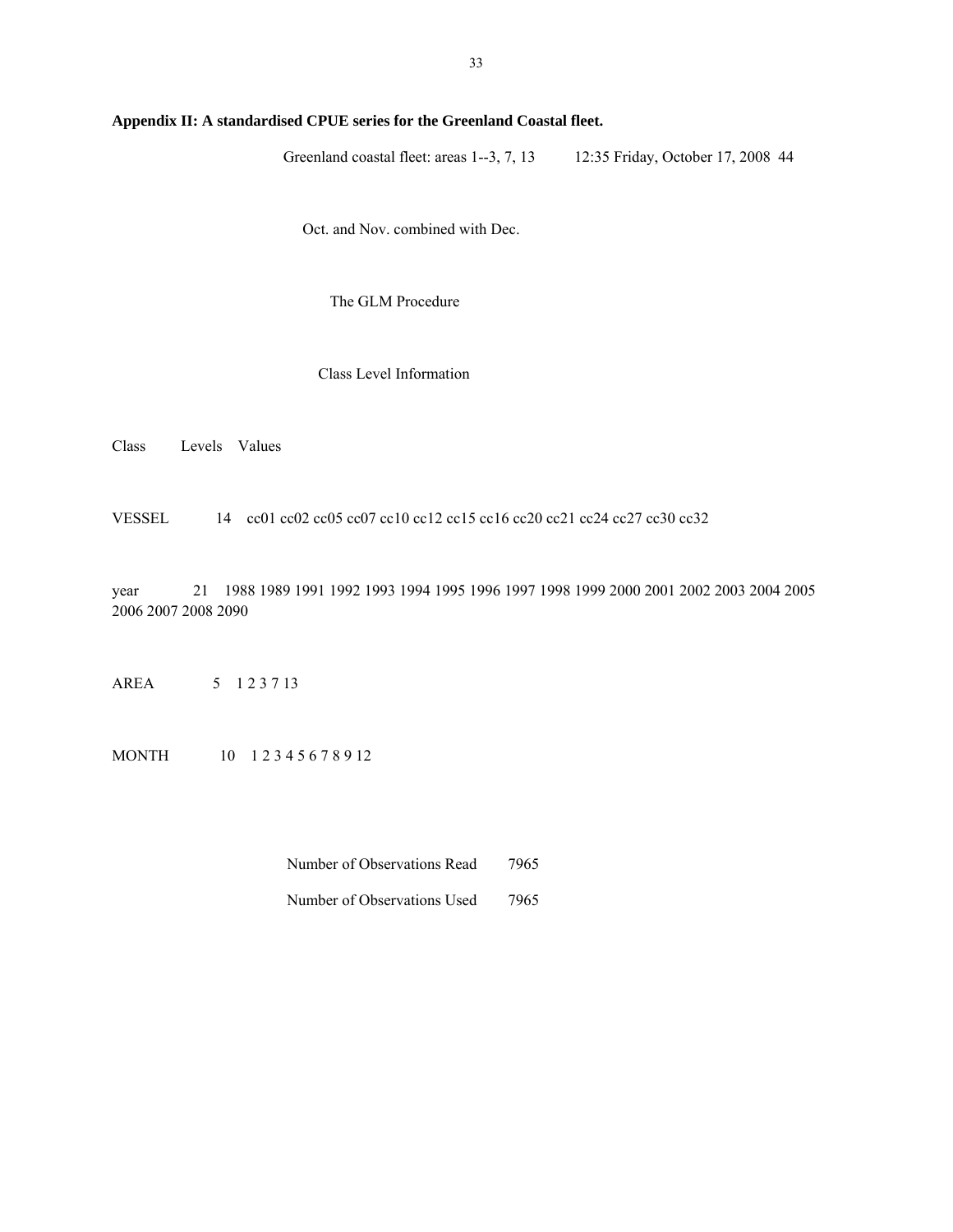**Appendix II: A standardised CPUE series for the Greenland Coastal fleet.**

Greenland coastal fleet: areas 1--3, 7, 13     12:35 Friday, October 17, 2008  44

Oct. and Nov. combined with Dec.

The GLM Procedure

Class Level Information

| Class | Levels | Values |
|---|---|---|
| VESSEL | 14 | cc01 cc02 cc05 cc07 cc10 cc12 cc15 cc16 cc20 cc21 cc24 cc27 cc30 cc32 |
| year | 21 | 1988 1989 1991 1992 1993 1994 1995 1996 1997 1998 1999 2000 2001 2002 2003 2004 2005 2006 2007 2008 2090 |
| AREA | 5 | 1 2 3 7 13 |
| MONTH | 10 | 1 2 3 4 5 6 7 8 9 12 |

| | |
|---|---|
| Number of Observations Read | 7965 |
| Number of Observations Used | 7965 |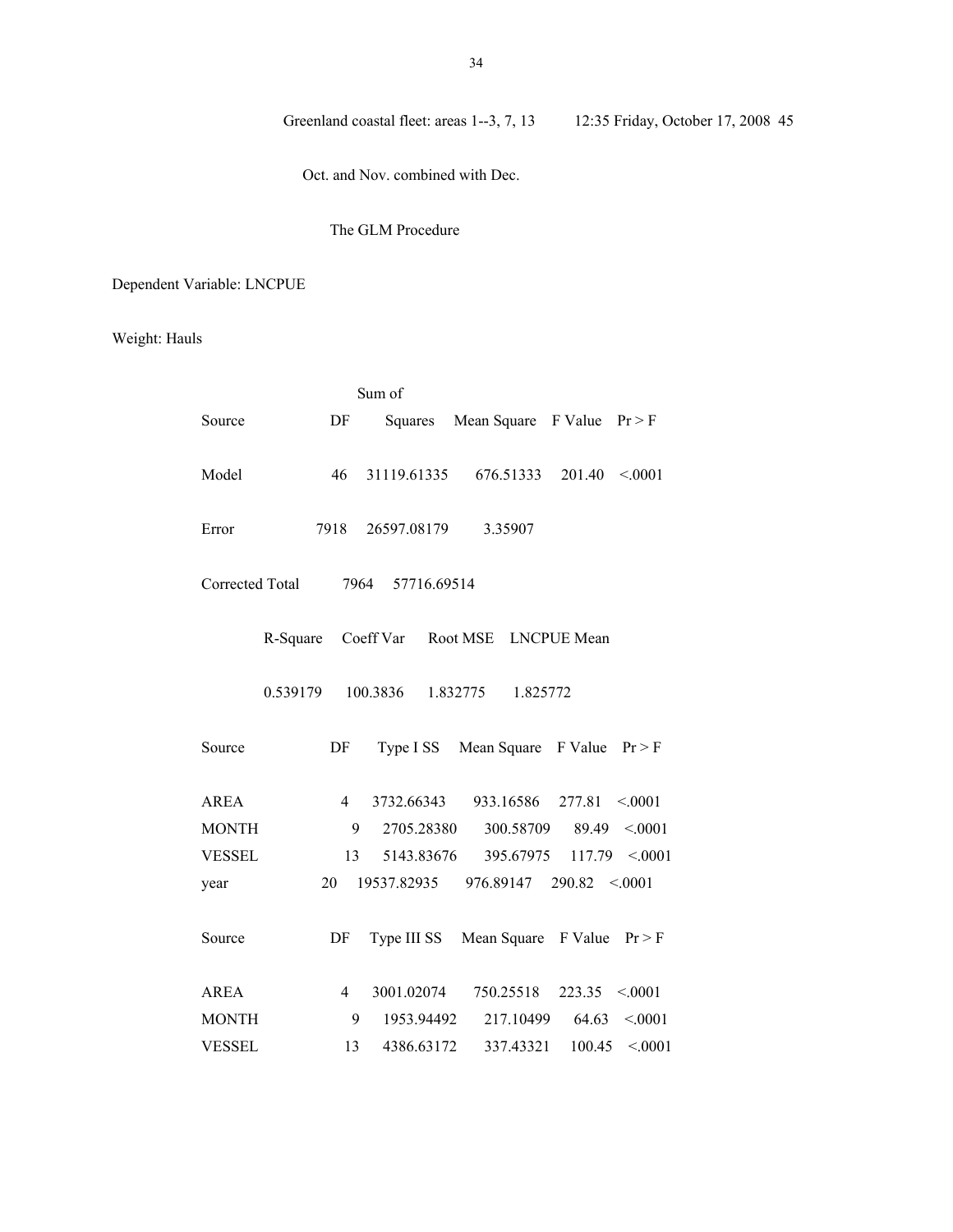Greenland coastal fleet: areas 1--3, 7, 13          12:35 Friday, October 17, 2008  45

Oct. and Nov. combined with Dec.

The GLM Procedure

Dependent Variable: LNCPUE

Weight: Hauls

| Source | DF | Sum of Squares | Mean Square | F Value | Pr > F |
|---|---|---|---|---|---|
| Model | 46 | 31119.61335 | 676.51333 | 201.40 | <.0001 |
| Error | 7918 | 26597.08179 | 3.35907 | | |
| Corrected Total | 7964 | 57716.69514 | | | |

| R-Square | Coeff Var | Root MSE | LNCPUE Mean |
|---|---|---|---|
| 0.539179 | 100.3836 | 1.832775 | 1.825772 |

| Source | DF | Type I SS | Mean Square | F Value | Pr > F |
|---|---|---|---|---|---|
| AREA | 4 | 3732.66343 | 933.16586 | 277.81 | <.0001 |
| MONTH | 9 | 2705.28380 | 300.58709 | 89.49 | <.0001 |
| VESSEL | 13 | 5143.83676 | 395.67975 | 117.79 | <.0001 |
| year | 20 | 19537.82935 | 976.89147 | 290.82 | <.0001 |

| Source | DF | Type III SS | Mean Square | F Value | Pr > F |
|---|---|---|---|---|---|
| AREA | 4 | 3001.02074 | 750.25518 | 223.35 | <.0001 |
| MONTH | 9 | 1953.94492 | 217.10499 | 64.63 | <.0001 |
| VESSEL | 13 | 4386.63172 | 337.43321 | 100.45 | <.0001 |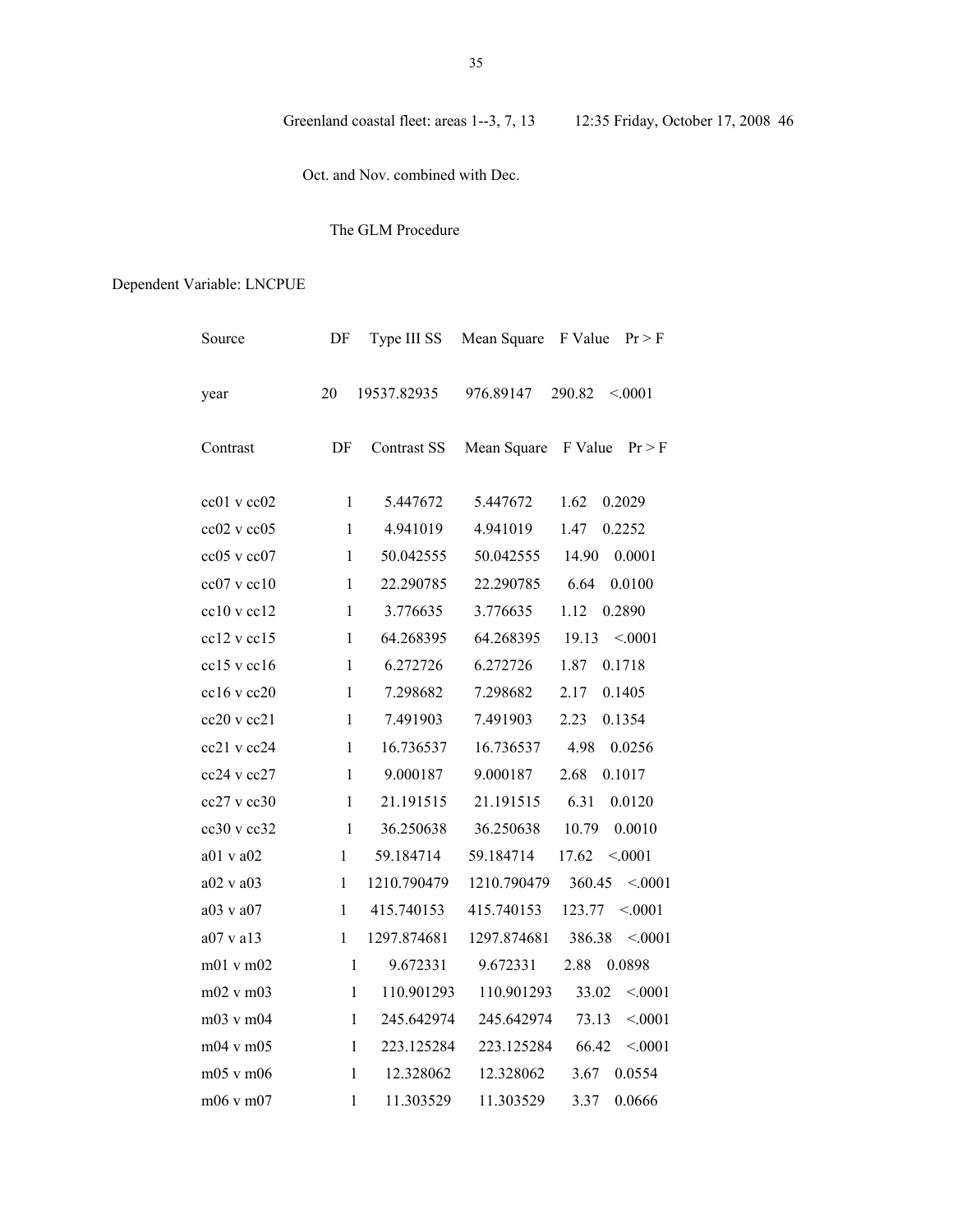Greenland coastal fleet: areas 1--3, 7, 13 12:35 Friday, October 17, 2008 46

Oct. and Nov. combined with Dec.

The GLM Procedure

Dependent Variable: LNCPUE

| Source | DF | Type III SS | Mean Square | F Value | Pr > F |
|---|---|---|---|---|---|
| year | 20 | 19537.82935 | 976.89147 | 290.82 | <.0001 |

| Contrast | DF | Contrast SS | Mean Square | F Value | Pr > F |
|---|---|---|---|---|---|
| cc01 v cc02 | 1 | 5.447672 | 5.447672 | 1.62 | 0.2029 |
| cc02 v cc05 | 1 | 4.941019 | 4.941019 | 1.47 | 0.2252 |
| cc05 v cc07 | 1 | 50.042555 | 50.042555 | 14.90 | 0.0001 |
| cc07 v cc10 | 1 | 22.290785 | 22.290785 | 6.64 | 0.0100 |
| cc10 v cc12 | 1 | 3.776635 | 3.776635 | 1.12 | 0.2890 |
| cc12 v cc15 | 1 | 64.268395 | 64.268395 | 19.13 | <.0001 |
| cc15 v cc16 | 1 | 6.272726 | 6.272726 | 1.87 | 0.1718 |
| cc16 v cc20 | 1 | 7.298682 | 7.298682 | 2.17 | 0.1405 |
| cc20 v cc21 | 1 | 7.491903 | 7.491903 | 2.23 | 0.1354 |
| cc21 v cc24 | 1 | 16.736537 | 16.736537 | 4.98 | 0.0256 |
| cc24 v cc27 | 1 | 9.000187 | 9.000187 | 2.68 | 0.1017 |
| cc27 v cc30 | 1 | 21.191515 | 21.191515 | 6.31 | 0.0120 |
| cc30 v cc32 | 1 | 36.250638 | 36.250638 | 10.79 | 0.0010 |
| a01 v a02 | 1 | 59.184714 | 59.184714 | 17.62 | <.0001 |
| a02 v a03 | 1 | 1210.790479 | 1210.790479 | 360.45 | <.0001 |
| a03 v a07 | 1 | 415.740153 | 415.740153 | 123.77 | <.0001 |
| a07 v a13 | 1 | 1297.874681 | 1297.874681 | 386.38 | <.0001 |
| m01 v m02 | 1 | 9.672331 | 9.672331 | 2.88 | 0.0898 |
| m02 v m03 | 1 | 110.901293 | 110.901293 | 33.02 | <.0001 |
| m03 v m04 | 1 | 245.642974 | 245.642974 | 73.13 | <.0001 |
| m04 v m05 | 1 | 223.125284 | 223.125284 | 66.42 | <.0001 |
| m05 v m06 | 1 | 12.328062 | 12.328062 | 3.67 | 0.0554 |
| m06 v m07 | 1 | 11.303529 | 11.303529 | 3.37 | 0.0666 |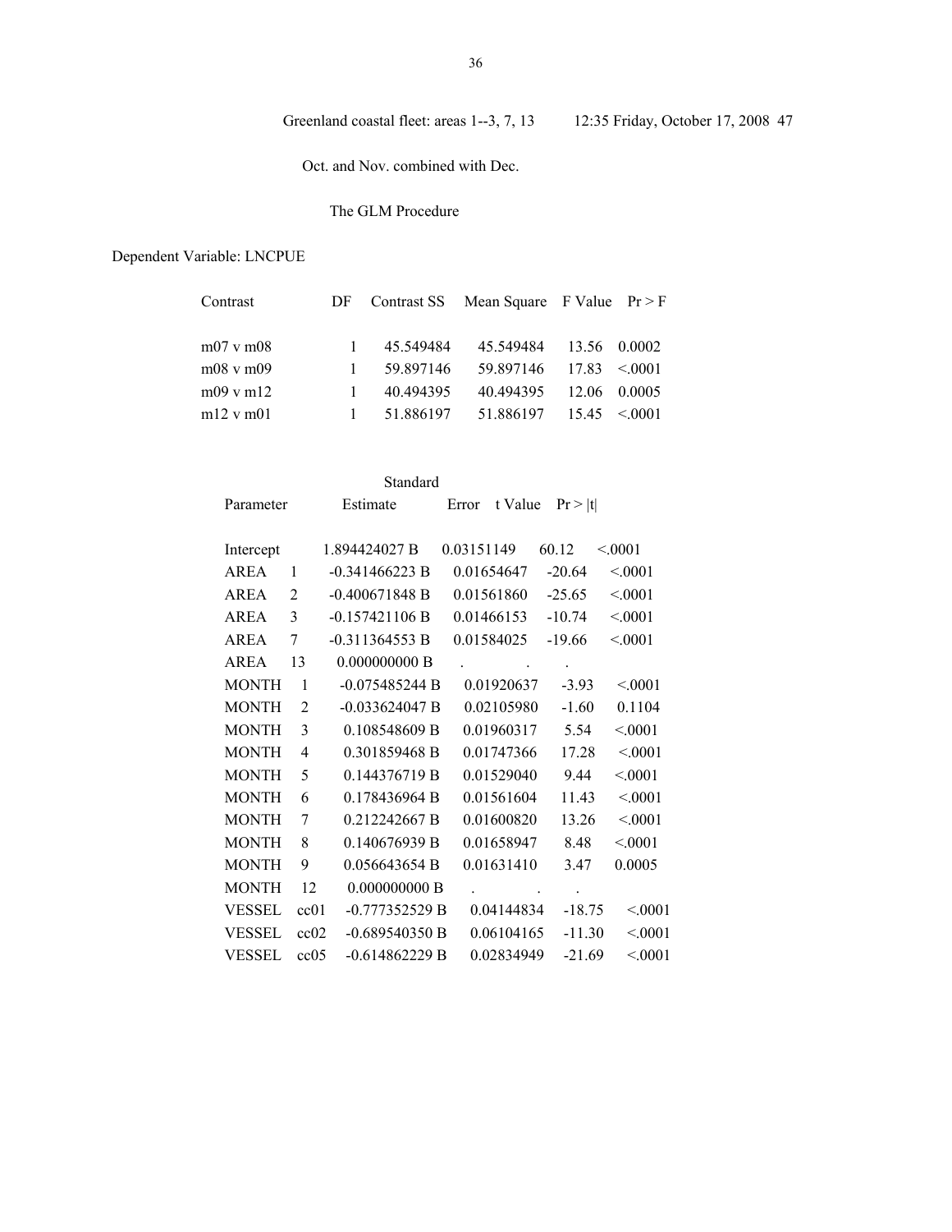Greenland coastal fleet: areas 1--3, 7, 13          12:35 Friday, October 17, 2008  47

Oct. and Nov. combined with Dec.

The GLM Procedure

Dependent Variable: LNCPUE

| Contrast | DF | Contrast SS | Mean Square | F Value | Pr > F |
|---|---|---|---|---|---|
| m07 v m08 | 1 | 45.549484 | 45.549484 | 13.56 | 0.0002 |
| m08 v m09 | 1 | 59.897146 | 59.897146 | 17.83 | <.0001 |
| m09 v m12 | 1 | 40.494395 | 40.494395 | 12.06 | 0.0005 |
| m12 v m01 | 1 | 51.886197 | 51.886197 | 15.45 | <.0001 |

| Parameter | | Estimate | Standard Error | t Value | Pr > \|t\| |
|---|---|---|---|---|---|
| Intercept | | 1.894424027 B | 0.03151149 | 60.12 | <.0001 |
| AREA | 1 | -0.341466223 B | 0.01654647 | -20.64 | <.0001 |
| AREA | 2 | -0.400671848 B | 0.01561860 | -25.65 | <.0001 |
| AREA | 3 | -0.157421106 B | 0.01466153 | -10.74 | <.0001 |
| AREA | 7 | -0.311364553 B | 0.01584025 | -19.66 | <.0001 |
| AREA | 13 | 0.000000000 B | . | . | . |
| MONTH | 1 | -0.075485244 B | 0.01920637 | -3.93 | <.0001 |
| MONTH | 2 | -0.033624047 B | 0.02105980 | -1.60 | 0.1104 |
| MONTH | 3 | 0.108548609 B | 0.01960317 | 5.54 | <.0001 |
| MONTH | 4 | 0.301859468 B | 0.01747366 | 17.28 | <.0001 |
| MONTH | 5 | 0.144376719 B | 0.01529040 | 9.44 | <.0001 |
| MONTH | 6 | 0.178436964 B | 0.01561604 | 11.43 | <.0001 |
| MONTH | 7 | 0.212242667 B | 0.01600820 | 13.26 | <.0001 |
| MONTH | 8 | 0.140676939 B | 0.01658947 | 8.48 | <.0001 |
| MONTH | 9 | 0.056643654 B | 0.01631410 | 3.47 | 0.0005 |
| MONTH | 12 | 0.000000000 B | . | . | . |
| VESSEL | cc01 | -0.777352529 B | 0.04144834 | -18.75 | <.0001 |
| VESSEL | cc02 | -0.689540350 B | 0.06104165 | -11.30 | <.0001 |
| VESSEL | cc05 | -0.614862229 B | 0.02834949 | -21.69 | <.0001 |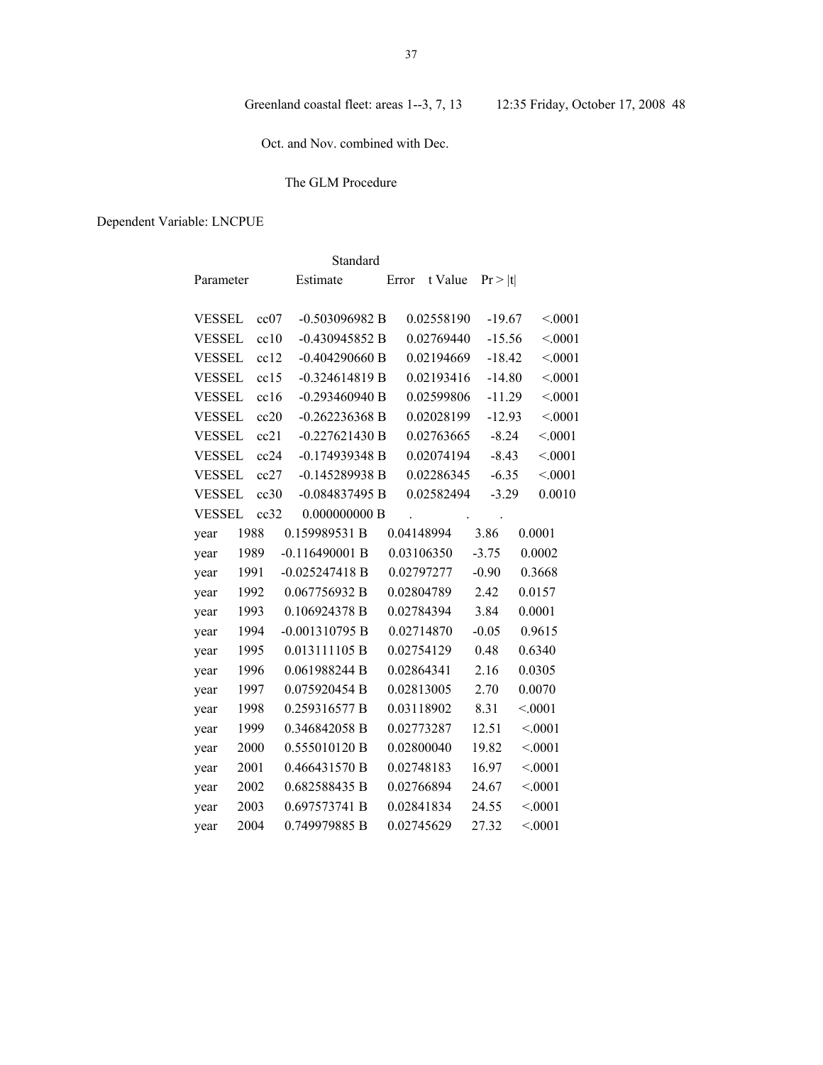Greenland coastal fleet: areas 1--3, 7, 13 12:35 Friday, October 17, 2008 48

Oct. and Nov. combined with Dec.

The GLM Procedure

Dependent Variable: LNCPUE

| Parameter | | Estimate | Standard Error | t Value | Pr > \|t\| |
|---|---|---|---|---|---|
| VESSEL | cc07 | -0.503096982 B | 0.02558190 | -19.67 | <.0001 |
| VESSEL | cc10 | -0.430945852 B | 0.02769440 | -15.56 | <.0001 |
| VESSEL | cc12 | -0.404290660 B | 0.02194669 | -18.42 | <.0001 |
| VESSEL | cc15 | -0.324614819 B | 0.02193416 | -14.80 | <.0001 |
| VESSEL | cc16 | -0.293460940 B | 0.02599806 | -11.29 | <.0001 |
| VESSEL | cc20 | -0.262236368 B | 0.02028199 | -12.93 | <.0001 |
| VESSEL | cc21 | -0.227621430 B | 0.02763665 | -8.24 | <.0001 |
| VESSEL | cc24 | -0.174939348 B | 0.02074194 | -8.43 | <.0001 |
| VESSEL | cc27 | -0.145289938 B | 0.02286345 | -6.35 | <.0001 |
| VESSEL | cc30 | -0.084837495 B | 0.02582494 | -3.29 | 0.0010 |
| VESSEL | cc32 | 0.000000000 B | . | . | . |
| year | 1988 | 0.159989531 B | 0.04148994 | 3.86 | 0.0001 |
| year | 1989 | -0.116490001 B | 0.03106350 | -3.75 | 0.0002 |
| year | 1991 | -0.025247418 B | 0.02797277 | -0.90 | 0.3668 |
| year | 1992 | 0.067756932 B | 0.02804789 | 2.42 | 0.0157 |
| year | 1993 | 0.106924378 B | 0.02784394 | 3.84 | 0.0001 |
| year | 1994 | -0.001310795 B | 0.02714870 | -0.05 | 0.9615 |
| year | 1995 | 0.013111105 B | 0.02754129 | 0.48 | 0.6340 |
| year | 1996 | 0.061988244 B | 0.02864341 | 2.16 | 0.0305 |
| year | 1997 | 0.075920454 B | 0.02813005 | 2.70 | 0.0070 |
| year | 1998 | 0.259316577 B | 0.03118902 | 8.31 | <.0001 |
| year | 1999 | 0.346842058 B | 0.02773287 | 12.51 | <.0001 |
| year | 2000 | 0.555010120 B | 0.02800040 | 19.82 | <.0001 |
| year | 2001 | 0.466431570 B | 0.02748183 | 16.97 | <.0001 |
| year | 2002 | 0.682588435 B | 0.02766894 | 24.67 | <.0001 |
| year | 2003 | 0.697573741 B | 0.02841834 | 24.55 | <.0001 |
| year | 2004 | 0.749979885 B | 0.02745629 | 27.32 | <.0001 |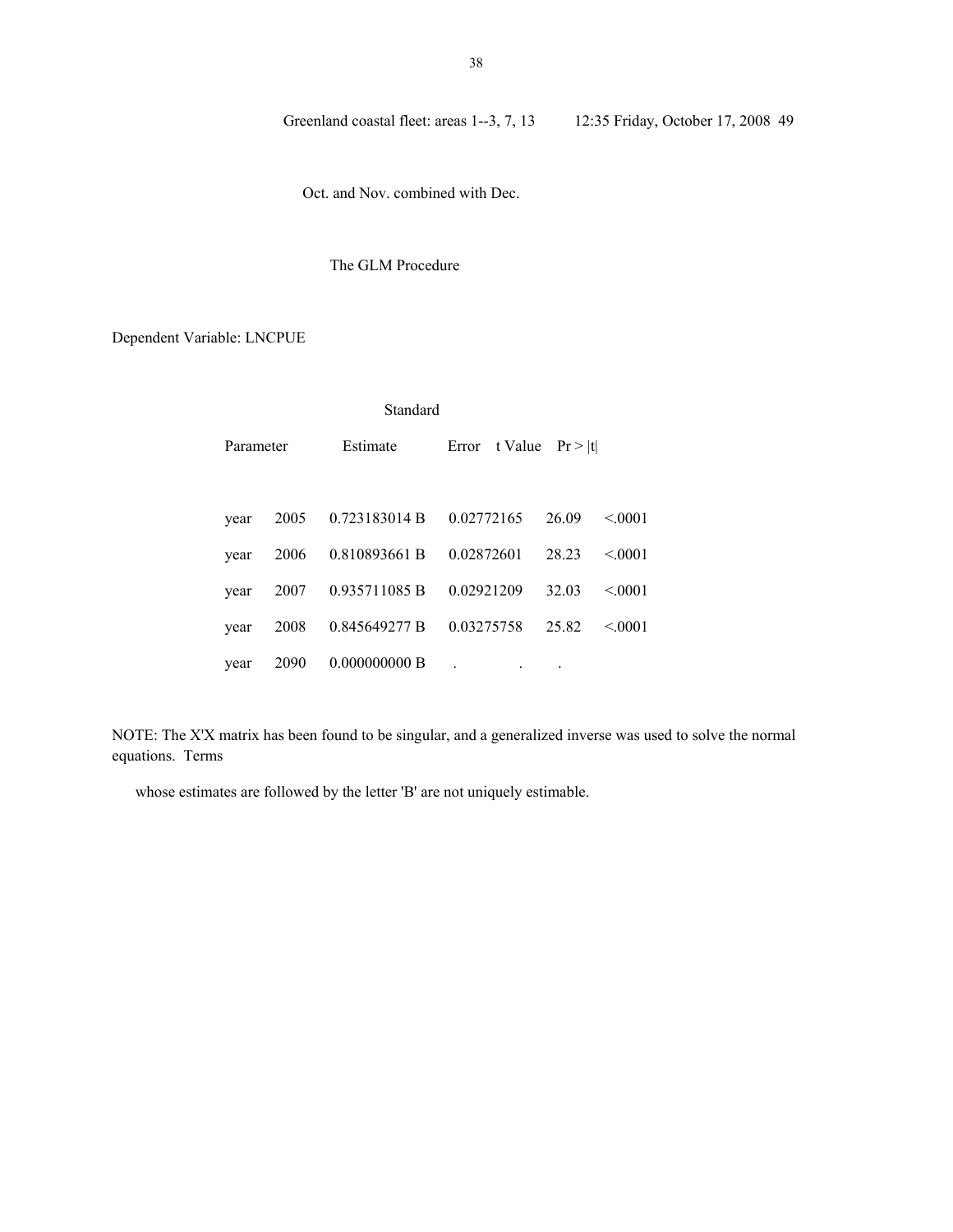Greenland coastal fleet: areas 1--3, 7, 13          12:35 Friday, October 17, 2008  49

Oct. and Nov. combined with Dec.

The GLM Procedure

Dependent Variable: LNCPUE

| Parameter | | Estimate | Standard Error | t Value | Pr > \|t\| |
|---|---|---|---|---|---|
| year | 2005 | 0.723183014 B | 0.02772165 | 26.09 | <.0001 |
| year | 2006 | 0.810893661 B | 0.02872601 | 28.23 | <.0001 |
| year | 2007 | 0.935711085 B | 0.02921209 | 32.03 | <.0001 |
| year | 2008 | 0.845649277 B | 0.03275758 | 25.82 | <.0001 |
| year | 2090 | 0.000000000 B | . | . | . |

NOTE: The X'X matrix has been found to be singular, and a generalized inverse was used to solve the normal equations. Terms

whose estimates are followed by the letter 'B' are not uniquely estimable.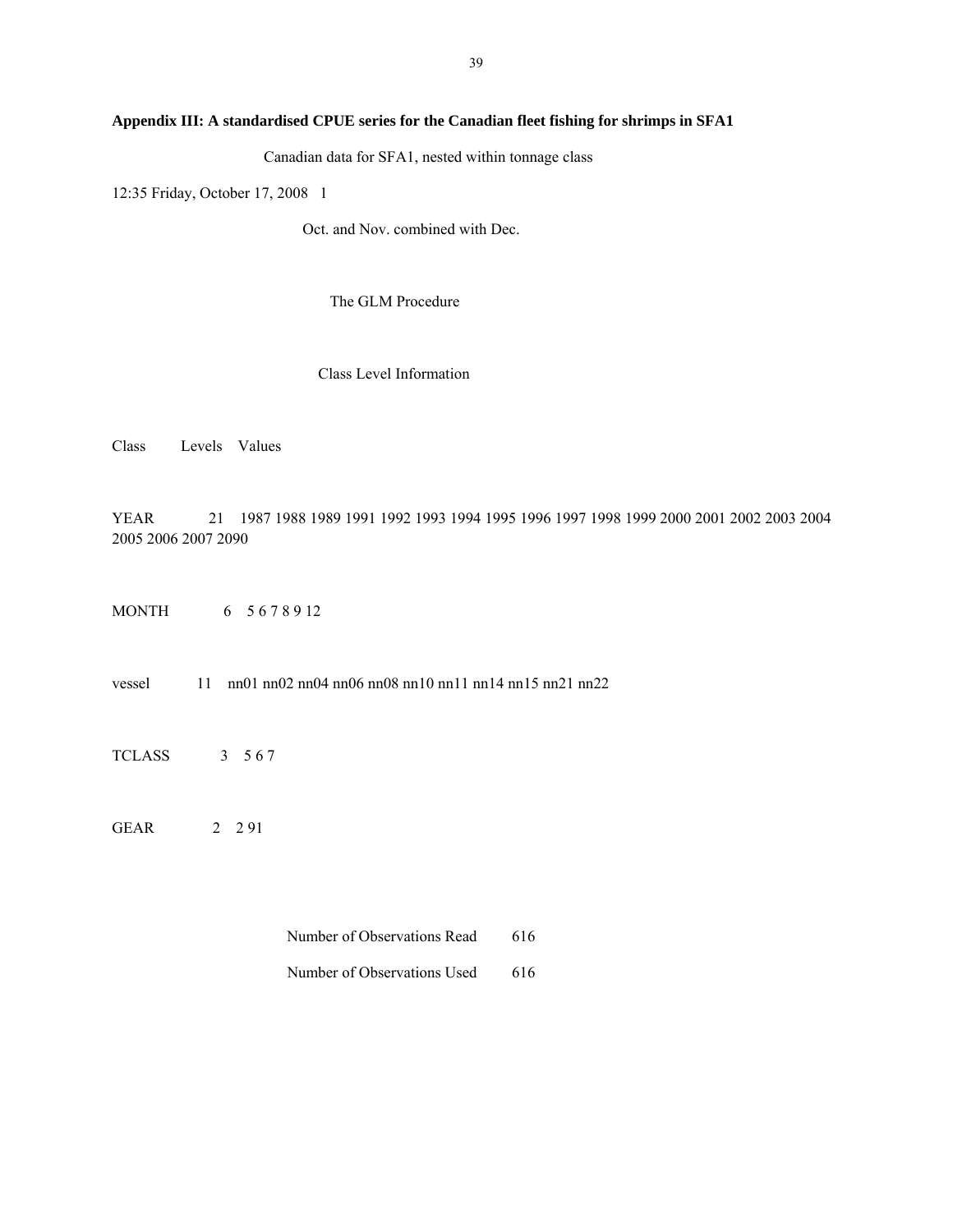**Appendix III: A standardised CPUE series for the Canadian fleet fishing for shrimps in SFA1**

Canadian data for SFA1, nested within tonnage class

12:35 Friday, October 17, 2008 1

Oct. and Nov. combined with Dec.

The GLM Procedure

Class Level Information

| Class | Levels | Values |
|---|---|---|
| YEAR | 21 | 1987 1988 1989 1991 1992 1993 1994 1995 1996 1997 1998 1999 2000 2001 2002 2003 2004 2005 2006 2007 2090 |
| MONTH | 6 | 5 6 7 8 9 12 |
| vessel | 11 | nn01 nn02 nn04 nn06 nn08 nn10 nn11 nn14 nn15 nn21 nn22 |
| TCLASS | 3 | 5 6 7 |
| GEAR | 2 | 2 91 |

| | |
|---|---|
| Number of Observations Read | 616 |
| Number of Observations Used | 616 |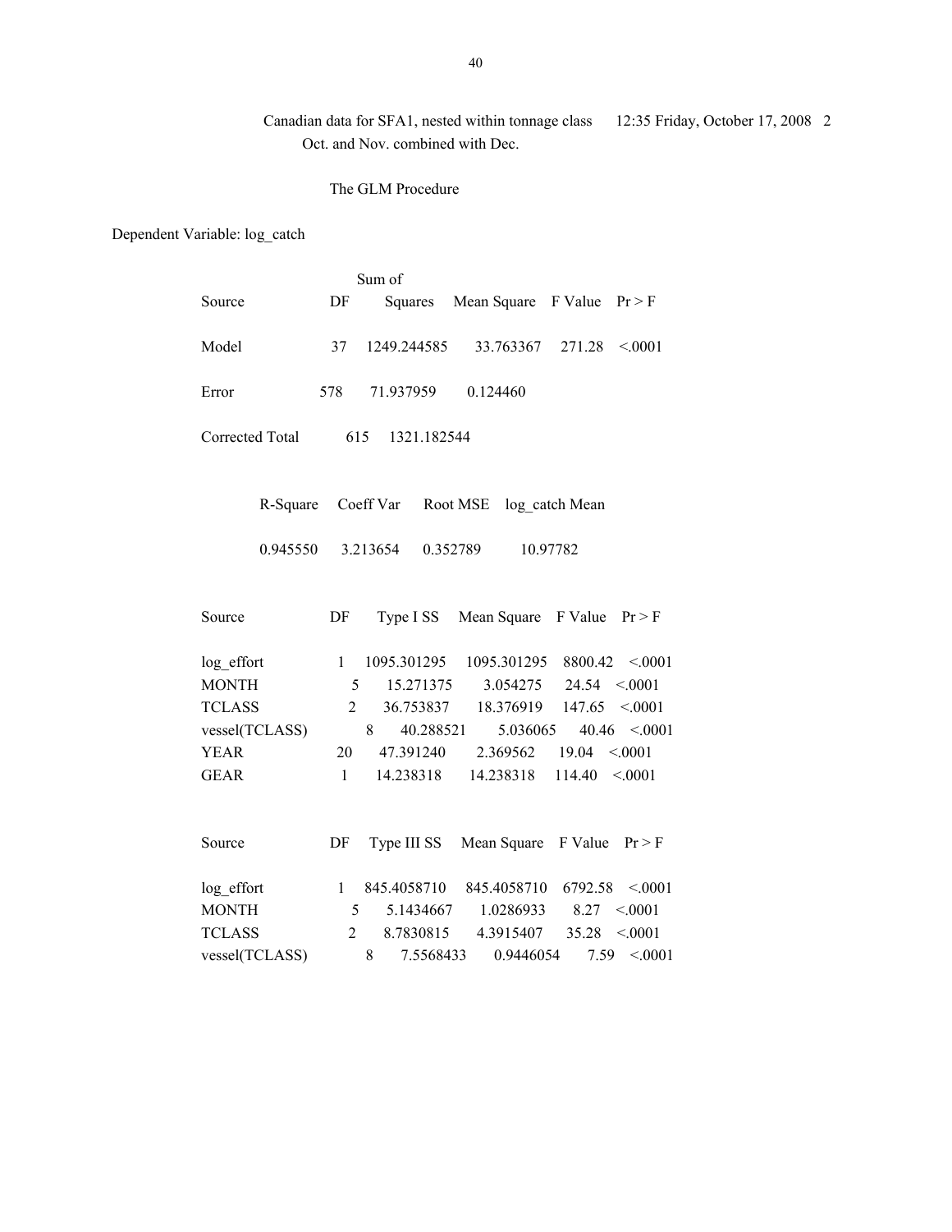Canadian data for SFA1, nested within tonnage class 12:35 Friday, October 17, 2008 2
Oct. and Nov. combined with Dec.

The GLM Procedure

Dependent Variable: log_catch

| Source | DF | Sum of Squares | Mean Square | F Value | Pr > F |
|---|---|---|---|---|---|
| Model | 37 | 1249.244585 | 33.763367 | 271.28 | <.0001 |
| Error | 578 | 71.937959 | 0.124460 | | |
| Corrected Total | 615 | 1321.182544 | | | |

| R-Square | Coeff Var | Root MSE | log_catch Mean |
|---|---|---|---|
| 0.945550 | 3.213654 | 0.352789 | 10.97782 |

| Source | DF | Type I SS | Mean Square | F Value | Pr > F |
|---|---|---|---|---|---|
| log_effort | 1 | 1095.301295 | 1095.301295 | 8800.42 | <.0001 |
| MONTH | 5 | 15.271375 | 3.054275 | 24.54 | <.0001 |
| TCLASS | 2 | 36.753837 | 18.376919 | 147.65 | <.0001 |
| vessel(TCLASS) | 8 | 40.288521 | 5.036065 | 40.46 | <.0001 |
| YEAR | 20 | 47.391240 | 2.369562 | 19.04 | <.0001 |
| GEAR | 1 | 14.238318 | 14.238318 | 114.40 | <.0001 |

| Source | DF | Type III SS | Mean Square | F Value | Pr > F |
|---|---|---|---|---|---|
| log_effort | 1 | 845.4058710 | 845.4058710 | 6792.58 | <.0001 |
| MONTH | 5 | 5.1434667 | 1.0286933 | 8.27 | <.0001 |
| TCLASS | 2 | 8.7830815 | 4.3915407 | 35.28 | <.0001 |
| vessel(TCLASS) | 8 | 7.5568433 | 0.9446054 | 7.59 | <.0001 |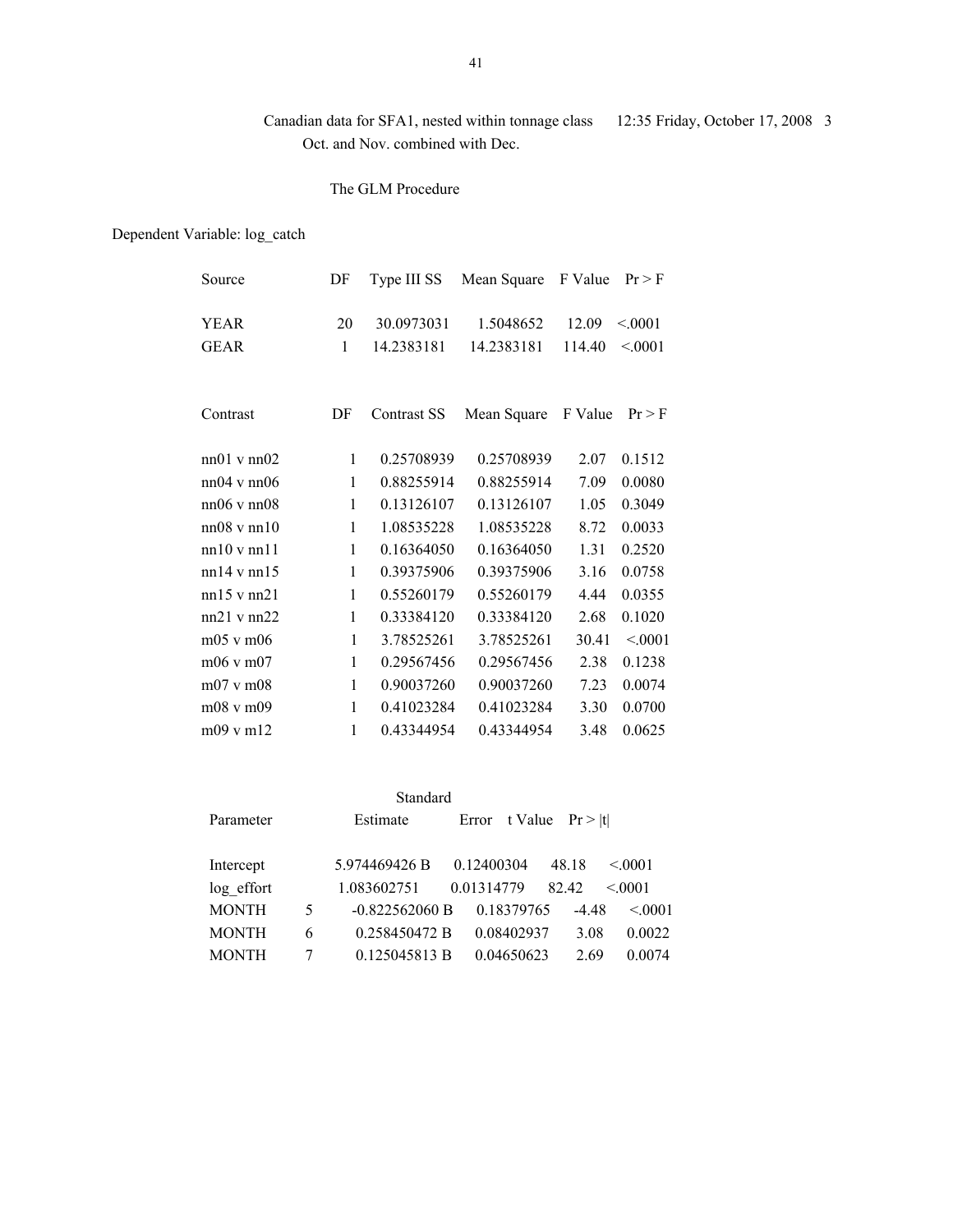Canadian data for SFA1, nested within tonnage class 12:35 Friday, October 17, 2008 3
Oct. and Nov. combined with Dec.

The GLM Procedure

Dependent Variable: log_catch

| Source | DF | Type III SS | Mean Square | F Value | Pr > F |
|---|---|---|---|---|---|
| YEAR | 20 | 30.0973031 | 1.5048652 | 12.09 | <.0001 |
| GEAR | 1 | 14.2383181 | 14.2383181 | 114.40 | <.0001 |

| Contrast | DF | Contrast SS | Mean Square | F Value | Pr > F |
|---|---|---|---|---|---|
| nn01 v nn02 | 1 | 0.25708939 | 0.25708939 | 2.07 | 0.1512 |
| nn04 v nn06 | 1 | 0.88255914 | 0.88255914 | 7.09 | 0.0080 |
| nn06 v nn08 | 1 | 0.13126107 | 0.13126107 | 1.05 | 0.3049 |
| nn08 v nn10 | 1 | 1.08535228 | 1.08535228 | 8.72 | 0.0033 |
| nn10 v nn11 | 1 | 0.16364050 | 0.16364050 | 1.31 | 0.2520 |
| nn14 v nn15 | 1 | 0.39375906 | 0.39375906 | 3.16 | 0.0758 |
| nn15 v nn21 | 1 | 0.55260179 | 0.55260179 | 4.44 | 0.0355 |
| nn21 v nn22 | 1 | 0.33384120 | 0.33384120 | 2.68 | 0.1020 |
| m05 v m06 | 1 | 3.78525261 | 3.78525261 | 30.41 | <.0001 |
| m06 v m07 | 1 | 0.29567456 | 0.29567456 | 2.38 | 0.1238 |
| m07 v m08 | 1 | 0.90037260 | 0.90037260 | 7.23 | 0.0074 |
| m08 v m09 | 1 | 0.41023284 | 0.41023284 | 3.30 | 0.0700 |
| m09 v m12 | 1 | 0.43344954 | 0.43344954 | 3.48 | 0.0625 |

| Parameter | | Estimate | Standard Error | t Value | Pr > \|t\| |
|---|---|---|---|---|---|
| Intercept | | 5.974469426 B | 0.12400304 | 48.18 | <.0001 |
| log_effort | | 1.083602751 | 0.01314779 | 82.42 | <.0001 |
| MONTH | 5 | -0.822562060 B | 0.18379765 | -4.48 | <.0001 |
| MONTH | 6 | 0.258450472 B | 0.08402937 | 3.08 | 0.0022 |
| MONTH | 7 | 0.125045813 B | 0.04650623 | 2.69 | 0.0074 |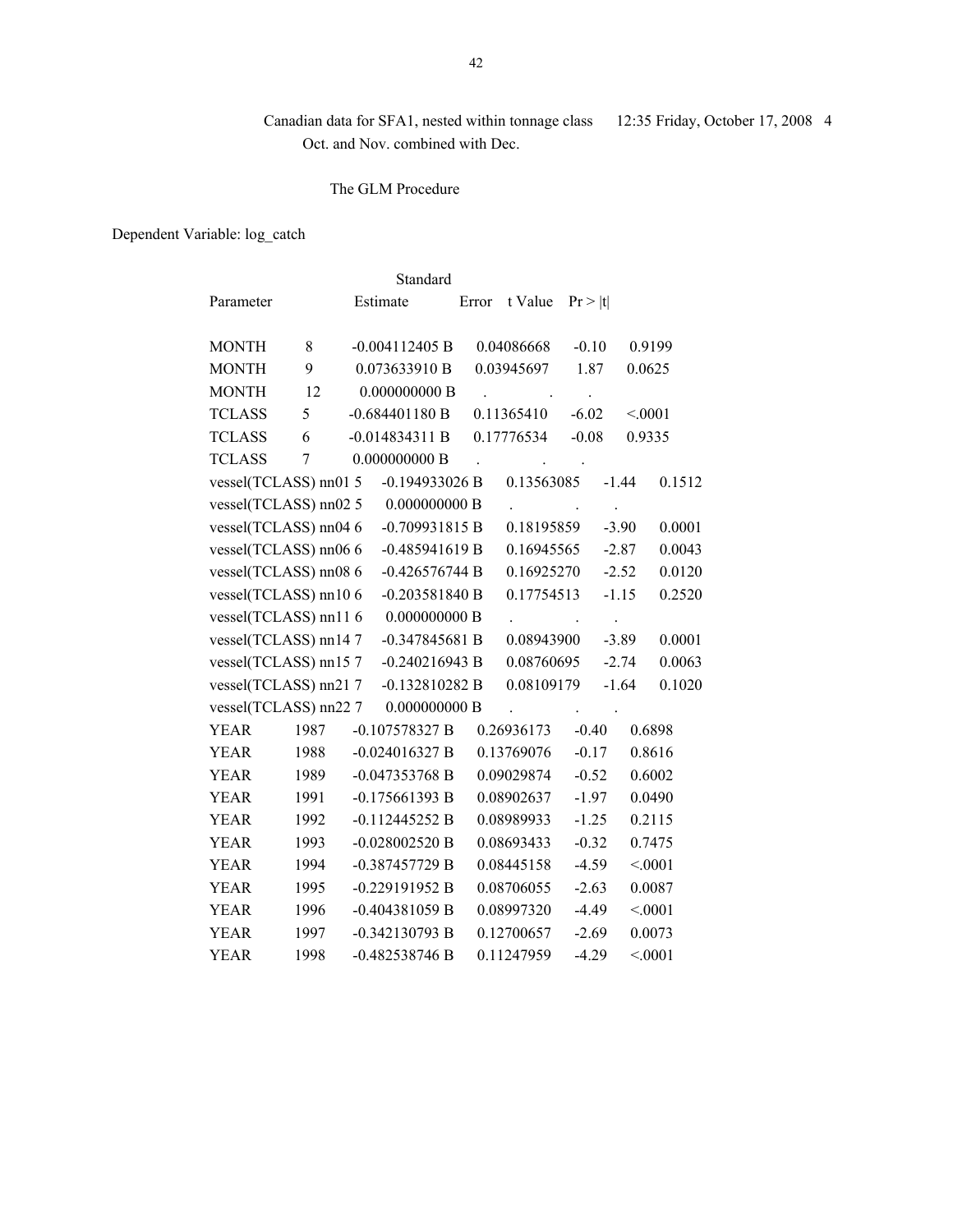Canadian data for SFA1, nested within tonnage class 12:35 Friday, October 17, 2008 4
Oct. and Nov. combined with Dec.

The GLM Procedure

Dependent Variable: log_catch

| Parameter | | Estimate | Standard Error | t Value | Pr > \|t\| |
|---|---|---|---|---|---|
| MONTH | 8 | -0.004112405 B | 0.04086668 | -0.10 | 0.9199 |
| MONTH | 9 | 0.073633910 B | 0.03945697 | 1.87 | 0.0625 |
| MONTH | 12 | 0.000000000 B | . | . | . |
| TCLASS | 5 | -0.684401180 B | 0.11365410 | -6.02 | <.0001 |
| TCLASS | 6 | -0.014834311 B | 0.17776534 | -0.08 | 0.9335 |
| TCLASS | 7 | 0.000000000 B | . | . | . |
| vessel(TCLASS) | nn01 5 | -0.194933026 B | 0.13563085 | -1.44 | 0.1512 |
| vessel(TCLASS) | nn02 5 | 0.000000000 B | . | . | . |
| vessel(TCLASS) | nn04 6 | -0.709931815 B | 0.18195859 | -3.90 | 0.0001 |
| vessel(TCLASS) | nn06 6 | -0.485941619 B | 0.16945565 | -2.87 | 0.0043 |
| vessel(TCLASS) | nn08 6 | -0.426576744 B | 0.16925270 | -2.52 | 0.0120 |
| vessel(TCLASS) | nn10 6 | -0.203581840 B | 0.17754513 | -1.15 | 0.2520 |
| vessel(TCLASS) | nn11 6 | 0.000000000 B | . | . | . |
| vessel(TCLASS) | nn14 7 | -0.347845681 B | 0.08943900 | -3.89 | 0.0001 |
| vessel(TCLASS) | nn15 7 | -0.240216943 B | 0.08760695 | -2.74 | 0.0063 |
| vessel(TCLASS) | nn21 7 | -0.132810282 B | 0.08109179 | -1.64 | 0.1020 |
| vessel(TCLASS) | nn22 7 | 0.000000000 B | . | . | . |
| YEAR | 1987 | -0.107578327 B | 0.26936173 | -0.40 | 0.6898 |
| YEAR | 1988 | -0.024016327 B | 0.13769076 | -0.17 | 0.8616 |
| YEAR | 1989 | -0.047353768 B | 0.09029874 | -0.52 | 0.6002 |
| YEAR | 1991 | -0.175661393 B | 0.08902637 | -1.97 | 0.0490 |
| YEAR | 1992 | -0.112445252 B | 0.08989933 | -1.25 | 0.2115 |
| YEAR | 1993 | -0.028002520 B | 0.08693433 | -0.32 | 0.7475 |
| YEAR | 1994 | -0.387457729 B | 0.08445158 | -4.59 | <.0001 |
| YEAR | 1995 | -0.229191952 B | 0.08706055 | -2.63 | 0.0087 |
| YEAR | 1996 | -0.404381059 B | 0.08997320 | -4.49 | <.0001 |
| YEAR | 1997 | -0.342130793 B | 0.12700657 | -2.69 | 0.0073 |
| YEAR | 1998 | -0.482538746 B | 0.11247959 | -4.29 | <.0001 |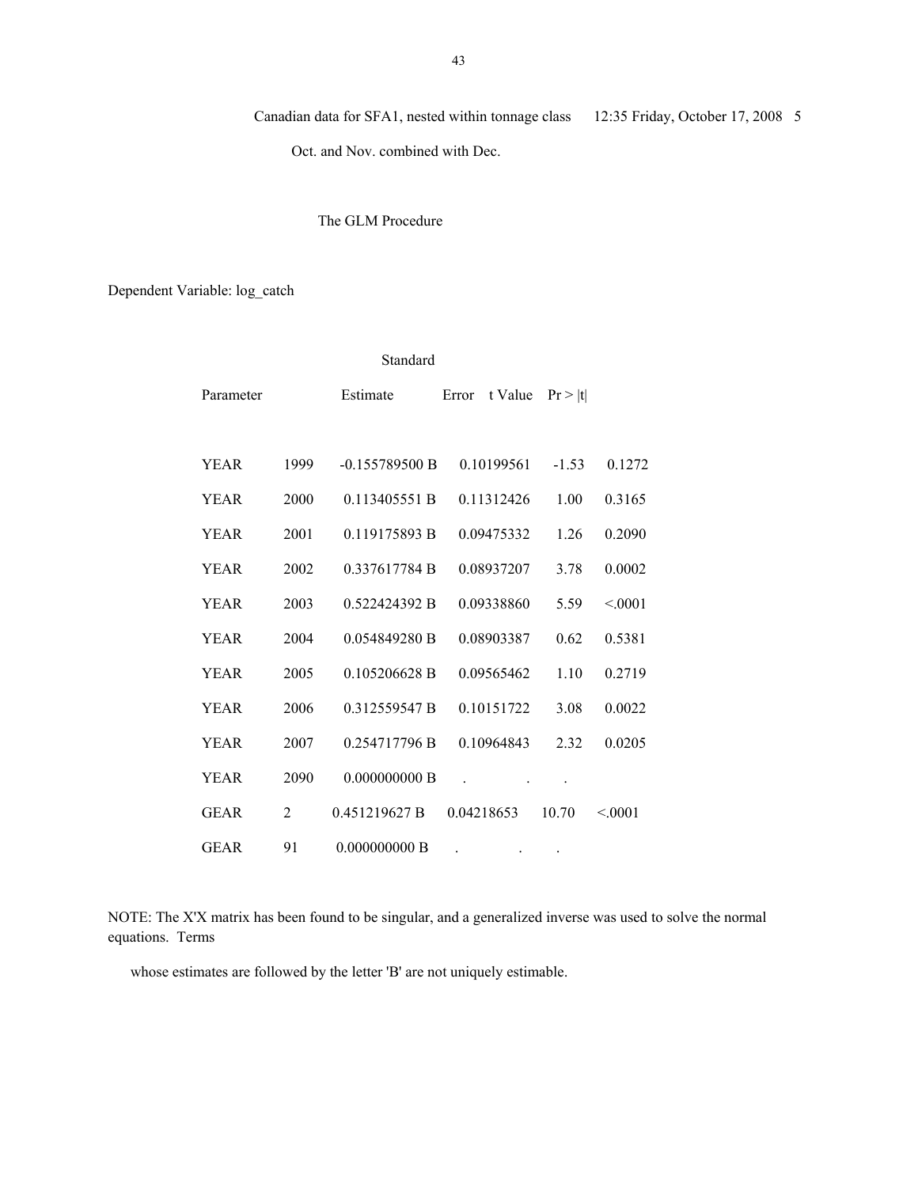Canadian data for SFA1, nested within tonnage class 12:35 Friday, October 17, 2008 5

Oct. and Nov. combined with Dec.

The GLM Procedure

Dependent Variable: log_catch

| Parameter | | Estimate | Standard Error | t Value | Pr > \|t\| |
|---|---|---|---|---|---|
| YEAR | 1999 | -0.155789500 B | 0.10199561 | -1.53 | 0.1272 |
| YEAR | 2000 | 0.113405551 B | 0.11312426 | 1.00 | 0.3165 |
| YEAR | 2001 | 0.119175893 B | 0.09475332 | 1.26 | 0.2090 |
| YEAR | 2002 | 0.337617784 B | 0.08937207 | 3.78 | 0.0002 |
| YEAR | 2003 | 0.522424392 B | 0.09338860 | 5.59 | <.0001 |
| YEAR | 2004 | 0.054849280 B | 0.08903387 | 0.62 | 0.5381 |
| YEAR | 2005 | 0.105206628 B | 0.09565462 | 1.10 | 0.2719 |
| YEAR | 2006 | 0.312559547 B | 0.10151722 | 3.08 | 0.0022 |
| YEAR | 2007 | 0.254717796 B | 0.10964843 | 2.32 | 0.0205 |
| YEAR | 2090 | 0.000000000 B | . | . | . |
| GEAR | 2 | 0.451219627 B | 0.04218653 | 10.70 | <.0001 |
| GEAR | 91 | 0.000000000 B | . | . | . |

NOTE: The X'X matrix has been found to be singular, and a generalized inverse was used to solve the normal equations. Terms

whose estimates are followed by the letter 'B' are not uniquely estimable.